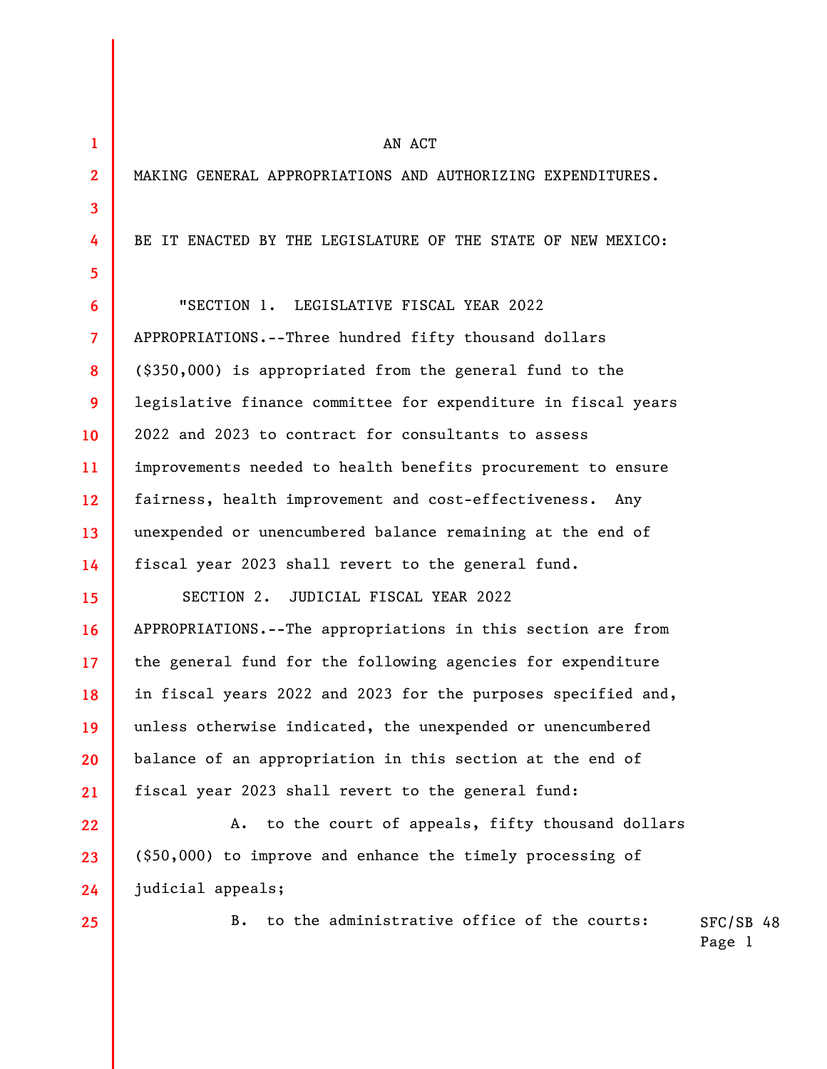AN ACT

MAKING GENERAL APPROPRIATIONS AND AUTHORIZING EXPENDITURES.

BE IT ENACTED BY THE LEGISLATURE OF THE STATE OF NEW MEXICO:

"SECTION 1. LEGISLATIVE FISCAL YEAR 2022 APPROPRIATIONS.--Three hundred fifty thousand dollars ($350,000) is appropriated from the general fund to the legislative finance committee for expenditure in fiscal years 2022 and 2023 to contract for consultants to assess improvements needed to health benefits procurement to ensure fairness, health improvement and cost-effectiveness. Any unexpended or unencumbered balance remaining at the end of fiscal year 2023 shall revert to the general fund.

SECTION 2. JUDICIAL FISCAL YEAR 2022 APPROPRIATIONS.--The appropriations in this section are from the general fund for the following agencies for expenditure in fiscal years 2022 and 2023 for the purposes specified and, unless otherwise indicated, the unexpended or unencumbered balance of an appropriation in this section at the end of fiscal year 2023 shall revert to the general fund:

A. to the court of appeals, fifty thousand dollars ($50,000) to improve and enhance the timely processing of judicial appeals;

B. to the administrative office of the courts: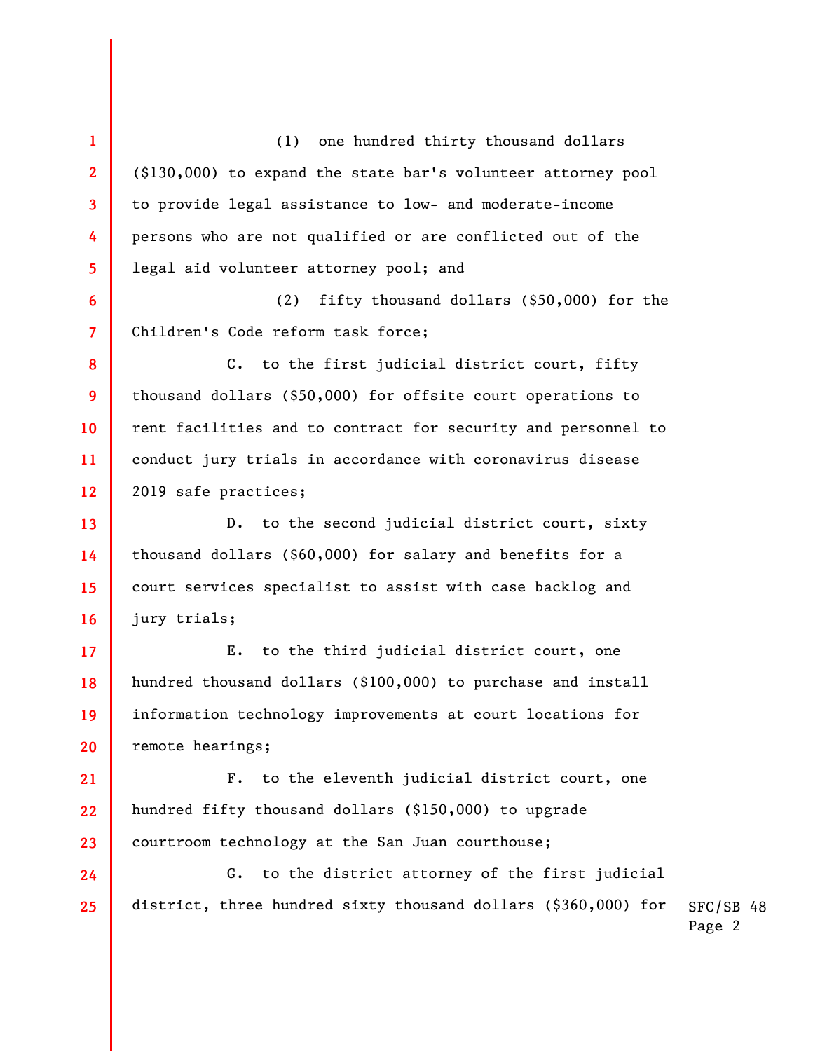(1) one hundred thirty thousand dollars ($130,000) to expand the state bar's volunteer attorney pool to provide legal assistance to low- and moderate-income persons who are not qualified or are conflicted out of the legal aid volunteer attorney pool; and

(2) fifty thousand dollars ($50,000) for the Children's Code reform task force;

C. to the first judicial district court, fifty thousand dollars ($50,000) for offsite court operations to rent facilities and to contract for security and personnel to conduct jury trials in accordance with coronavirus disease 2019 safe practices;

D. to the second judicial district court, sixty thousand dollars ($60,000) for salary and benefits for a court services specialist to assist with case backlog and jury trials;

E. to the third judicial district court, one hundred thousand dollars ($100,000) to purchase and install information technology improvements at court locations for remote hearings;

F. to the eleventh judicial district court, one hundred fifty thousand dollars ($150,000) to upgrade courtroom technology at the San Juan courthouse;

G. to the district attorney of the first judicial district, three hundred sixty thousand dollars ($360,000) for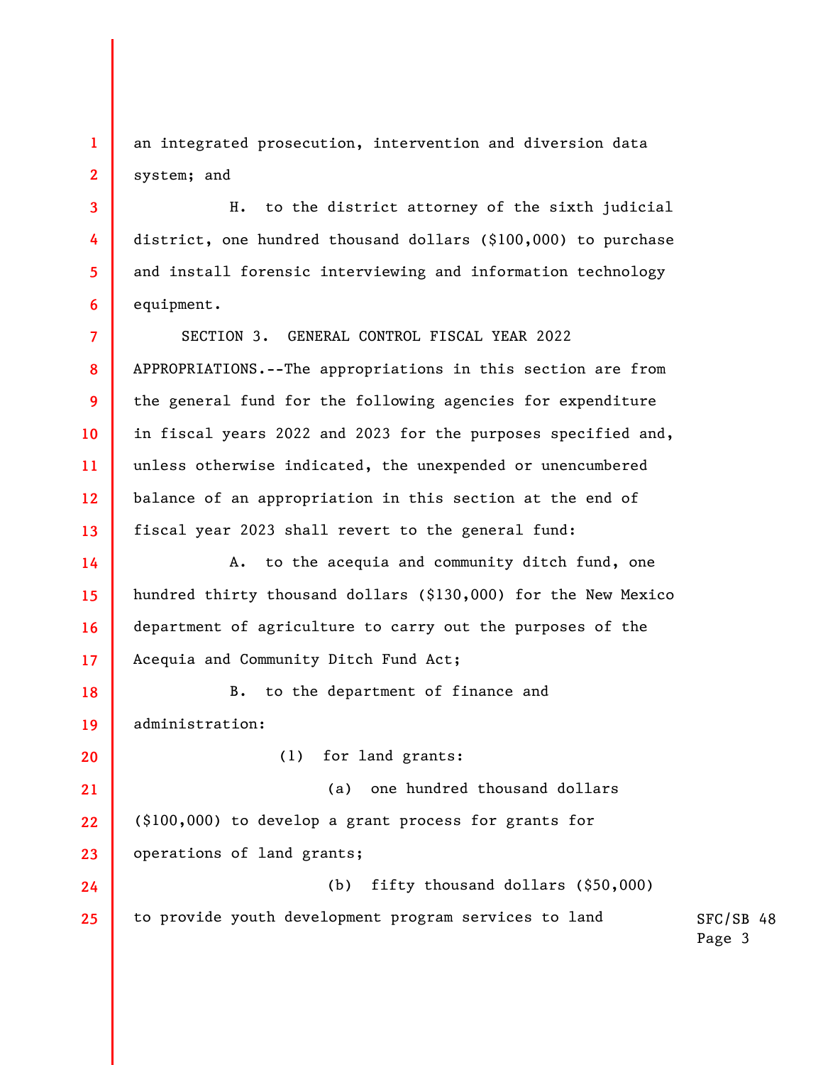an integrated prosecution, intervention and diversion data system; and

H. to the district attorney of the sixth judicial district, one hundred thousand dollars ($100,000) to purchase and install forensic interviewing and information technology equipment.

SECTION 3. GENERAL CONTROL FISCAL YEAR 2022 APPROPRIATIONS.--The appropriations in this section are from the general fund for the following agencies for expenditure in fiscal years 2022 and 2023 for the purposes specified and, unless otherwise indicated, the unexpended or unencumbered balance of an appropriation in this section at the end of fiscal year 2023 shall revert to the general fund:

A. to the acequia and community ditch fund, one hundred thirty thousand dollars ($130,000) for the New Mexico department of agriculture to carry out the purposes of the Acequia and Community Ditch Fund Act;

B. to the department of finance and administration:

(1) for land grants:

(a) one hundred thousand dollars ($100,000) to develop a grant process for grants for operations of land grants;

(b) fifty thousand dollars ($50,000) to provide youth development program services to land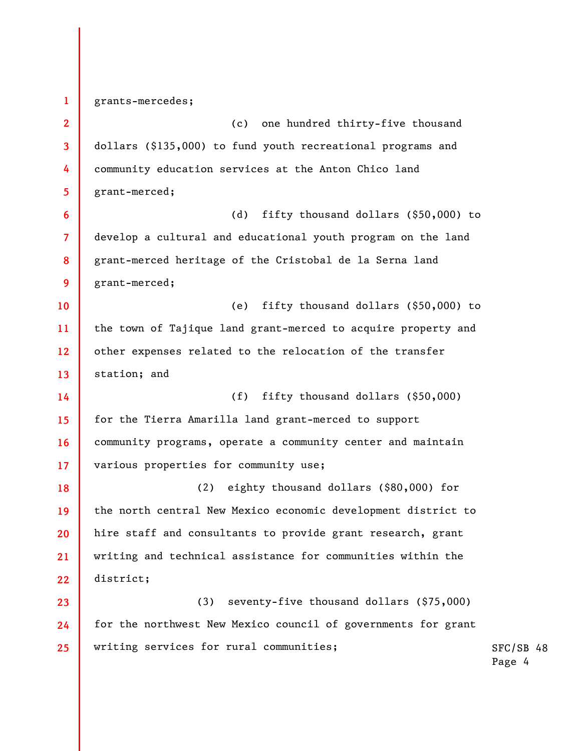grants-mercedes;

(c) one hundred thirty-five thousand dollars ($135,000) to fund youth recreational programs and community education services at the Anton Chico land grant-merced;

(d) fifty thousand dollars ($50,000) to develop a cultural and educational youth program on the land grant-merced heritage of the Cristobal de la Serna land grant-merced;

(e) fifty thousand dollars ($50,000) to the town of Tajique land grant-merced to acquire property and other expenses related to the relocation of the transfer station; and

(f) fifty thousand dollars ($50,000) for the Tierra Amarilla land grant-merced to support community programs, operate a community center and maintain various properties for community use;

(2) eighty thousand dollars ($80,000) for the north central New Mexico economic development district to hire staff and consultants to provide grant research, grant writing and technical assistance for communities within the district;

(3) seventy-five thousand dollars ($75,000) for the northwest New Mexico council of governments for grant writing services for rural communities;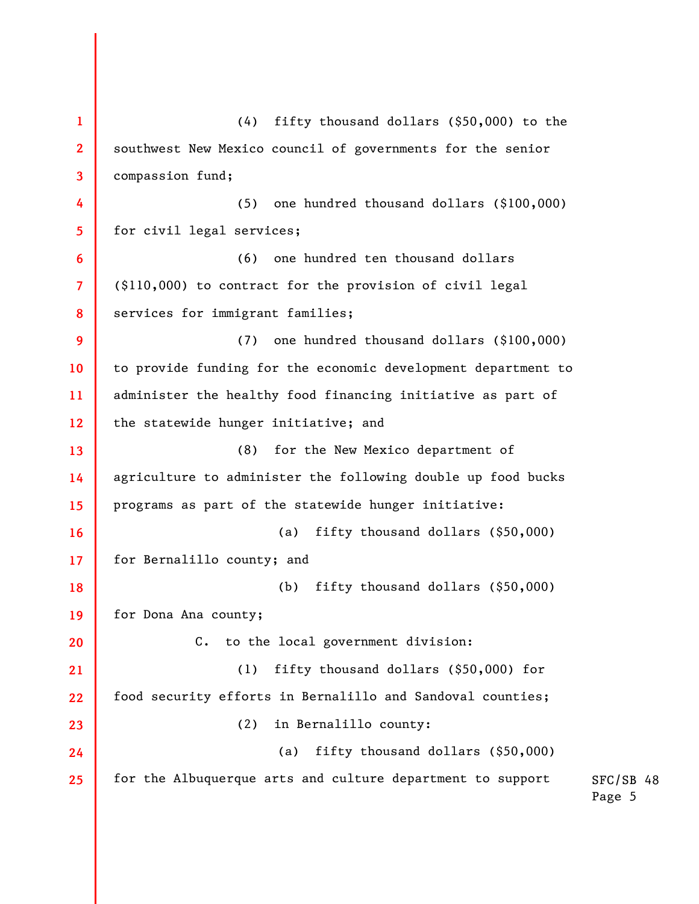(4) fifty thousand dollars ($50,000) to the southwest New Mexico council of governments for the senior compassion fund;

(5) one hundred thousand dollars ($100,000) for civil legal services;

(6) one hundred ten thousand dollars ($110,000) to contract for the provision of civil legal services for immigrant families;

(7) one hundred thousand dollars ($100,000) to provide funding for the economic development department to administer the healthy food financing initiative as part of the statewide hunger initiative; and

(8) for the New Mexico department of agriculture to administer the following double up food bucks programs as part of the statewide hunger initiative:

(a) fifty thousand dollars ($50,000) for Bernalillo county; and

(b) fifty thousand dollars ($50,000) for Dona Ana county;

C. to the local government division:

(1) fifty thousand dollars ($50,000) for food security efforts in Bernalillo and Sandoval counties;

(2) in Bernalillo county:

(a) fifty thousand dollars ($50,000) for the Albuquerque arts and culture department to support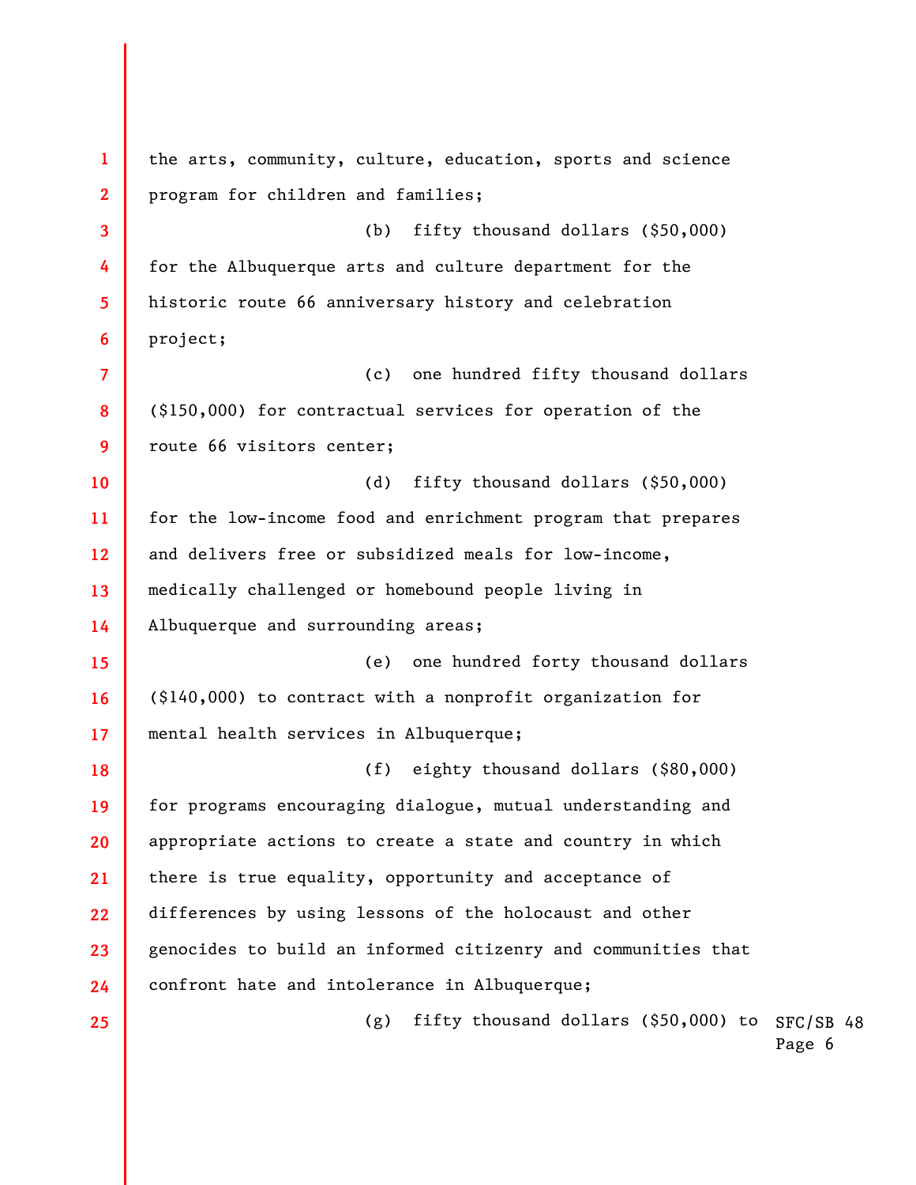the arts, community, culture, education, sports and science program for children and families;

(b) fifty thousand dollars ($50,000) for the Albuquerque arts and culture department for the historic route 66 anniversary history and celebration project;

(c) one hundred fifty thousand dollars ($150,000) for contractual services for operation of the route 66 visitors center;

(d) fifty thousand dollars ($50,000) for the low-income food and enrichment program that prepares and delivers free or subsidized meals for low-income, medically challenged or homebound people living in Albuquerque and surrounding areas;

(e) one hundred forty thousand dollars ($140,000) to contract with a nonprofit organization for mental health services in Albuquerque;

(f) eighty thousand dollars ($80,000) for programs encouraging dialogue, mutual understanding and appropriate actions to create a state and country in which there is true equality, opportunity and acceptance of differences by using lessons of the holocaust and other genocides to build an informed citizenry and communities that confront hate and intolerance in Albuquerque;

(g) fifty thousand dollars ($50,000) to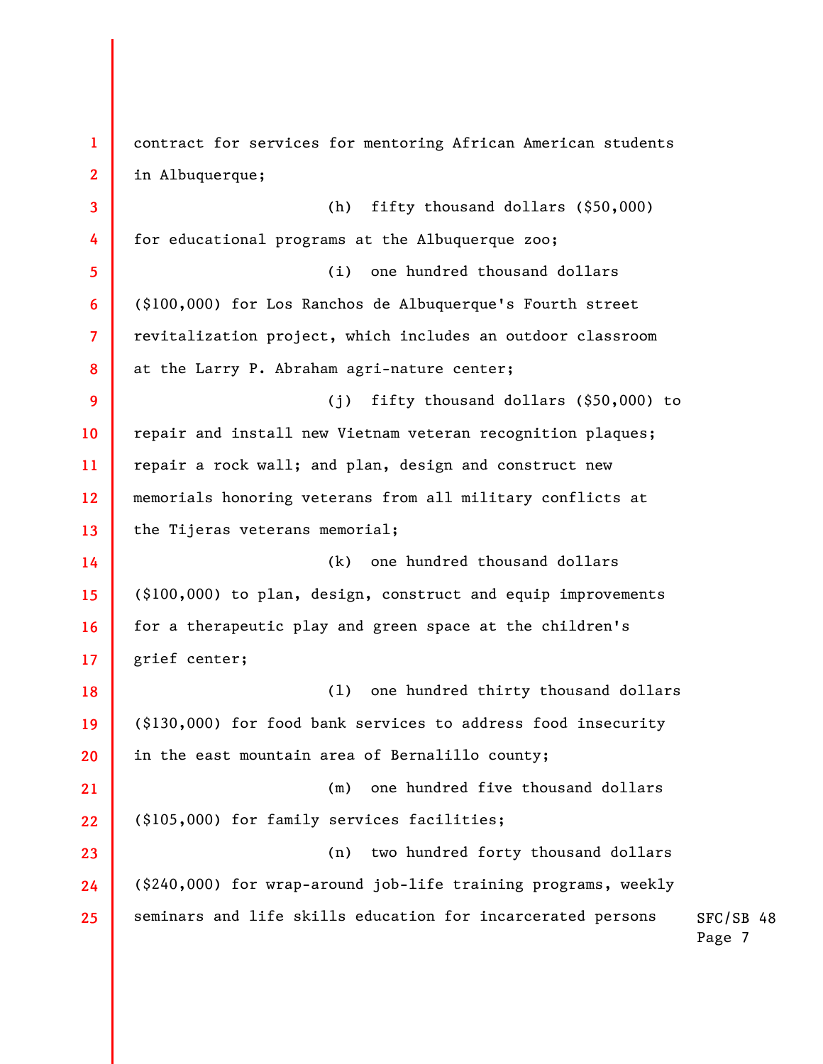contract for services for mentoring African American students in Albuquerque;

(h) fifty thousand dollars ($50,000) for educational programs at the Albuquerque zoo;

(i) one hundred thousand dollars ($100,000) for Los Ranchos de Albuquerque's Fourth street revitalization project, which includes an outdoor classroom at the Larry P. Abraham agri-nature center;

(j) fifty thousand dollars ($50,000) to repair and install new Vietnam veteran recognition plaques; repair a rock wall; and plan, design and construct new memorials honoring veterans from all military conflicts at the Tijeras veterans memorial;

(k) one hundred thousand dollars ($100,000) to plan, design, construct and equip improvements for a therapeutic play and green space at the children's grief center;

(l) one hundred thirty thousand dollars ($130,000) for food bank services to address food insecurity in the east mountain area of Bernalillo county;

(m) one hundred five thousand dollars ($105,000) for family services facilities;

(n) two hundred forty thousand dollars ($240,000) for wrap-around job-life training programs, weekly seminars and life skills education for incarcerated persons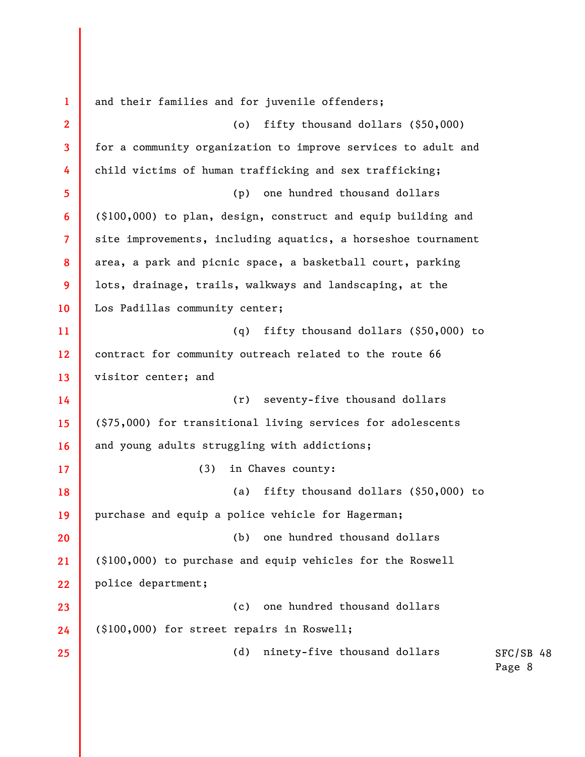and their families and for juvenile offenders;

(o) fifty thousand dollars ($50,000) for a community organization to improve services to adult and child victims of human trafficking and sex trafficking;

(p) one hundred thousand dollars ($100,000) to plan, design, construct and equip building and site improvements, including aquatics, a horseshoe tournament area, a park and picnic space, a basketball court, parking lots, drainage, trails, walkways and landscaping, at the Los Padillas community center;

(q) fifty thousand dollars ($50,000) to contract for community outreach related to the route 66 visitor center; and

(r) seventy-five thousand dollars ($75,000) for transitional living services for adolescents and young adults struggling with addictions;

(3) in Chaves county:

(a) fifty thousand dollars ($50,000) to purchase and equip a police vehicle for Hagerman;

(b) one hundred thousand dollars ($100,000) to purchase and equip vehicles for the Roswell police department;

(c) one hundred thousand dollars ($100,000) for street repairs in Roswell;

(d) ninety-five thousand dollars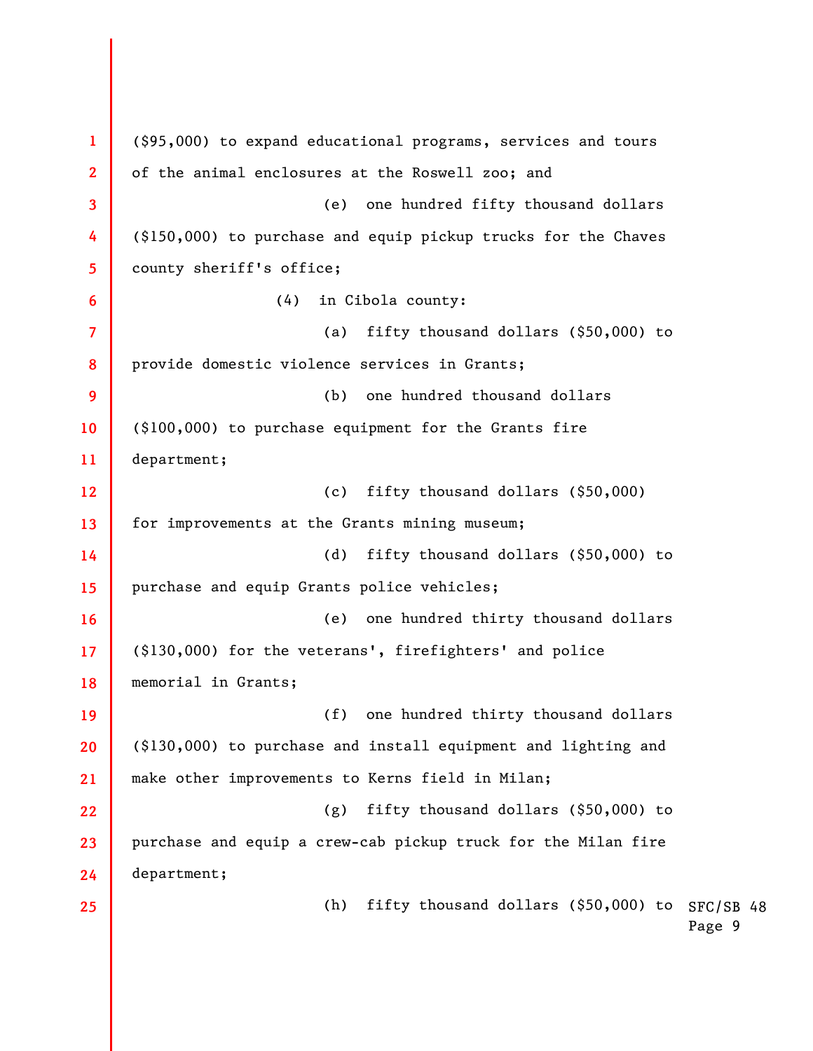($95,000) to expand educational programs, services and tours of the animal enclosures at the Roswell zoo; and

(e) one hundred fifty thousand dollars ($150,000) to purchase and equip pickup trucks for the Chaves county sheriff's office;

(4) in Cibola county:

(a) fifty thousand dollars ($50,000) to provide domestic violence services in Grants;

(b) one hundred thousand dollars ($100,000) to purchase equipment for the Grants fire department;

(c) fifty thousand dollars ($50,000) for improvements at the Grants mining museum;

(d) fifty thousand dollars ($50,000) to purchase and equip Grants police vehicles;

(e) one hundred thirty thousand dollars ($130,000) for the veterans', firefighters' and police memorial in Grants;

(f) one hundred thirty thousand dollars ($130,000) to purchase and install equipment and lighting and make other improvements to Kerns field in Milan;

(g) fifty thousand dollars ($50,000) to purchase and equip a crew-cab pickup truck for the Milan fire department;

(h) fifty thousand dollars ($50,000) to

SFC/SB 48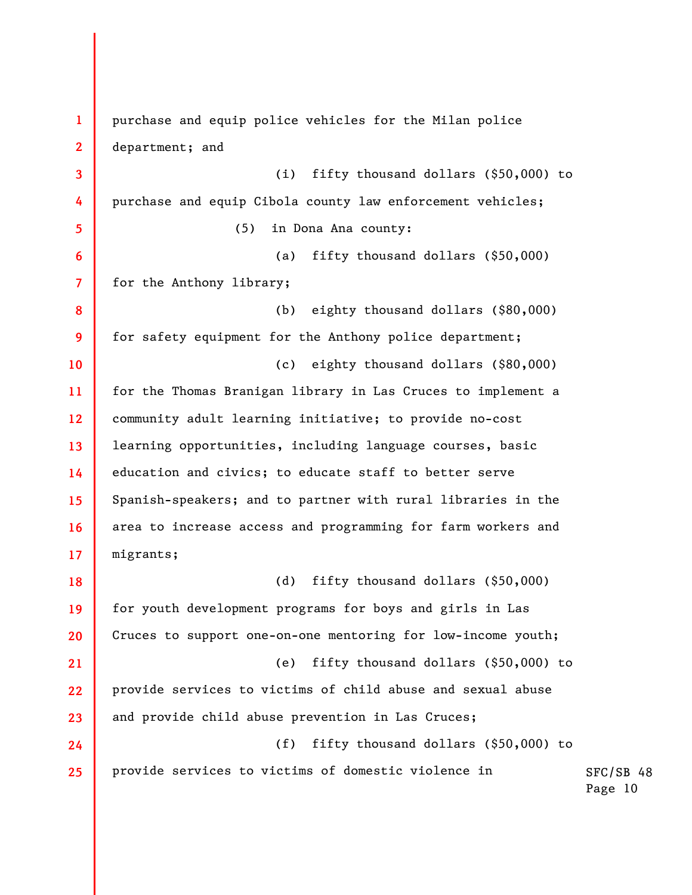purchase and equip police vehicles for the Milan police department; and

(i) fifty thousand dollars ($50,000) to purchase and equip Cibola county law enforcement vehicles;

(5) in Dona Ana county:

(a) fifty thousand dollars ($50,000) for the Anthony library;

(b) eighty thousand dollars ($80,000) for safety equipment for the Anthony police department;

(c) eighty thousand dollars ($80,000) for the Thomas Branigan library in Las Cruces to implement a community adult learning initiative; to provide no-cost learning opportunities, including language courses, basic education and civics; to educate staff to better serve Spanish-speakers; and to partner with rural libraries in the area to increase access and programming for farm workers and migrants;

(d) fifty thousand dollars ($50,000) for youth development programs for boys and girls in Las Cruces to support one-on-one mentoring for low-income youth;

(e) fifty thousand dollars ($50,000) to provide services to victims of child abuse and sexual abuse and provide child abuse prevention in Las Cruces;

(f) fifty thousand dollars ($50,000) to provide services to victims of domestic violence in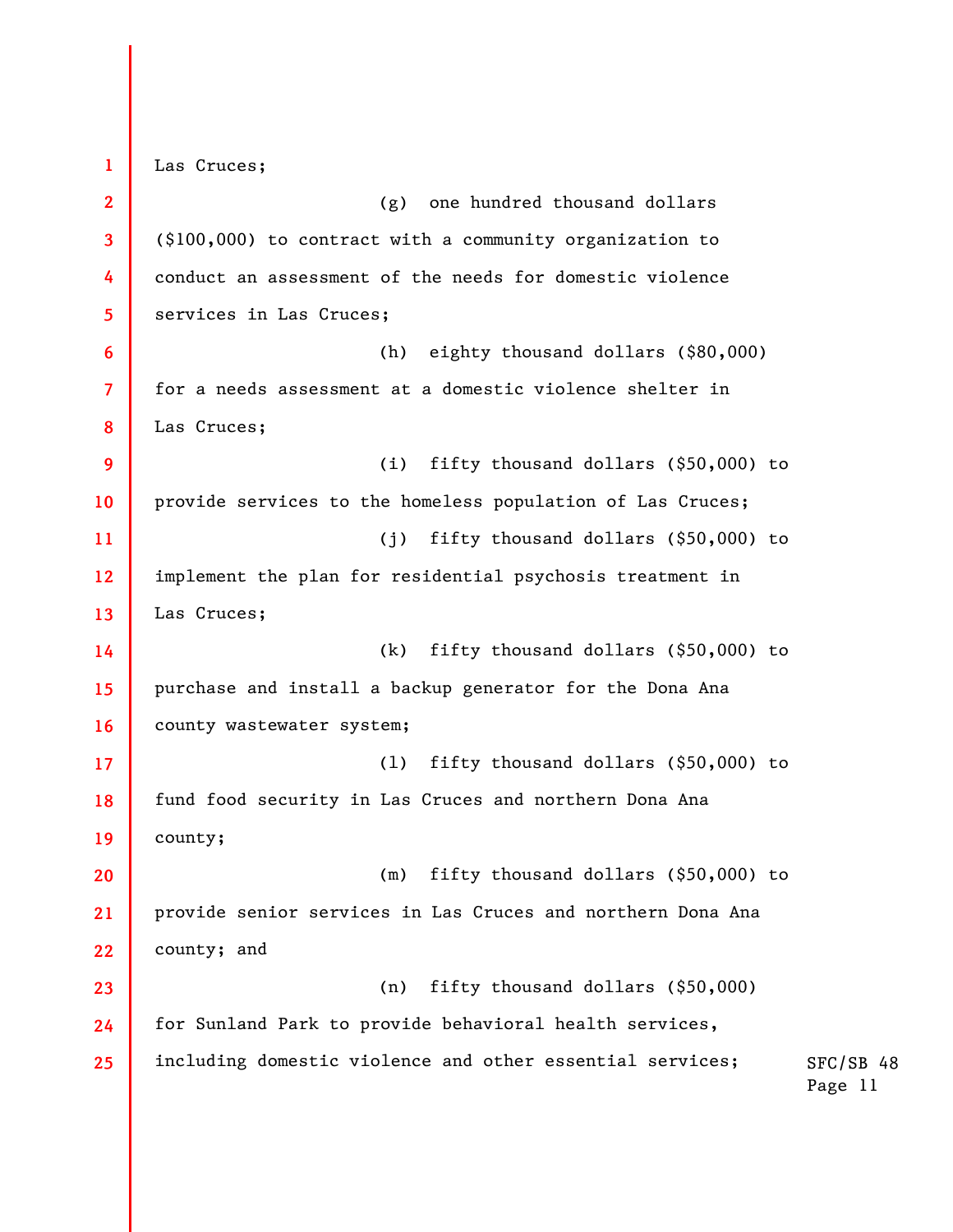Las Cruces;

(g) one hundred thousand dollars ($100,000) to contract with a community organization to conduct an assessment of the needs for domestic violence services in Las Cruces;

(h) eighty thousand dollars ($80,000) for a needs assessment at a domestic violence shelter in Las Cruces;

(i) fifty thousand dollars ($50,000) to provide services to the homeless population of Las Cruces;

(j) fifty thousand dollars ($50,000) to implement the plan for residential psychosis treatment in Las Cruces;

(k) fifty thousand dollars ($50,000) to purchase and install a backup generator for the Dona Ana county wastewater system;

(l) fifty thousand dollars ($50,000) to fund food security in Las Cruces and northern Dona Ana county;

(m) fifty thousand dollars ($50,000) to provide senior services in Las Cruces and northern Dona Ana county; and

(n) fifty thousand dollars ($50,000) for Sunland Park to provide behavioral health services, including domestic violence and other essential services;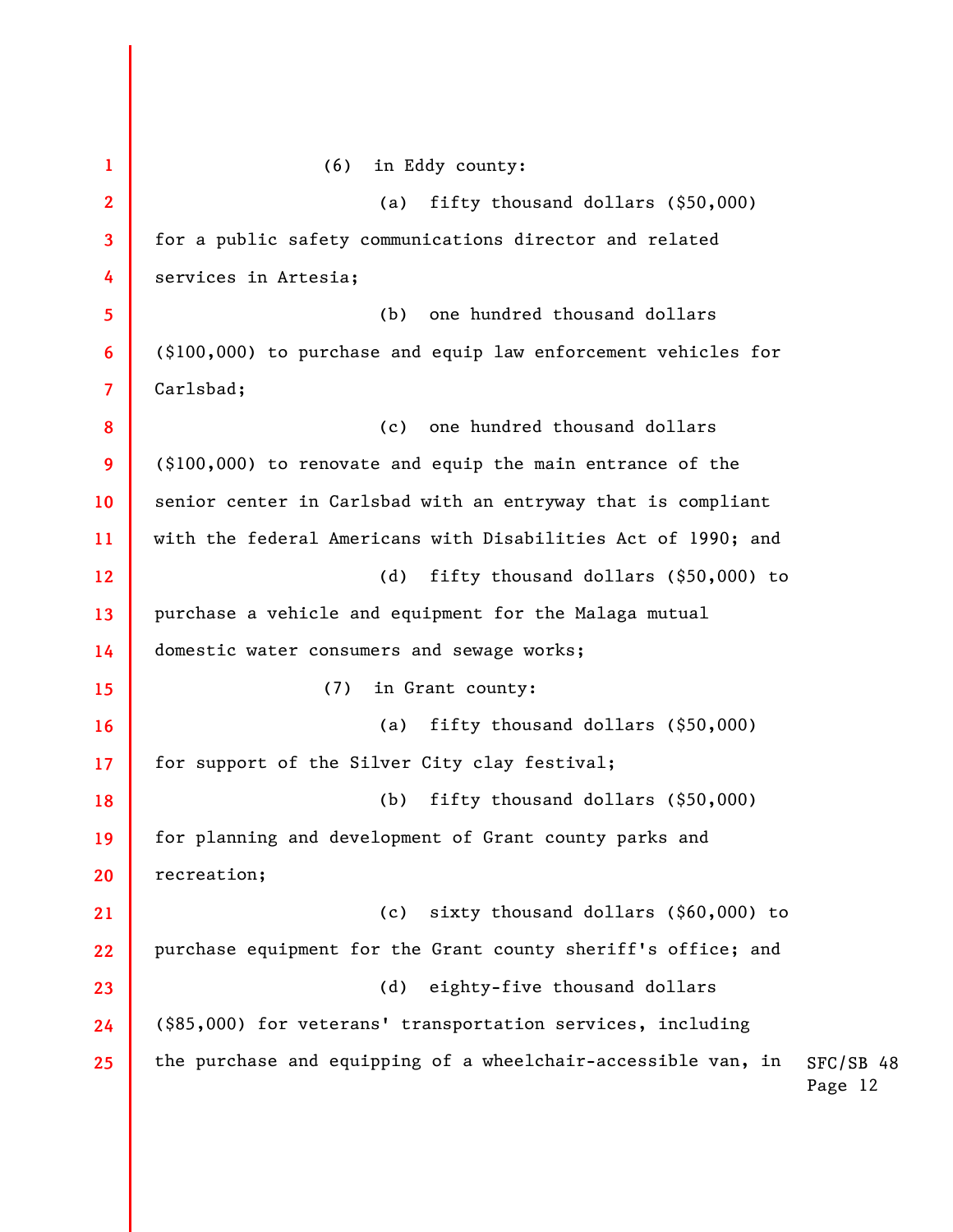(6) in Eddy county:

(a) fifty thousand dollars ($50,000) for a public safety communications director and related services in Artesia;

(b) one hundred thousand dollars ($100,000) to purchase and equip law enforcement vehicles for Carlsbad;

(c) one hundred thousand dollars ($100,000) to renovate and equip the main entrance of the senior center in Carlsbad with an entryway that is compliant with the federal Americans with Disabilities Act of 1990; and

(d) fifty thousand dollars ($50,000) to purchase a vehicle and equipment for the Malaga mutual domestic water consumers and sewage works;

(7) in Grant county:

(a) fifty thousand dollars ($50,000) for support of the Silver City clay festival;

(b) fifty thousand dollars ($50,000) for planning and development of Grant county parks and recreation;

(c) sixty thousand dollars ($60,000) to purchase equipment for the Grant county sheriff's office; and

(d) eighty-five thousand dollars ($85,000) for veterans' transportation services, including the purchase and equipping of a wheelchair-accessible van, in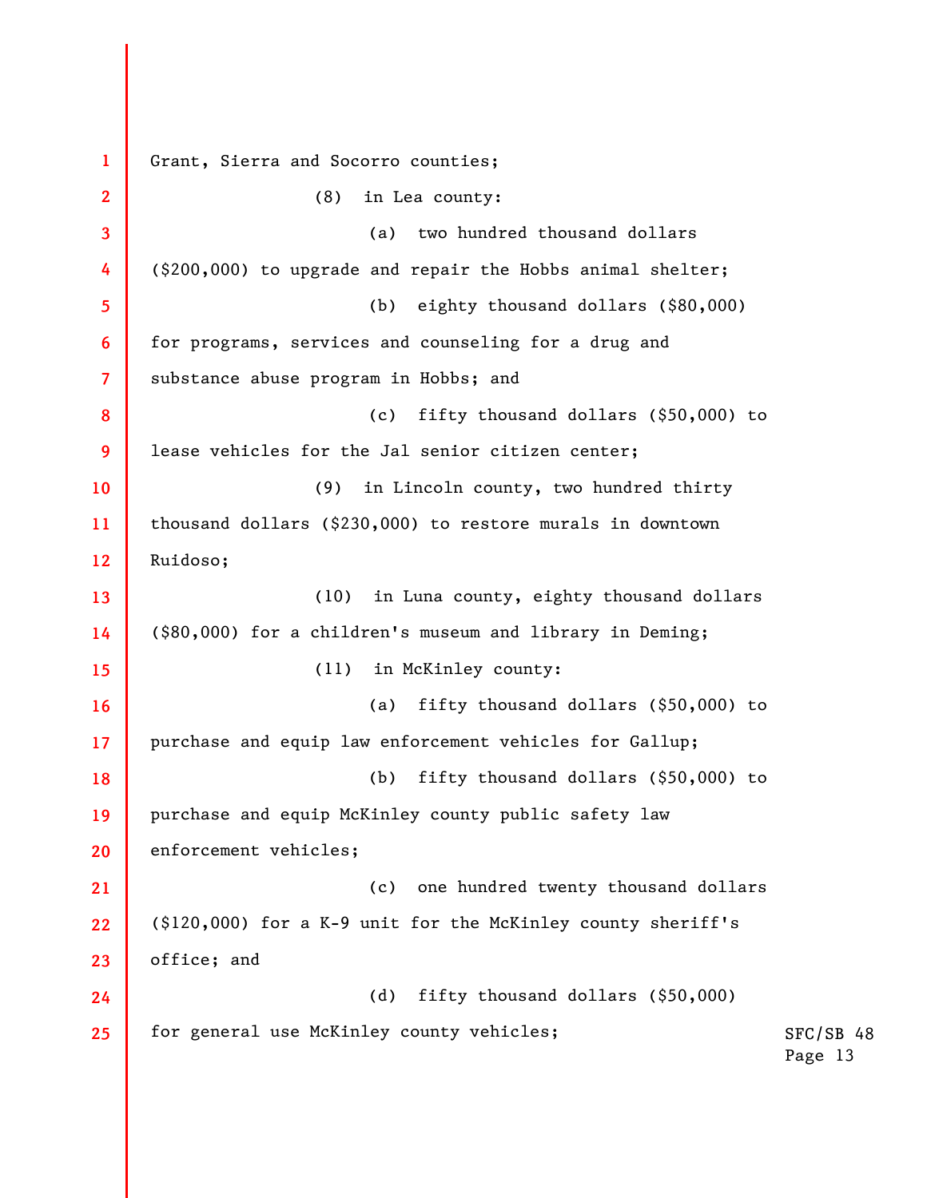Grant, Sierra and Socorro counties;

(8) in Lea county:

(a) two hundred thousand dollars ($200,000) to upgrade and repair the Hobbs animal shelter;

(b) eighty thousand dollars ($80,000) for programs, services and counseling for a drug and substance abuse program in Hobbs; and

(c) fifty thousand dollars ($50,000) to lease vehicles for the Jal senior citizen center;

(9) in Lincoln county, two hundred thirty thousand dollars ($230,000) to restore murals in downtown Ruidoso;

(10) in Luna county, eighty thousand dollars ($80,000) for a children's museum and library in Deming;

(11) in McKinley county:

(a) fifty thousand dollars ($50,000) to purchase and equip law enforcement vehicles for Gallup;

(b) fifty thousand dollars ($50,000) to purchase and equip McKinley county public safety law enforcement vehicles;

(c) one hundred twenty thousand dollars ($120,000) for a K-9 unit for the McKinley county sheriff's office; and

(d) fifty thousand dollars ($50,000) for general use McKinley county vehicles;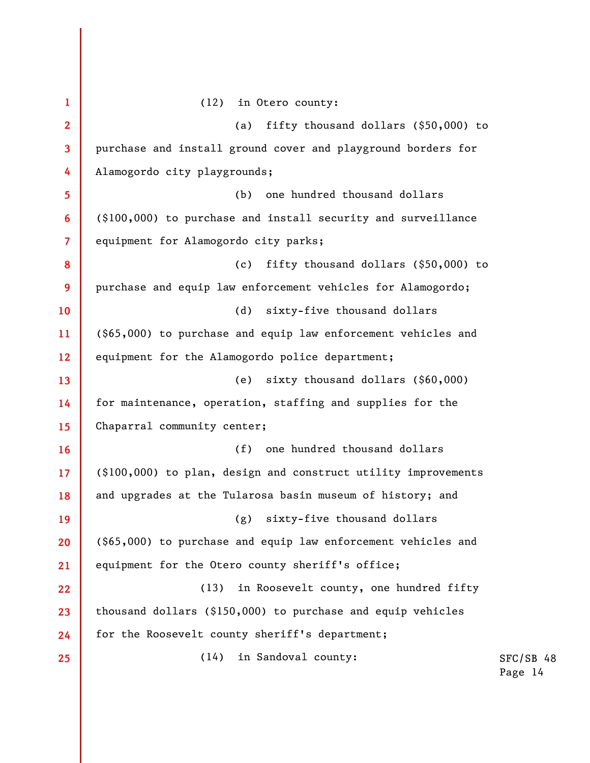(12) in Otero county:

(a) fifty thousand dollars ($50,000) to purchase and install ground cover and playground borders for Alamogordo city playgrounds;

(b) one hundred thousand dollars ($100,000) to purchase and install security and surveillance equipment for Alamogordo city parks;

(c) fifty thousand dollars ($50,000) to purchase and equip law enforcement vehicles for Alamogordo;

(d) sixty-five thousand dollars ($65,000) to purchase and equip law enforcement vehicles and equipment for the Alamogordo police department;

(e) sixty thousand dollars ($60,000) for maintenance, operation, staffing and supplies for the Chaparral community center;

(f) one hundred thousand dollars ($100,000) to plan, design and construct utility improvements and upgrades at the Tularosa basin museum of history; and

(g) sixty-five thousand dollars ($65,000) to purchase and equip law enforcement vehicles and equipment for the Otero county sheriff's office;

(13) in Roosevelt county, one hundred fifty thousand dollars ($150,000) to purchase and equip vehicles for the Roosevelt county sheriff's department;

(14) in Sandoval county: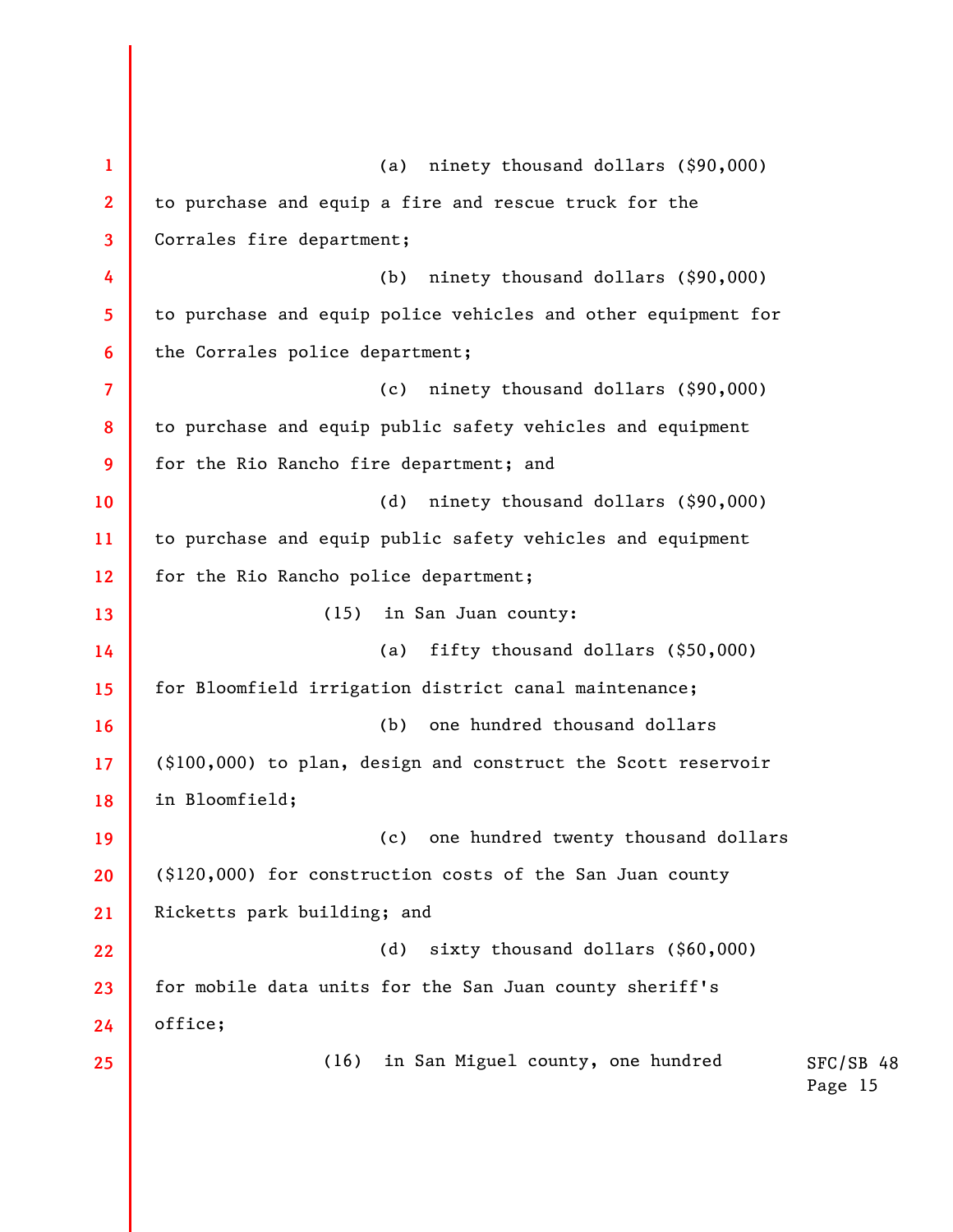(a) ninety thousand dollars ($90,000) to purchase and equip a fire and rescue truck for the Corrales fire department;

(b) ninety thousand dollars ($90,000) to purchase and equip police vehicles and other equipment for the Corrales police department;

(c) ninety thousand dollars ($90,000) to purchase and equip public safety vehicles and equipment for the Rio Rancho fire department; and

(d) ninety thousand dollars ($90,000) to purchase and equip public safety vehicles and equipment for the Rio Rancho police department;

(15) in San Juan county:

(a) fifty thousand dollars ($50,000) for Bloomfield irrigation district canal maintenance;

(b) one hundred thousand dollars ($100,000) to plan, design and construct the Scott reservoir in Bloomfield;

(c) one hundred twenty thousand dollars ($120,000) for construction costs of the San Juan county Ricketts park building; and

(d) sixty thousand dollars ($60,000) for mobile data units for the San Juan county sheriff's office;

(16) in San Miguel county, one hundred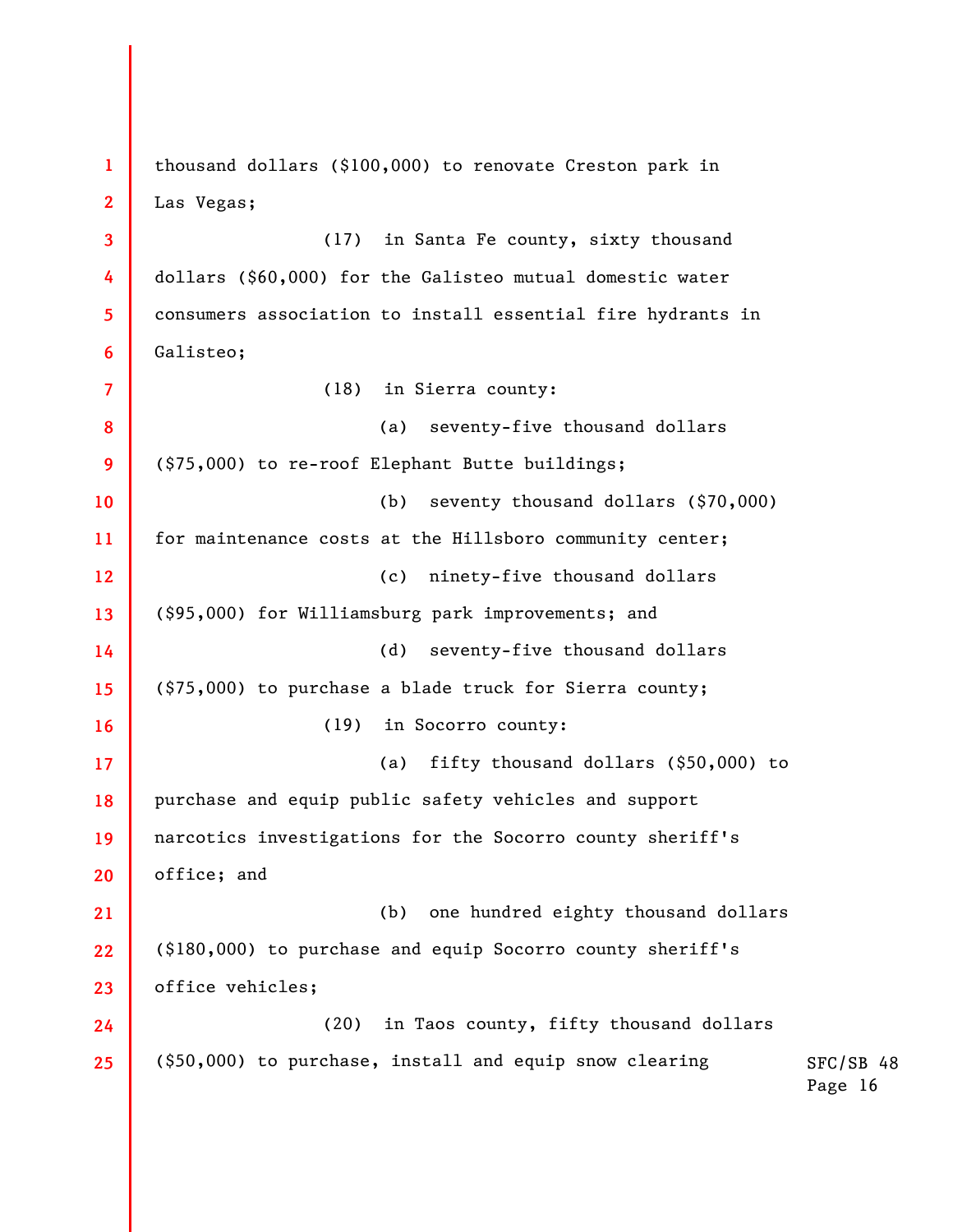thousand dollars ($100,000) to renovate Creston park in Las Vegas;

(17) in Santa Fe county, sixty thousand dollars ($60,000) for the Galisteo mutual domestic water consumers association to install essential fire hydrants in Galisteo;

(18) in Sierra county:

(a) seventy-five thousand dollars ($75,000) to re-roof Elephant Butte buildings;

(b) seventy thousand dollars ($70,000) for maintenance costs at the Hillsboro community center;

(c) ninety-five thousand dollars ($95,000) for Williamsburg park improvements; and

(d) seventy-five thousand dollars ($75,000) to purchase a blade truck for Sierra county;

(19) in Socorro county:

(a) fifty thousand dollars ($50,000) to purchase and equip public safety vehicles and support narcotics investigations for the Socorro county sheriff's office; and

(b) one hundred eighty thousand dollars ($180,000) to purchase and equip Socorro county sheriff's office vehicles;

(20) in Taos county, fifty thousand dollars ($50,000) to purchase, install and equip snow clearing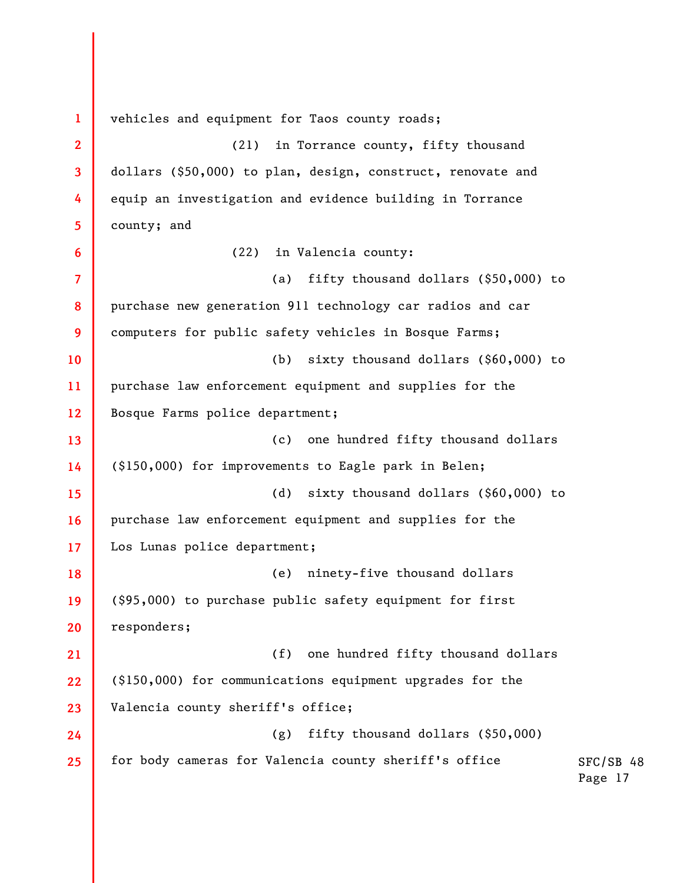vehicles and equipment for Taos county roads;

(21) in Torrance county, fifty thousand dollars ($50,000) to plan, design, construct, renovate and equip an investigation and evidence building in Torrance county; and

(22) in Valencia county:

(a) fifty thousand dollars ($50,000) to purchase new generation 911 technology car radios and car computers for public safety vehicles in Bosque Farms;

(b) sixty thousand dollars ($60,000) to purchase law enforcement equipment and supplies for the Bosque Farms police department;

(c) one hundred fifty thousand dollars ($150,000) for improvements to Eagle park in Belen;

(d) sixty thousand dollars ($60,000) to purchase law enforcement equipment and supplies for the Los Lunas police department;

(e) ninety-five thousand dollars ($95,000) to purchase public safety equipment for first responders;

(f) one hundred fifty thousand dollars ($150,000) for communications equipment upgrades for the Valencia county sheriff's office;

(g) fifty thousand dollars ($50,000) for body cameras for Valencia county sheriff's office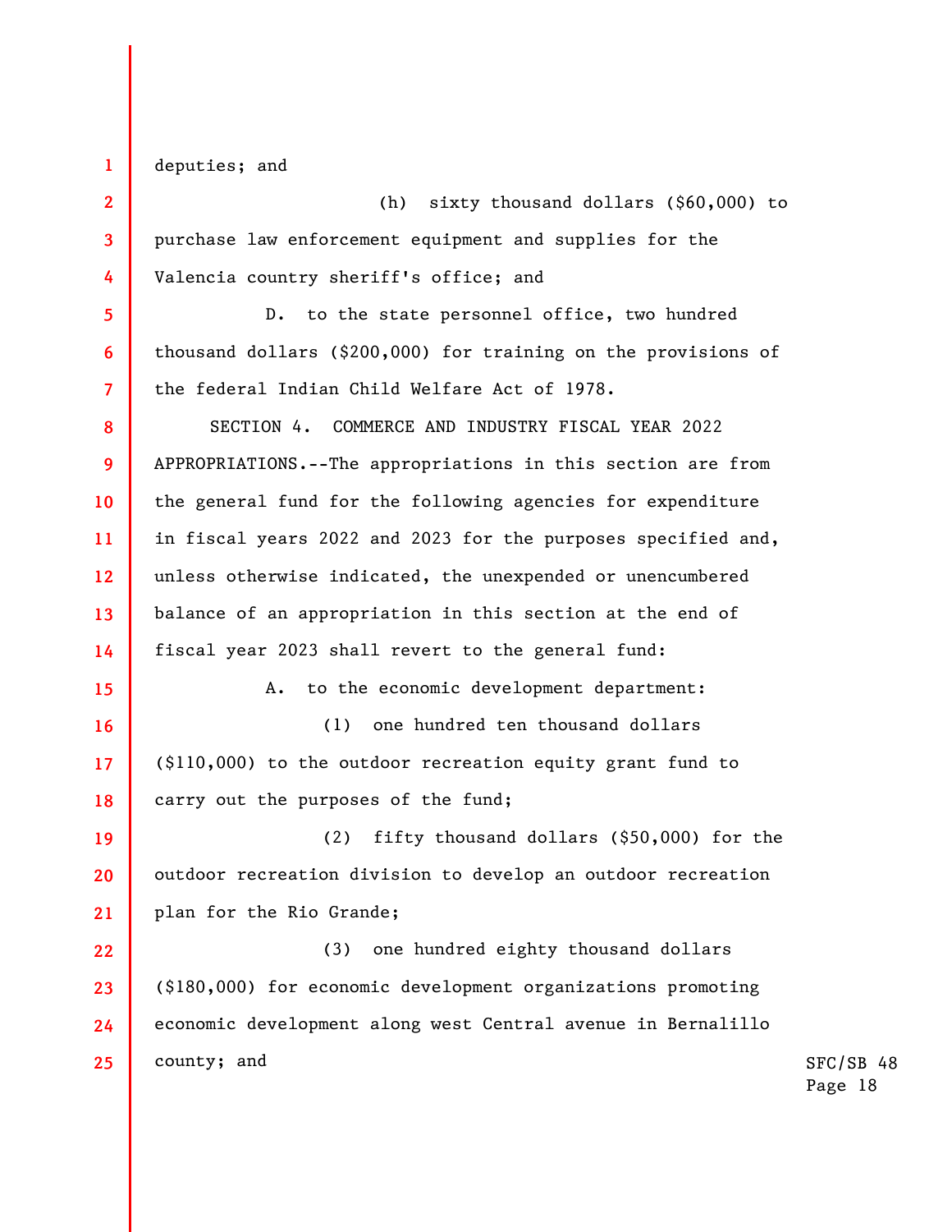deputies; and

(h) sixty thousand dollars ($60,000) to purchase law enforcement equipment and supplies for the Valencia country sheriff's office; and

D. to the state personnel office, two hundred thousand dollars ($200,000) for training on the provisions of the federal Indian Child Welfare Act of 1978.

SECTION 4. COMMERCE AND INDUSTRY FISCAL YEAR 2022 APPROPRIATIONS.--The appropriations in this section are from the general fund for the following agencies for expenditure in fiscal years 2022 and 2023 for the purposes specified and, unless otherwise indicated, the unexpended or unencumbered balance of an appropriation in this section at the end of fiscal year 2023 shall revert to the general fund:

A. to the economic development department:

(1) one hundred ten thousand dollars ($110,000) to the outdoor recreation equity grant fund to carry out the purposes of the fund;

(2) fifty thousand dollars ($50,000) for the outdoor recreation division to develop an outdoor recreation plan for the Rio Grande;

(3) one hundred eighty thousand dollars ($180,000) for economic development organizations promoting economic development along west Central avenue in Bernalillo county; and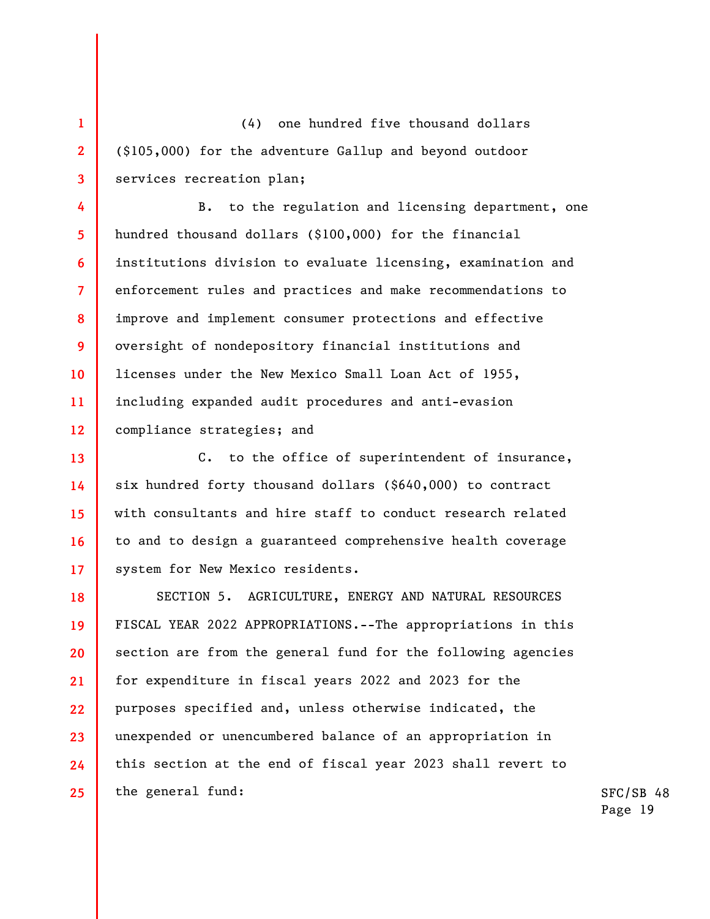(4) one hundred five thousand dollars ($105,000) for the adventure Gallup and beyond outdoor services recreation plan;

B. to the regulation and licensing department, one hundred thousand dollars ($100,000) for the financial institutions division to evaluate licensing, examination and enforcement rules and practices and make recommendations to improve and implement consumer protections and effective oversight of nondepository financial institutions and licenses under the New Mexico Small Loan Act of 1955, including expanded audit procedures and anti-evasion compliance strategies; and

C. to the office of superintendent of insurance, six hundred forty thousand dollars ($640,000) to contract with consultants and hire staff to conduct research related to and to design a guaranteed comprehensive health coverage system for New Mexico residents.

SECTION 5. AGRICULTURE, ENERGY AND NATURAL RESOURCES FISCAL YEAR 2022 APPROPRIATIONS.--The appropriations in this section are from the general fund for the following agencies for expenditure in fiscal years 2022 and 2023 for the purposes specified and, unless otherwise indicated, the unexpended or unencumbered balance of an appropriation in this section at the end of fiscal year 2023 shall revert to the general fund: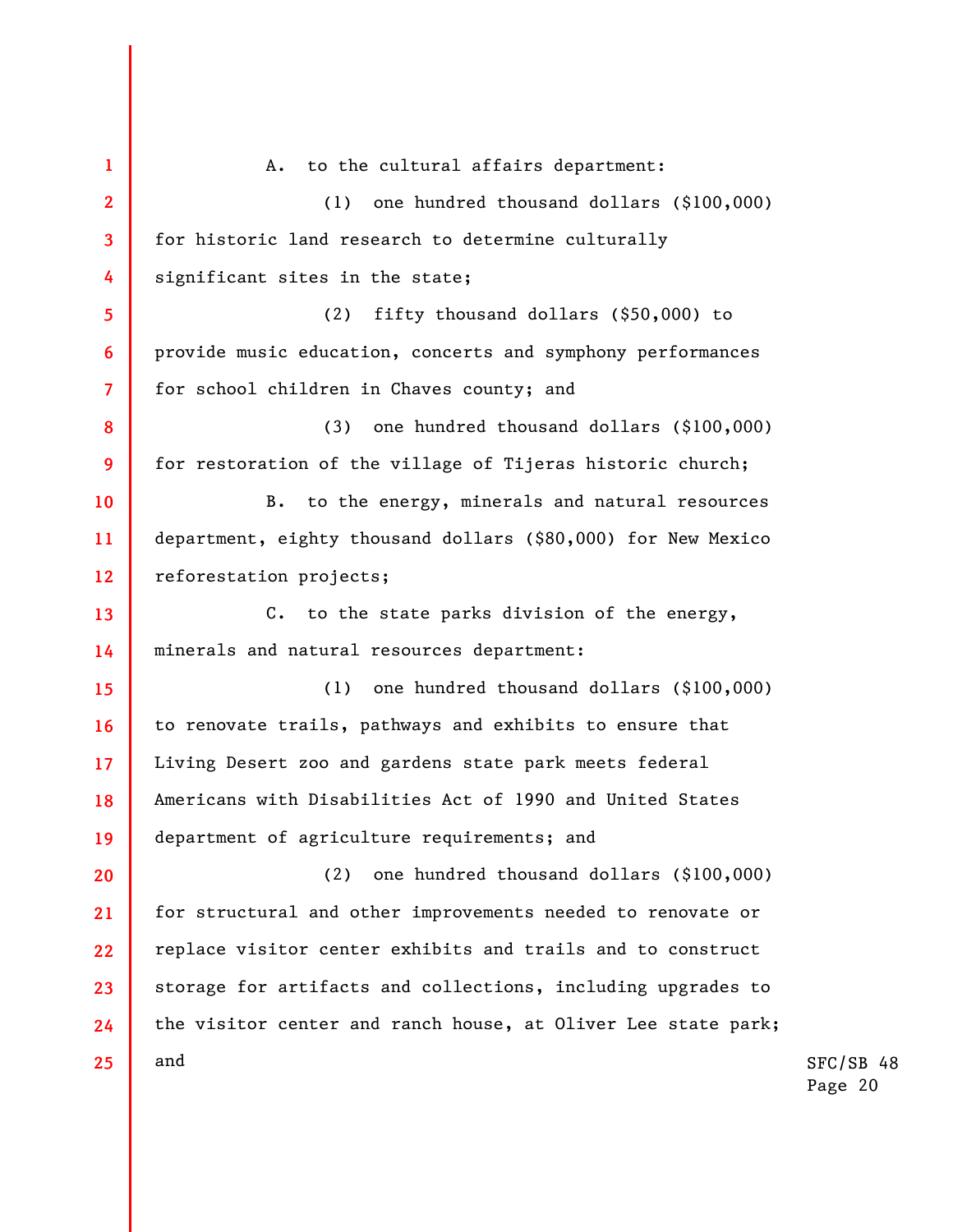A. to the cultural affairs department:

(1) one hundred thousand dollars ($100,000) for historic land research to determine culturally significant sites in the state;

(2) fifty thousand dollars ($50,000) to provide music education, concerts and symphony performances for school children in Chaves county; and

(3) one hundred thousand dollars ($100,000) for restoration of the village of Tijeras historic church;

B. to the energy, minerals and natural resources department, eighty thousand dollars ($80,000) for New Mexico reforestation projects;

C. to the state parks division of the energy, minerals and natural resources department:

(1) one hundred thousand dollars ($100,000) to renovate trails, pathways and exhibits to ensure that Living Desert zoo and gardens state park meets federal Americans with Disabilities Act of 1990 and United States department of agriculture requirements; and

(2) one hundred thousand dollars ($100,000) for structural and other improvements needed to renovate or replace visitor center exhibits and trails and to construct storage for artifacts and collections, including upgrades to the visitor center and ranch house, at Oliver Lee state park; and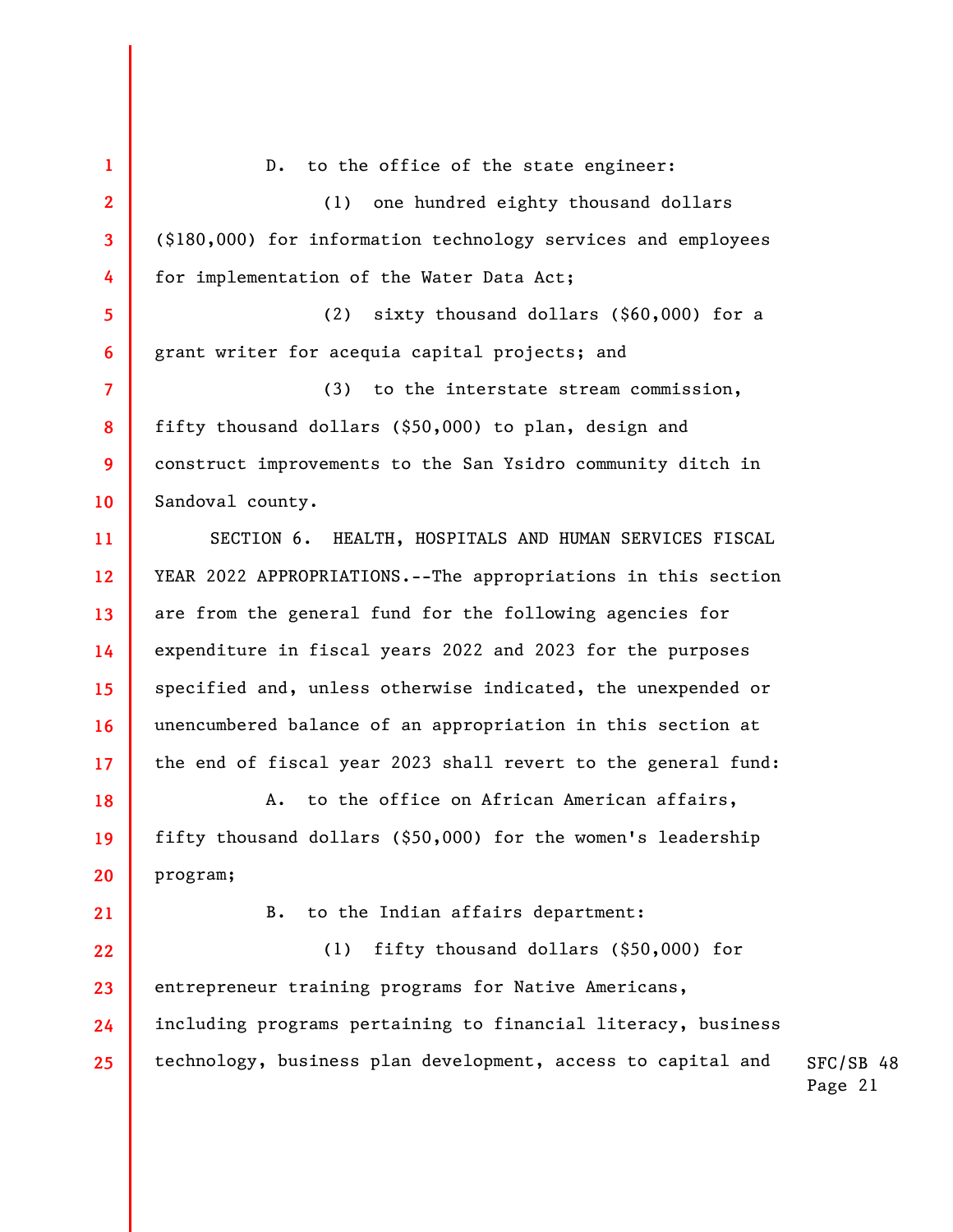D. to the office of the state engineer:

(1) one hundred eighty thousand dollars ($180,000) for information technology services and employees for implementation of the Water Data Act;

(2) sixty thousand dollars ($60,000) for a grant writer for acequia capital projects; and

(3) to the interstate stream commission, fifty thousand dollars ($50,000) to plan, design and construct improvements to the San Ysidro community ditch in Sandoval county.

SECTION 6. HEALTH, HOSPITALS AND HUMAN SERVICES FISCAL YEAR 2022 APPROPRIATIONS.--The appropriations in this section are from the general fund for the following agencies for expenditure in fiscal years 2022 and 2023 for the purposes specified and, unless otherwise indicated, the unexpended or unencumbered balance of an appropriation in this section at the end of fiscal year 2023 shall revert to the general fund:

A. to the office on African American affairs, fifty thousand dollars ($50,000) for the women's leadership program;

B. to the Indian affairs department:

(1) fifty thousand dollars ($50,000) for entrepreneur training programs for Native Americans, including programs pertaining to financial literacy, business technology, business plan development, access to capital and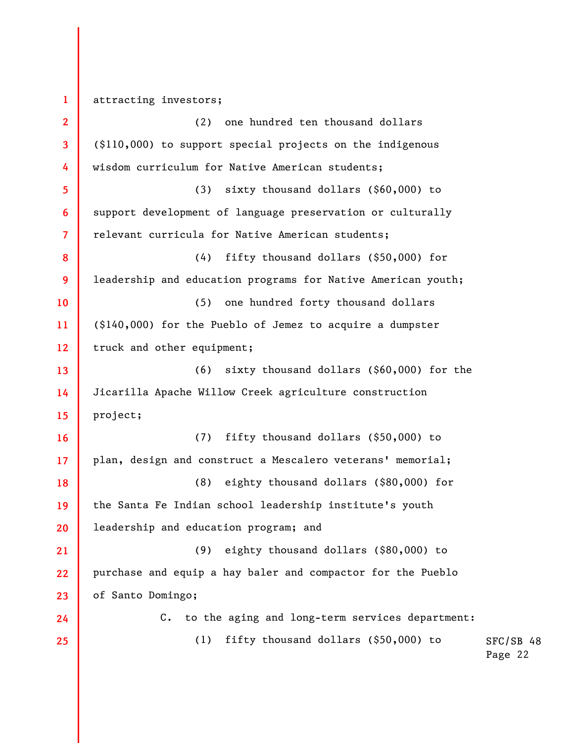attracting investors;

(2) one hundred ten thousand dollars ($110,000) to support special projects on the indigenous wisdom curriculum for Native American students;

(3) sixty thousand dollars ($60,000) to support development of language preservation or culturally relevant curricula for Native American students;

(4) fifty thousand dollars ($50,000) for leadership and education programs for Native American youth;

(5) one hundred forty thousand dollars ($140,000) for the Pueblo of Jemez to acquire a dumpster truck and other equipment;

(6) sixty thousand dollars ($60,000) for the Jicarilla Apache Willow Creek agriculture construction project;

(7) fifty thousand dollars ($50,000) to plan, design and construct a Mescalero veterans' memorial;

(8) eighty thousand dollars ($80,000) for the Santa Fe Indian school leadership institute's youth leadership and education program; and

(9) eighty thousand dollars ($80,000) to purchase and equip a hay baler and compactor for the Pueblo of Santo Domingo;

C. to the aging and long-term services department:

(1) fifty thousand dollars ($50,000) to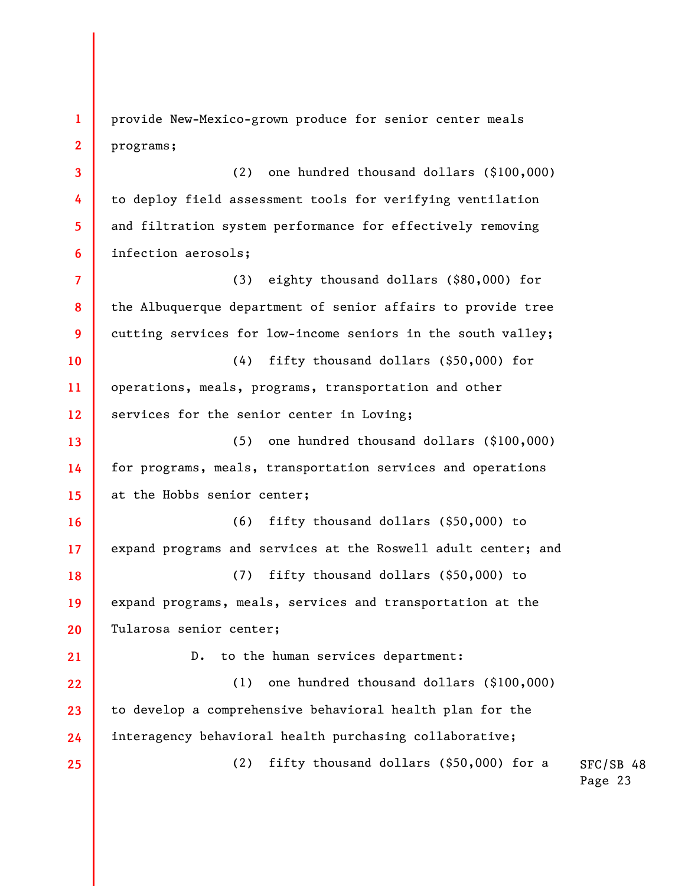provide New-Mexico-grown produce for senior center meals programs;

(2) one hundred thousand dollars ($100,000) to deploy field assessment tools for verifying ventilation and filtration system performance for effectively removing infection aerosols;

(3) eighty thousand dollars ($80,000) for the Albuquerque department of senior affairs to provide tree cutting services for low-income seniors in the south valley;

(4) fifty thousand dollars ($50,000) for operations, meals, programs, transportation and other services for the senior center in Loving;

(5) one hundred thousand dollars ($100,000) for programs, meals, transportation services and operations at the Hobbs senior center;

(6) fifty thousand dollars ($50,000) to expand programs and services at the Roswell adult center; and

(7) fifty thousand dollars ($50,000) to expand programs, meals, services and transportation at the Tularosa senior center;

D. to the human services department:

(1) one hundred thousand dollars ($100,000) to develop a comprehensive behavioral health plan for the interagency behavioral health purchasing collaborative;

(2) fifty thousand dollars ($50,000) for a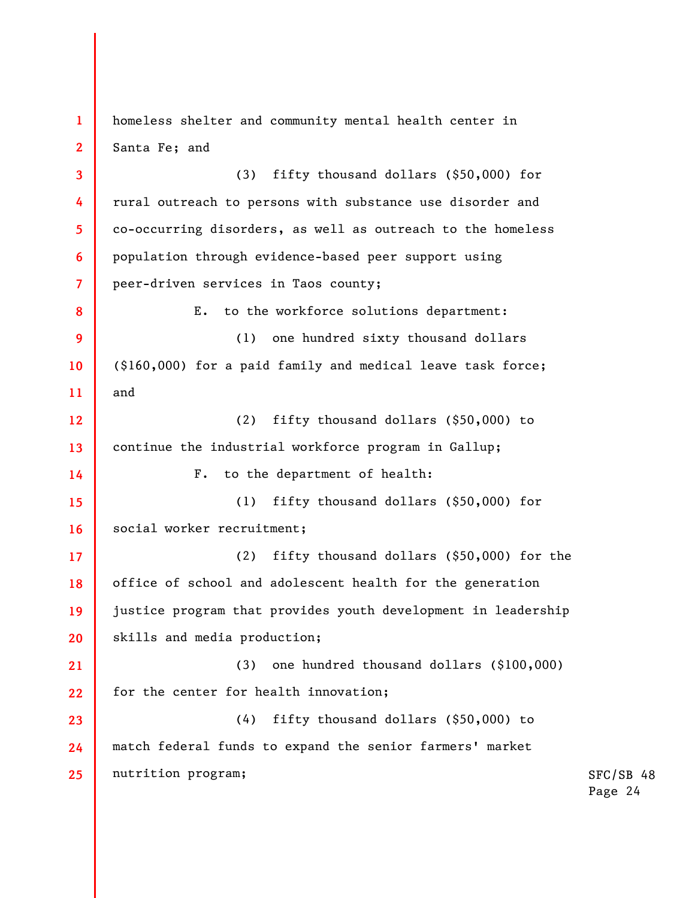homeless shelter and community mental health center in Santa Fe; and

(3) fifty thousand dollars ($50,000) for rural outreach to persons with substance use disorder and co-occurring disorders, as well as outreach to the homeless population through evidence-based peer support using peer-driven services in Taos county;

E. to the workforce solutions department:

(1) one hundred sixty thousand dollars ($160,000) for a paid family and medical leave task force; and

(2) fifty thousand dollars ($50,000) to continue the industrial workforce program in Gallup;

F. to the department of health:

(1) fifty thousand dollars ($50,000) for social worker recruitment;

(2) fifty thousand dollars ($50,000) for the office of school and adolescent health for the generation justice program that provides youth development in leadership skills and media production;

(3) one hundred thousand dollars ($100,000) for the center for health innovation;

(4) fifty thousand dollars ($50,000) to match federal funds to expand the senior farmers' market nutrition program;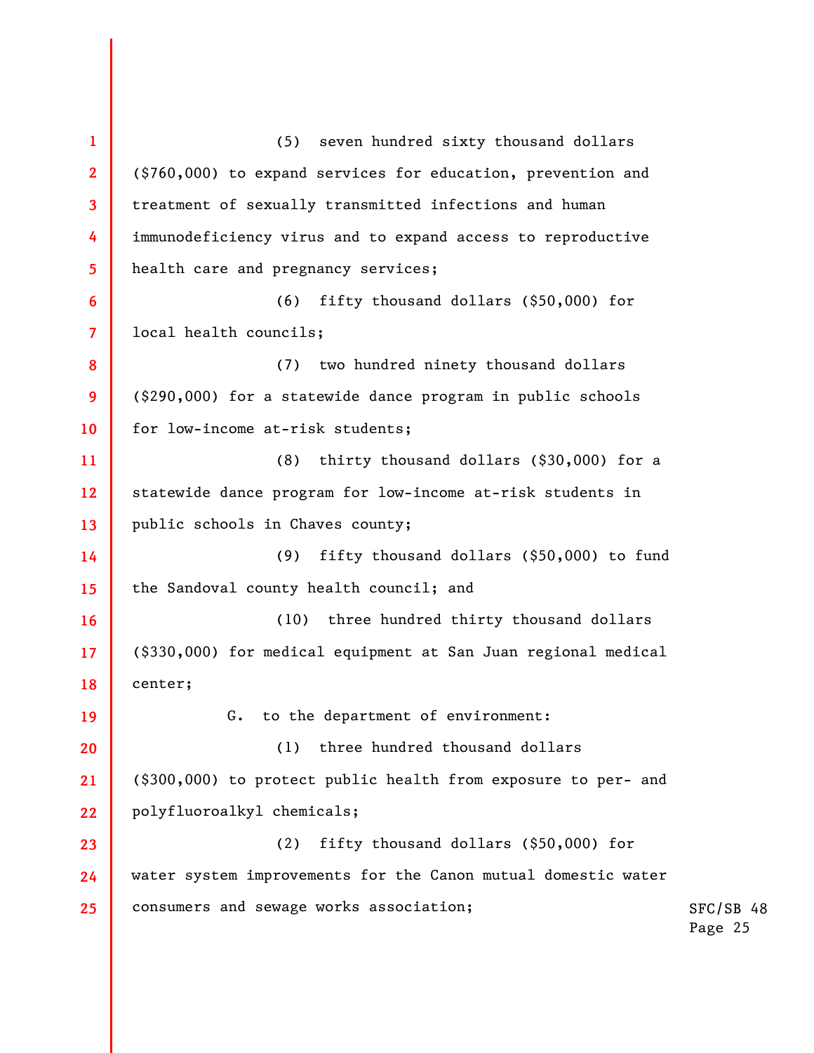(5) seven hundred sixty thousand dollars ($760,000) to expand services for education, prevention and treatment of sexually transmitted infections and human immunodeficiency virus and to expand access to reproductive health care and pregnancy services;

(6) fifty thousand dollars ($50,000) for local health councils;

(7) two hundred ninety thousand dollars ($290,000) for a statewide dance program in public schools for low-income at-risk students;

(8) thirty thousand dollars ($30,000) for a statewide dance program for low-income at-risk students in public schools in Chaves county;

(9) fifty thousand dollars ($50,000) to fund the Sandoval county health council; and

(10) three hundred thirty thousand dollars ($330,000) for medical equipment at San Juan regional medical center;

G. to the department of environment:

(1) three hundred thousand dollars ($300,000) to protect public health from exposure to per- and polyfluoroalkyl chemicals;

(2) fifty thousand dollars ($50,000) for water system improvements for the Canon mutual domestic water consumers and sewage works association;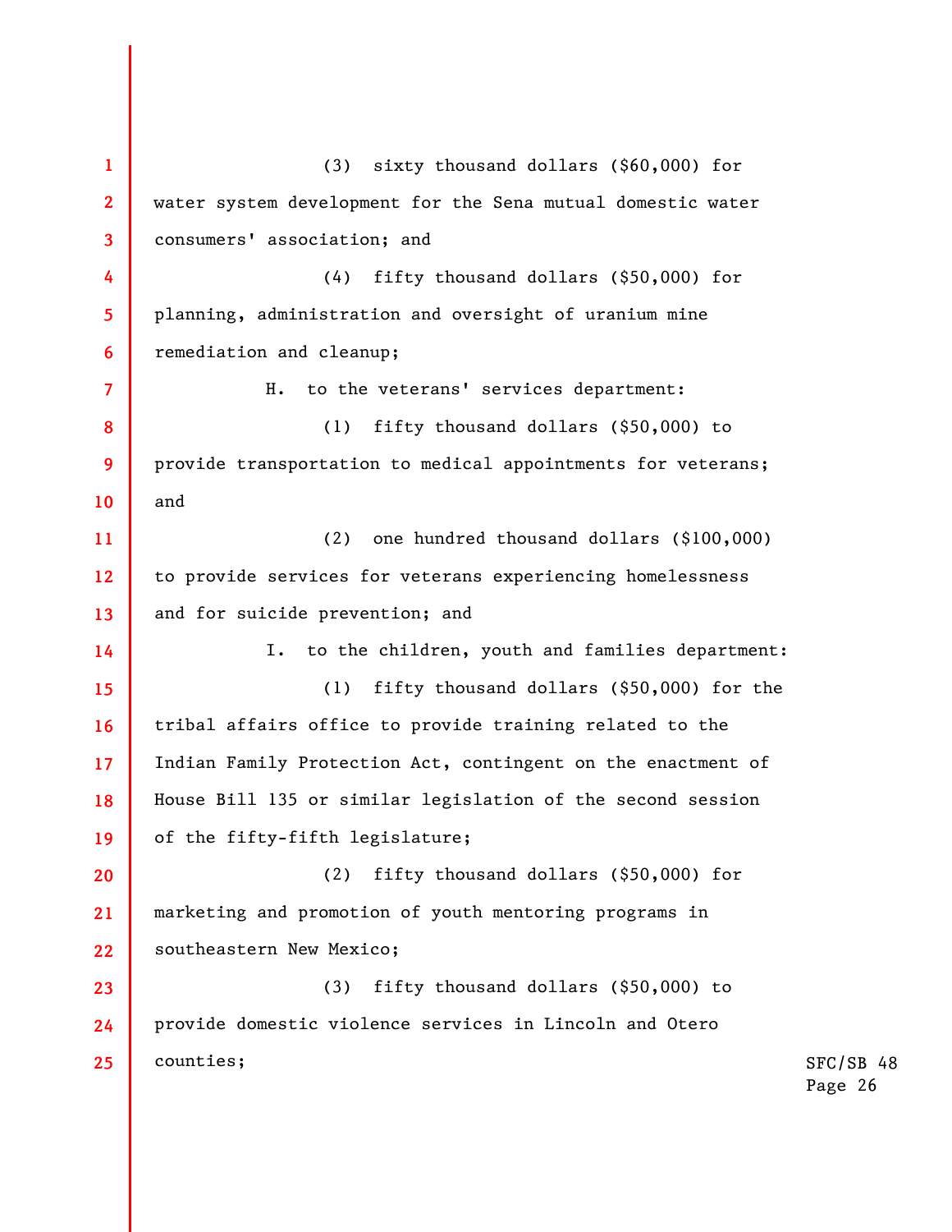(3) sixty thousand dollars ($60,000) for water system development for the Sena mutual domestic water consumers' association; and

(4) fifty thousand dollars ($50,000) for planning, administration and oversight of uranium mine remediation and cleanup;

H. to the veterans' services department:

(1) fifty thousand dollars ($50,000) to provide transportation to medical appointments for veterans; and

(2) one hundred thousand dollars ($100,000) to provide services for veterans experiencing homelessness and for suicide prevention; and

I. to the children, youth and families department:

(1) fifty thousand dollars ($50,000) for the tribal affairs office to provide training related to the Indian Family Protection Act, contingent on the enactment of House Bill 135 or similar legislation of the second session of the fifty-fifth legislature;

(2) fifty thousand dollars ($50,000) for marketing and promotion of youth mentoring programs in southeastern New Mexico;

(3) fifty thousand dollars ($50,000) to provide domestic violence services in Lincoln and Otero counties;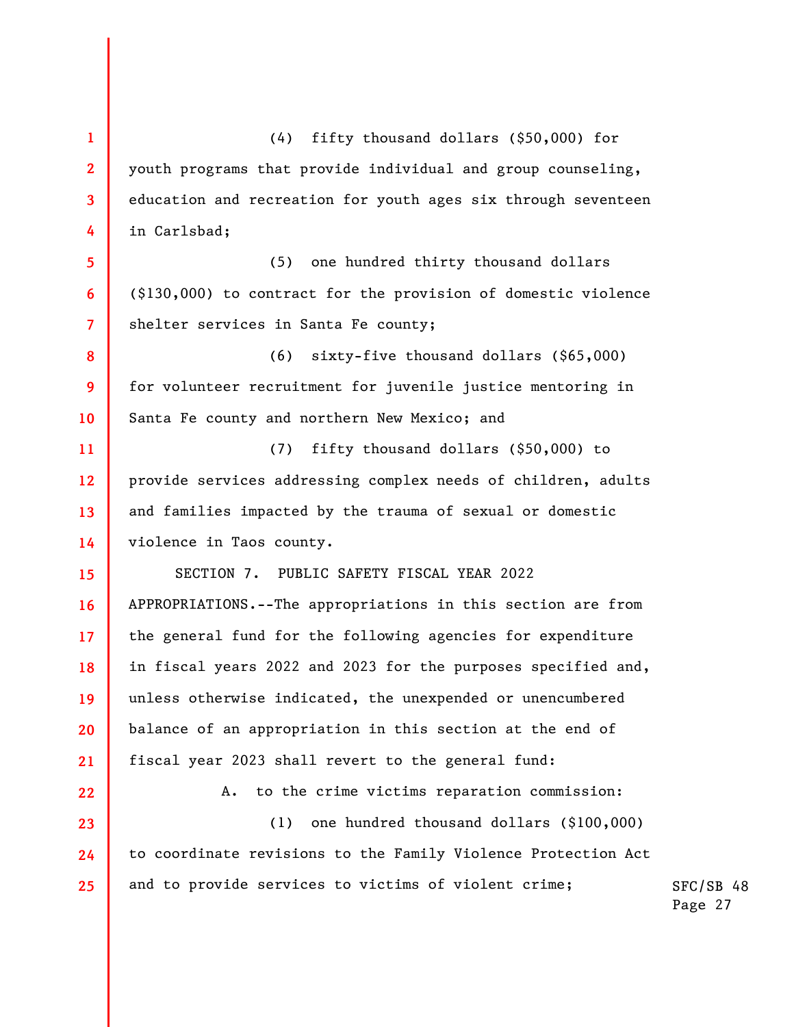(4) fifty thousand dollars ($50,000) for youth programs that provide individual and group counseling, education and recreation for youth ages six through seventeen in Carlsbad;

(5) one hundred thirty thousand dollars ($130,000) to contract for the provision of domestic violence shelter services in Santa Fe county;

(6) sixty-five thousand dollars ($65,000) for volunteer recruitment for juvenile justice mentoring in Santa Fe county and northern New Mexico; and

(7) fifty thousand dollars ($50,000) to provide services addressing complex needs of children, adults and families impacted by the trauma of sexual or domestic violence in Taos county.

SECTION 7. PUBLIC SAFETY FISCAL YEAR 2022 APPROPRIATIONS.--The appropriations in this section are from the general fund for the following agencies for expenditure in fiscal years 2022 and 2023 for the purposes specified and, unless otherwise indicated, the unexpended or unencumbered balance of an appropriation in this section at the end of fiscal year 2023 shall revert to the general fund:

A. to the crime victims reparation commission:

(1) one hundred thousand dollars ($100,000) to coordinate revisions to the Family Violence Protection Act and to provide services to victims of violent crime;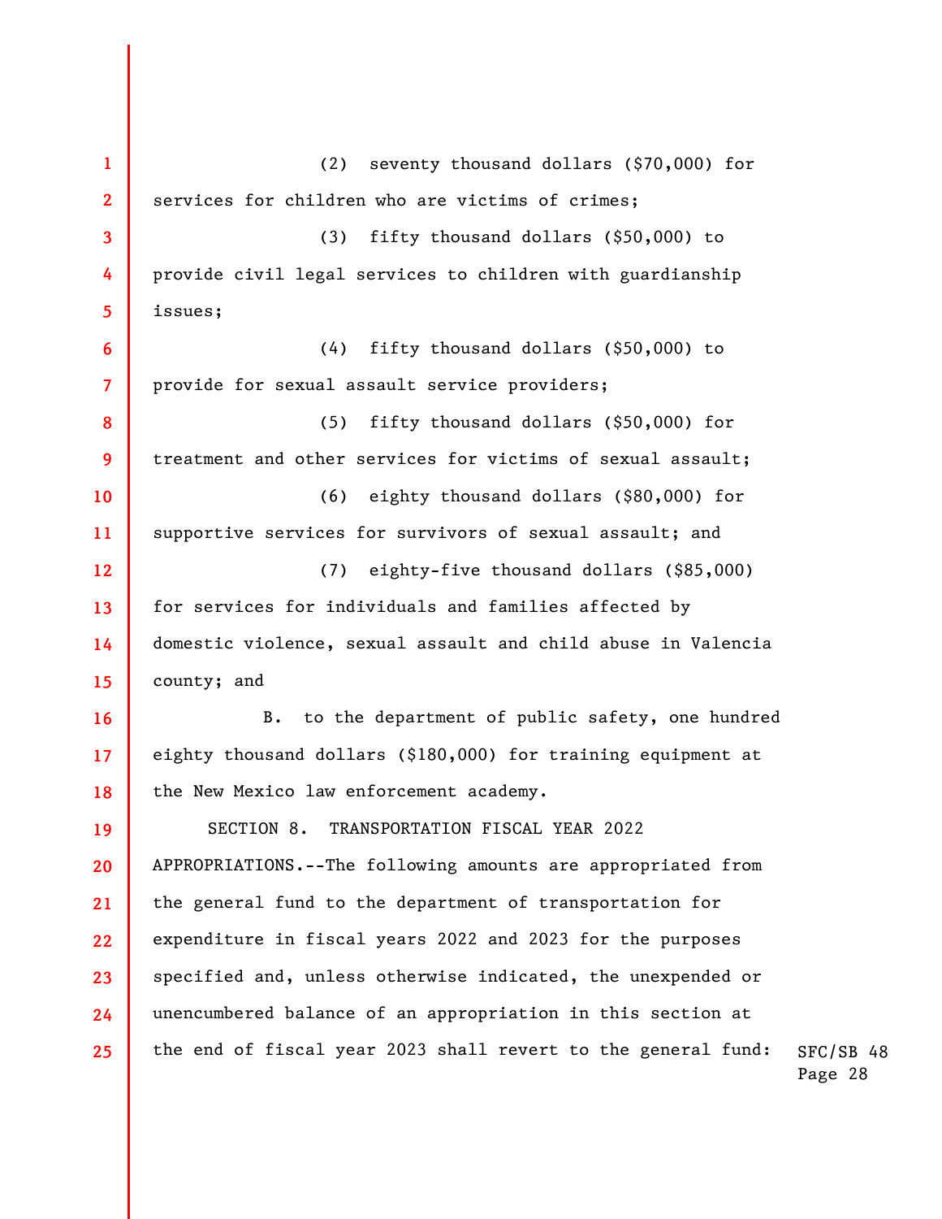(2) seventy thousand dollars ($70,000) for services for children who are victims of crimes;

(3) fifty thousand dollars ($50,000) to provide civil legal services to children with guardianship issues;

(4) fifty thousand dollars ($50,000) to provide for sexual assault service providers;

(5) fifty thousand dollars ($50,000) for treatment and other services for victims of sexual assault;

(6) eighty thousand dollars ($80,000) for supportive services for survivors of sexual assault; and

(7) eighty-five thousand dollars ($85,000) for services for individuals and families affected by domestic violence, sexual assault and child abuse in Valencia county; and

B. to the department of public safety, one hundred eighty thousand dollars ($180,000) for training equipment at the New Mexico law enforcement academy.

SECTION 8. TRANSPORTATION FISCAL YEAR 2022 APPROPRIATIONS.--The following amounts are appropriated from the general fund to the department of transportation for expenditure in fiscal years 2022 and 2023 for the purposes specified and, unless otherwise indicated, the unexpended or unencumbered balance of an appropriation in this section at the end of fiscal year 2023 shall revert to the general fund: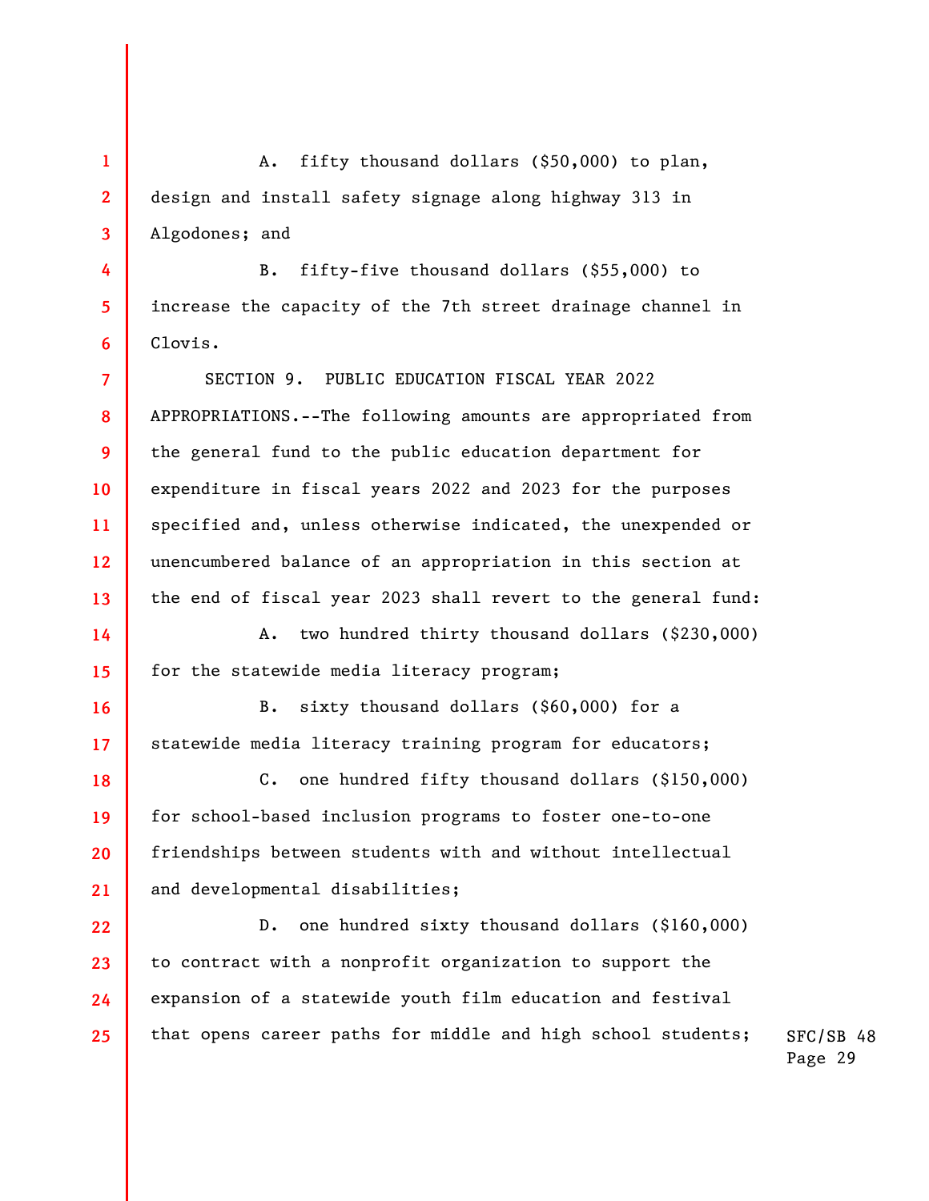A. fifty thousand dollars ($50,000) to plan, design and install safety signage along highway 313 in Algodones; and

B. fifty-five thousand dollars ($55,000) to increase the capacity of the 7th street drainage channel in Clovis.

SECTION 9. PUBLIC EDUCATION FISCAL YEAR 2022 APPROPRIATIONS.--The following amounts are appropriated from the general fund to the public education department for expenditure in fiscal years 2022 and 2023 for the purposes specified and, unless otherwise indicated, the unexpended or unencumbered balance of an appropriation in this section at the end of fiscal year 2023 shall revert to the general fund:

A. two hundred thirty thousand dollars ($230,000) for the statewide media literacy program;

B. sixty thousand dollars ($60,000) for a statewide media literacy training program for educators;

C. one hundred fifty thousand dollars ($150,000) for school-based inclusion programs to foster one-to-one friendships between students with and without intellectual and developmental disabilities;

D. one hundred sixty thousand dollars ($160,000) to contract with a nonprofit organization to support the expansion of a statewide youth film education and festival that opens career paths for middle and high school students;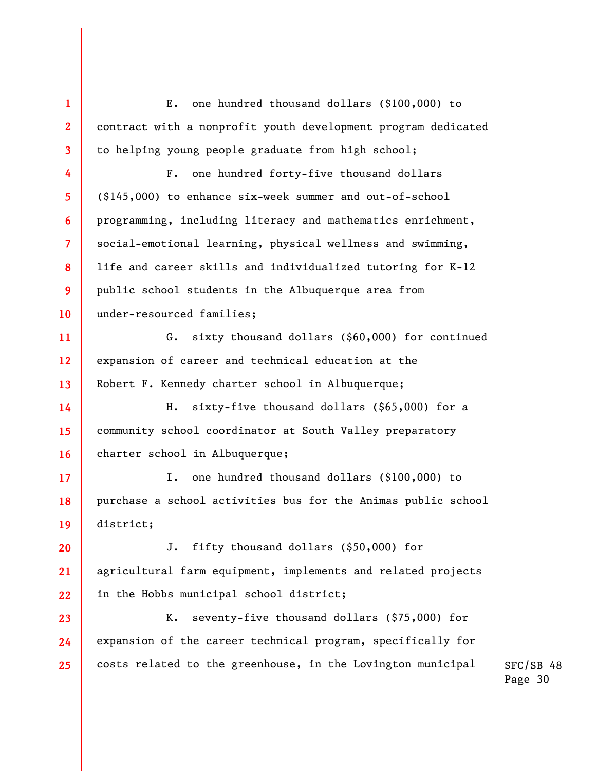E. one hundred thousand dollars ($100,000) to contract with a nonprofit youth development program dedicated to helping young people graduate from high school;

F. one hundred forty-five thousand dollars ($145,000) to enhance six-week summer and out-of-school programming, including literacy and mathematics enrichment, social-emotional learning, physical wellness and swimming, life and career skills and individualized tutoring for K-12 public school students in the Albuquerque area from under-resourced families;

G. sixty thousand dollars ($60,000) for continued expansion of career and technical education at the Robert F. Kennedy charter school in Albuquerque;

H. sixty-five thousand dollars ($65,000) for a community school coordinator at South Valley preparatory charter school in Albuquerque;

I. one hundred thousand dollars ($100,000) to purchase a school activities bus for the Animas public school district;

J. fifty thousand dollars ($50,000) for agricultural farm equipment, implements and related projects in the Hobbs municipal school district;

K. seventy-five thousand dollars ($75,000) for expansion of the career technical program, specifically for costs related to the greenhouse, in the Lovington municipal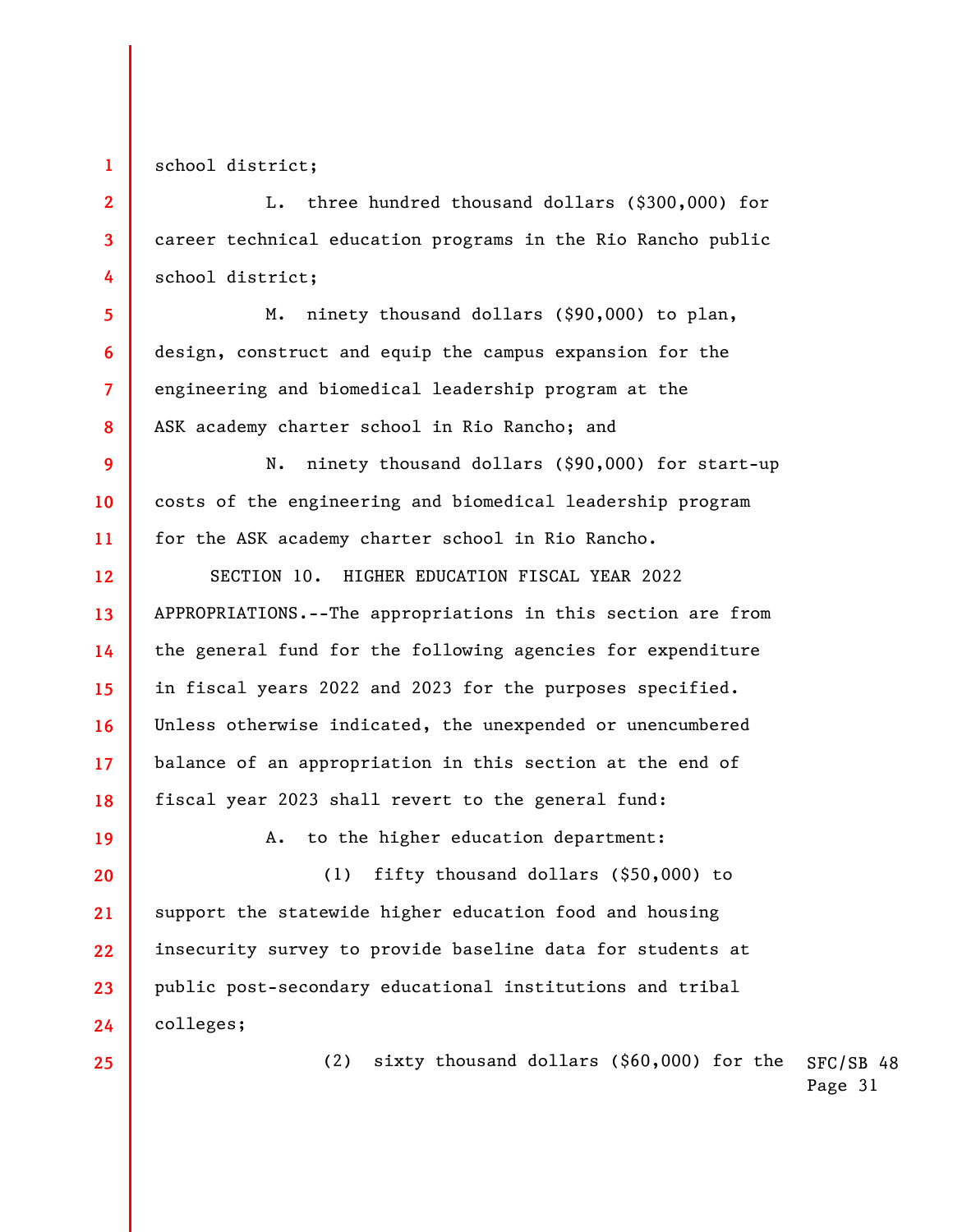school district;

L. three hundred thousand dollars ($300,000) for career technical education programs in the Rio Rancho public school district;

M. ninety thousand dollars ($90,000) to plan, design, construct and equip the campus expansion for the engineering and biomedical leadership program at the ASK academy charter school in Rio Rancho; and

N. ninety thousand dollars ($90,000) for start-up costs of the engineering and biomedical leadership program for the ASK academy charter school in Rio Rancho.

SECTION 10. HIGHER EDUCATION FISCAL YEAR 2022 APPROPRIATIONS.--The appropriations in this section are from the general fund for the following agencies for expenditure in fiscal years 2022 and 2023 for the purposes specified. Unless otherwise indicated, the unexpended or unencumbered balance of an appropriation in this section at the end of fiscal year 2023 shall revert to the general fund:

A. to the higher education department:

(1) fifty thousand dollars ($50,000) to support the statewide higher education food and housing insecurity survey to provide baseline data for students at public post-secondary educational institutions and tribal colleges;

(2) sixty thousand dollars ($60,000) for the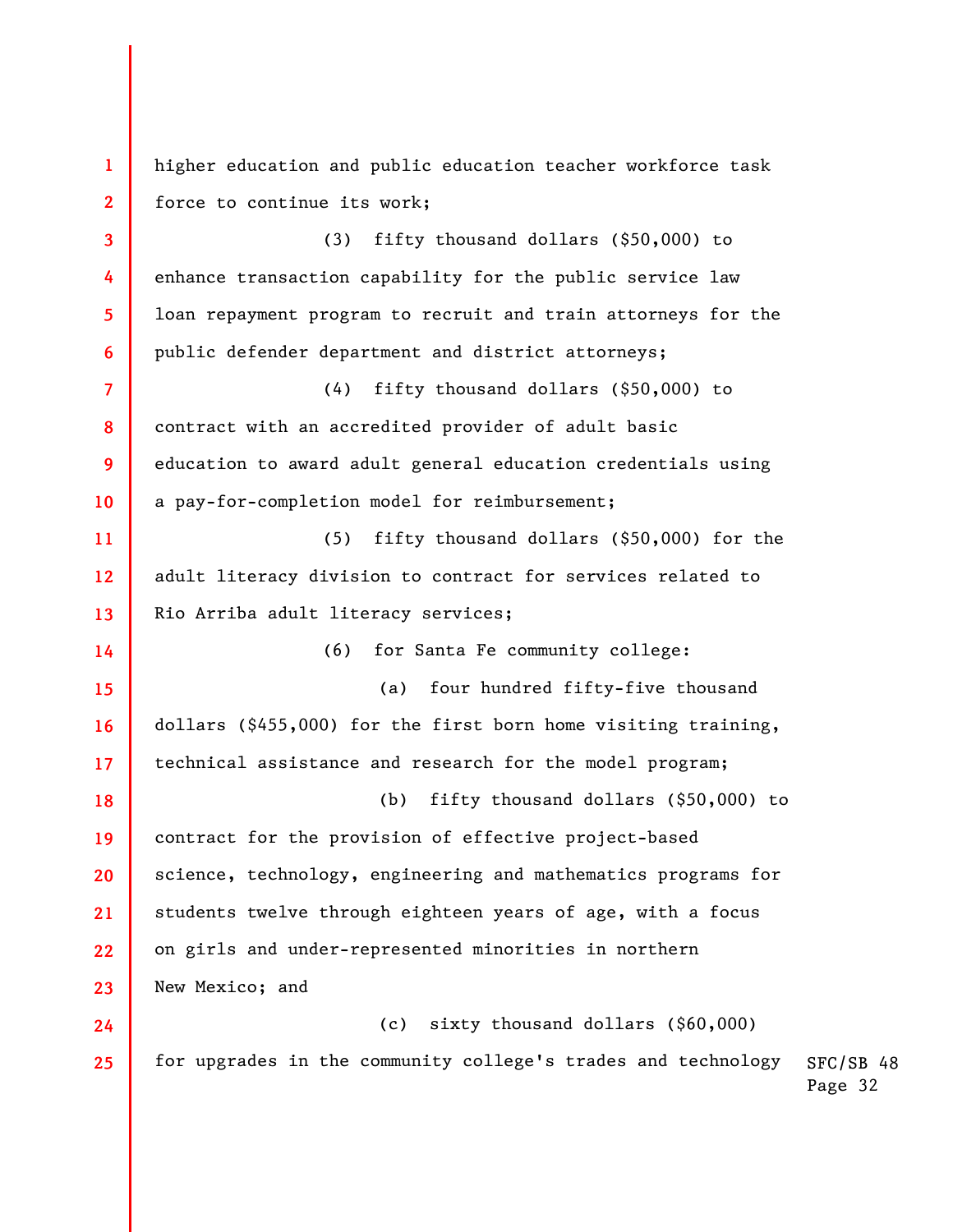higher education and public education teacher workforce task force to continue its work;

(3) fifty thousand dollars ($50,000) to enhance transaction capability for the public service law loan repayment program to recruit and train attorneys for the public defender department and district attorneys;

(4) fifty thousand dollars ($50,000) to contract with an accredited provider of adult basic education to award adult general education credentials using a pay-for-completion model for reimbursement;

(5) fifty thousand dollars ($50,000) for the adult literacy division to contract for services related to Rio Arriba adult literacy services;

(6) for Santa Fe community college:

(a) four hundred fifty-five thousand dollars ($455,000) for the first born home visiting training, technical assistance and research for the model program;

(b) fifty thousand dollars ($50,000) to contract for the provision of effective project-based science, technology, engineering and mathematics programs for students twelve through eighteen years of age, with a focus on girls and under-represented minorities in northern New Mexico; and

(c) sixty thousand dollars ($60,000) for upgrades in the community college's trades and technology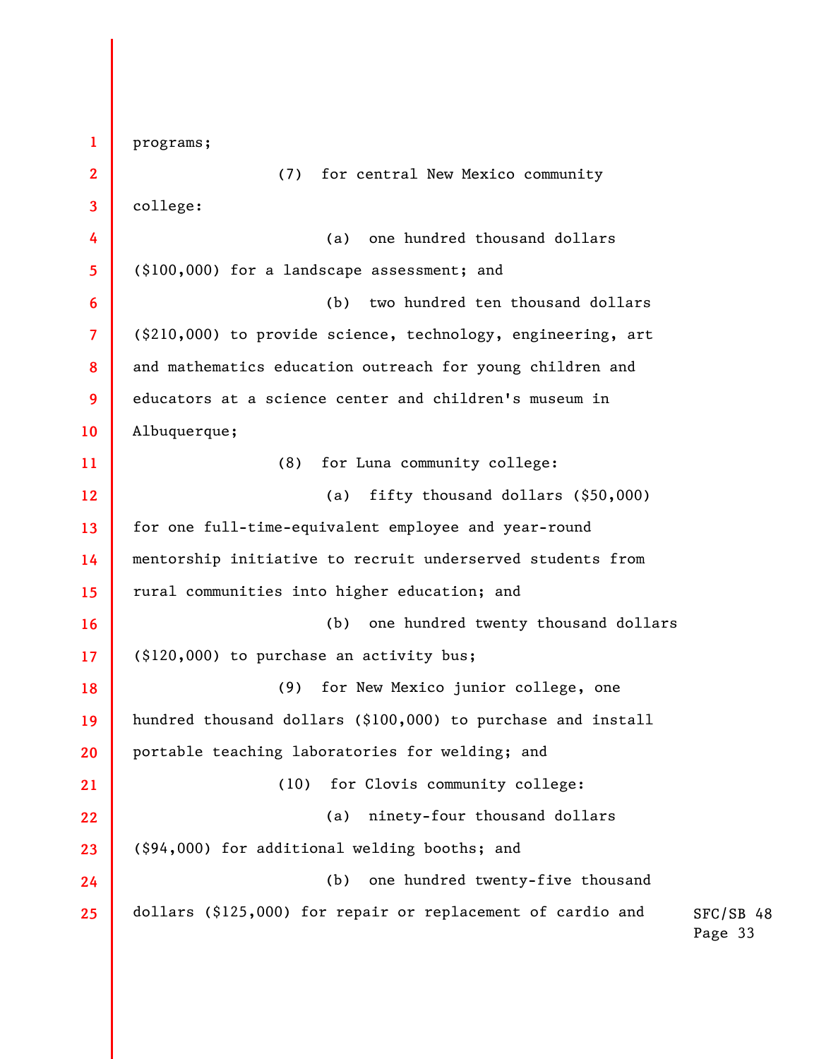programs;

(7) for central New Mexico community college:

(a) one hundred thousand dollars ($100,000) for a landscape assessment; and

(b) two hundred ten thousand dollars ($210,000) to provide science, technology, engineering, art and mathematics education outreach for young children and educators at a science center and children's museum in Albuquerque;

(8) for Luna community college:

(a) fifty thousand dollars ($50,000) for one full-time-equivalent employee and year-round mentorship initiative to recruit underserved students from rural communities into higher education; and

(b) one hundred twenty thousand dollars ($120,000) to purchase an activity bus;

(9) for New Mexico junior college, one hundred thousand dollars ($100,000) to purchase and install portable teaching laboratories for welding; and

(10) for Clovis community college:

(a) ninety-four thousand dollars ($94,000) for additional welding booths; and

(b) one hundred twenty-five thousand dollars ($125,000) for repair or replacement of cardio and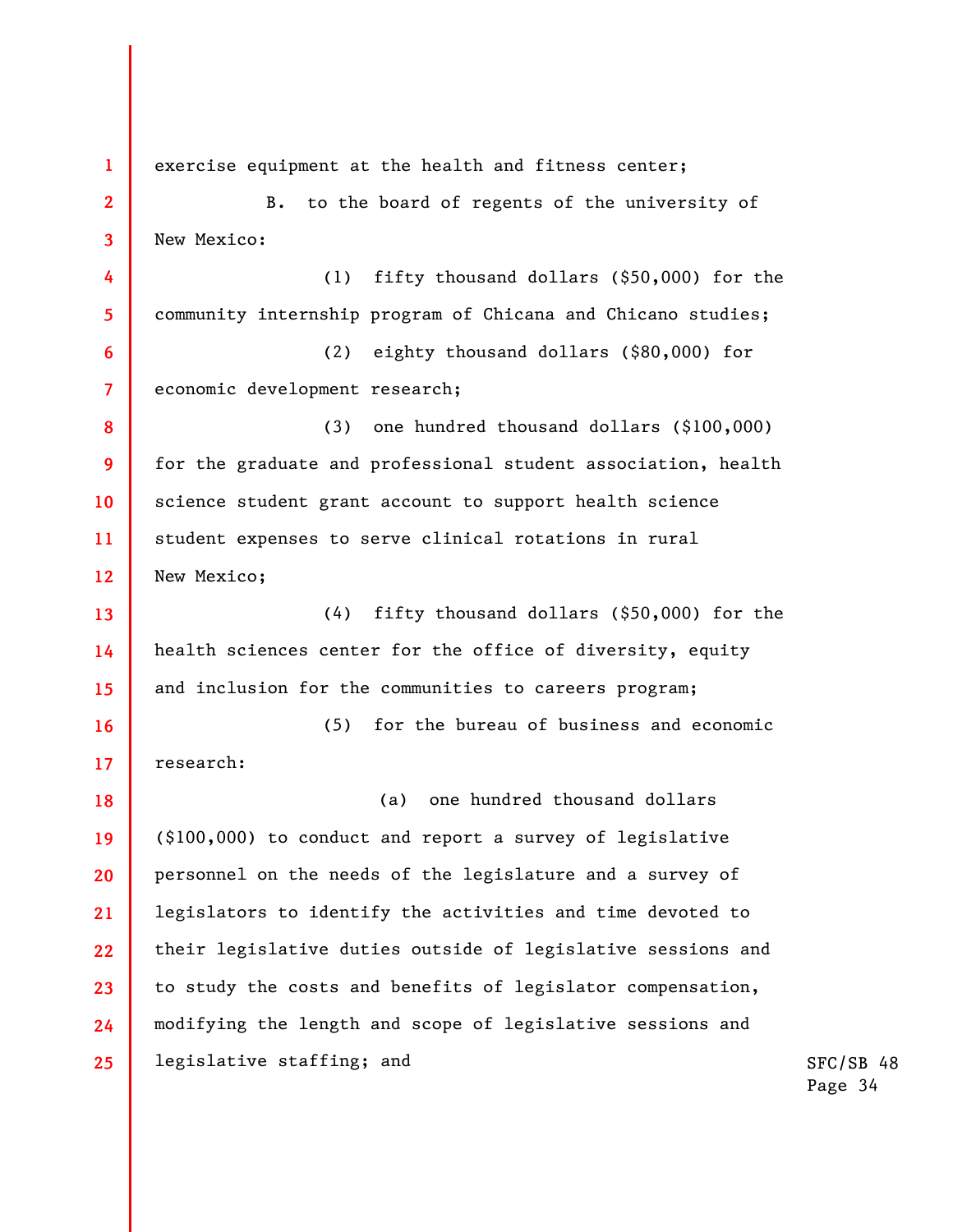exercise equipment at the health and fitness center;

B. to the board of regents of the university of New Mexico:

(1) fifty thousand dollars ($50,000) for the community internship program of Chicana and Chicano studies;

(2) eighty thousand dollars ($80,000) for economic development research;

(3) one hundred thousand dollars ($100,000) for the graduate and professional student association, health science student grant account to support health science student expenses to serve clinical rotations in rural New Mexico;

(4) fifty thousand dollars ($50,000) for the health sciences center for the office of diversity, equity and inclusion for the communities to careers program;

(5) for the bureau of business and economic research:

(a) one hundred thousand dollars ($100,000) to conduct and report a survey of legislative personnel on the needs of the legislature and a survey of legislators to identify the activities and time devoted to their legislative duties outside of legislative sessions and to study the costs and benefits of legislator compensation, modifying the length and scope of legislative sessions and legislative staffing; and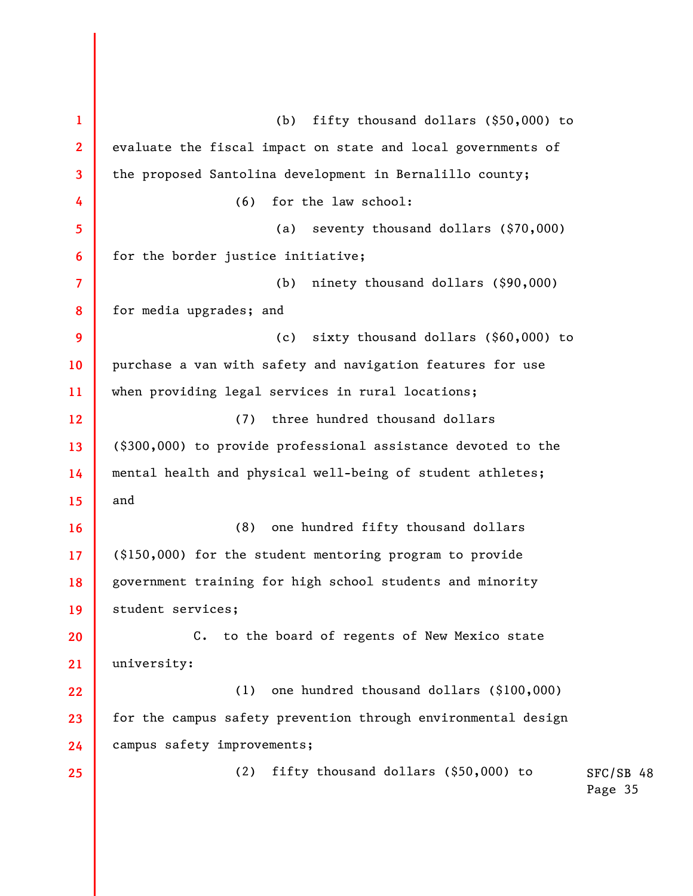(b) fifty thousand dollars ($50,000) to evaluate the fiscal impact on state and local governments of the proposed Santolina development in Bernalillo county;

(6) for the law school:

(a) seventy thousand dollars ($70,000) for the border justice initiative;

(b) ninety thousand dollars ($90,000) for media upgrades; and

(c) sixty thousand dollars ($60,000) to purchase a van with safety and navigation features for use when providing legal services in rural locations;

(7) three hundred thousand dollars ($300,000) to provide professional assistance devoted to the mental health and physical well-being of student athletes; and

(8) one hundred fifty thousand dollars ($150,000) for the student mentoring program to provide government training for high school students and minority student services;

C. to the board of regents of New Mexico state university:

(1) one hundred thousand dollars ($100,000) for the campus safety prevention through environmental design campus safety improvements;

(2) fifty thousand dollars ($50,000) to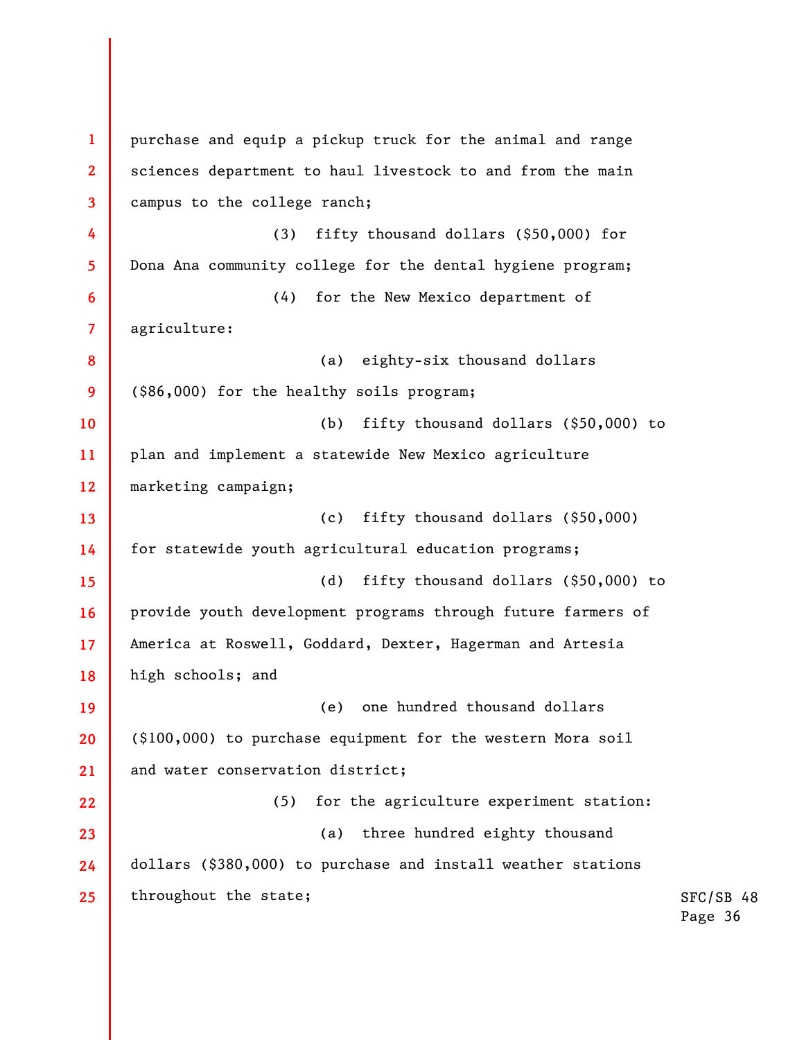purchase and equip a pickup truck for the animal and range sciences department to haul livestock to and from the main campus to the college ranch;

(3) fifty thousand dollars ($50,000) for Dona Ana community college for the dental hygiene program;

(4) for the New Mexico department of agriculture:

(a) eighty-six thousand dollars ($86,000) for the healthy soils program;

(b) fifty thousand dollars ($50,000) to plan and implement a statewide New Mexico agriculture marketing campaign;

(c) fifty thousand dollars ($50,000) for statewide youth agricultural education programs;

(d) fifty thousand dollars ($50,000) to provide youth development programs through future farmers of America at Roswell, Goddard, Dexter, Hagerman and Artesia high schools; and

(e) one hundred thousand dollars ($100,000) to purchase equipment for the western Mora soil and water conservation district;

(5) for the agriculture experiment station:

(a) three hundred eighty thousand dollars ($380,000) to purchase and install weather stations throughout the state;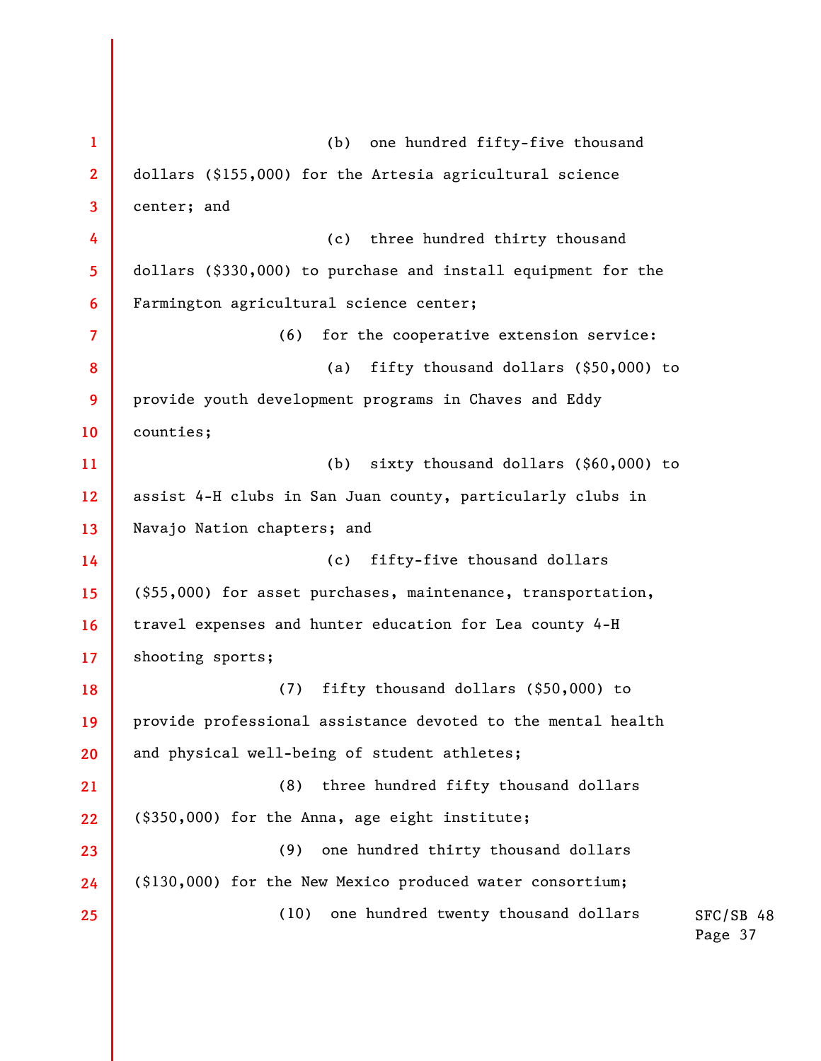(b) one hundred fifty-five thousand dollars ($155,000) for the Artesia agricultural science center; and

(c) three hundred thirty thousand dollars ($330,000) to purchase and install equipment for the Farmington agricultural science center;

(6) for the cooperative extension service:

(a) fifty thousand dollars ($50,000) to provide youth development programs in Chaves and Eddy counties;

(b) sixty thousand dollars ($60,000) to assist 4-H clubs in San Juan county, particularly clubs in Navajo Nation chapters; and

(c) fifty-five thousand dollars ($55,000) for asset purchases, maintenance, transportation, travel expenses and hunter education for Lea county 4-H shooting sports;

(7) fifty thousand dollars ($50,000) to provide professional assistance devoted to the mental health and physical well-being of student athletes;

(8) three hundred fifty thousand dollars ($350,000) for the Anna, age eight institute;

(9) one hundred thirty thousand dollars ($130,000) for the New Mexico produced water consortium;

(10) one hundred twenty thousand dollars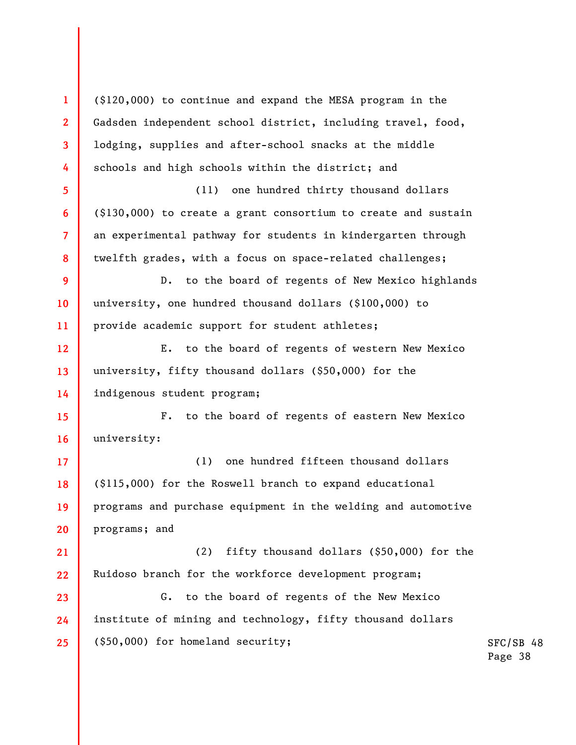($120,000) to continue and expand the MESA program in the Gadsden independent school district, including travel, food, lodging, supplies and after-school snacks at the middle schools and high schools within the district; and

(11) one hundred thirty thousand dollars ($130,000) to create a grant consortium to create and sustain an experimental pathway for students in kindergarten through twelfth grades, with a focus on space-related challenges;

D. to the board of regents of New Mexico highlands university, one hundred thousand dollars ($100,000) to provide academic support for student athletes;

E. to the board of regents of western New Mexico university, fifty thousand dollars ($50,000) for the indigenous student program;

F. to the board of regents of eastern New Mexico university:

(1) one hundred fifteen thousand dollars ($115,000) for the Roswell branch to expand educational programs and purchase equipment in the welding and automotive programs; and

(2) fifty thousand dollars ($50,000) for the Ruidoso branch for the workforce development program;

G. to the board of regents of the New Mexico institute of mining and technology, fifty thousand dollars ($50,000) for homeland security;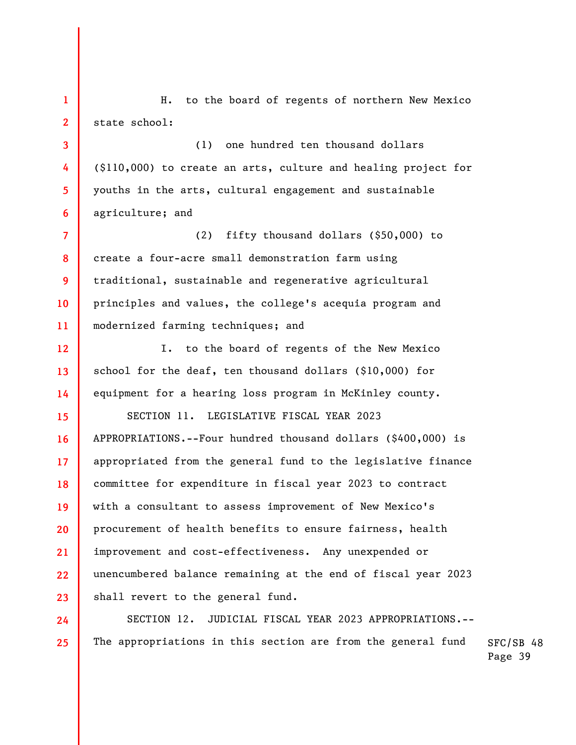H. to the board of regents of northern New Mexico state school:

(1) one hundred ten thousand dollars ($110,000) to create an arts, culture and healing project for youths in the arts, cultural engagement and sustainable agriculture; and

(2) fifty thousand dollars ($50,000) to create a four-acre small demonstration farm using traditional, sustainable and regenerative agricultural principles and values, the college's acequia program and modernized farming techniques; and

I. to the board of regents of the New Mexico school for the deaf, ten thousand dollars ($10,000) for equipment for a hearing loss program in McKinley county.

SECTION 11. LEGISLATIVE FISCAL YEAR 2023 APPROPRIATIONS.--Four hundred thousand dollars ($400,000) is appropriated from the general fund to the legislative finance committee for expenditure in fiscal year 2023 to contract with a consultant to assess improvement of New Mexico's procurement of health benefits to ensure fairness, health improvement and cost-effectiveness. Any unexpended or unencumbered balance remaining at the end of fiscal year 2023 shall revert to the general fund.

SECTION 12. JUDICIAL FISCAL YEAR 2023 APPROPRIATIONS.--The appropriations in this section are from the general fund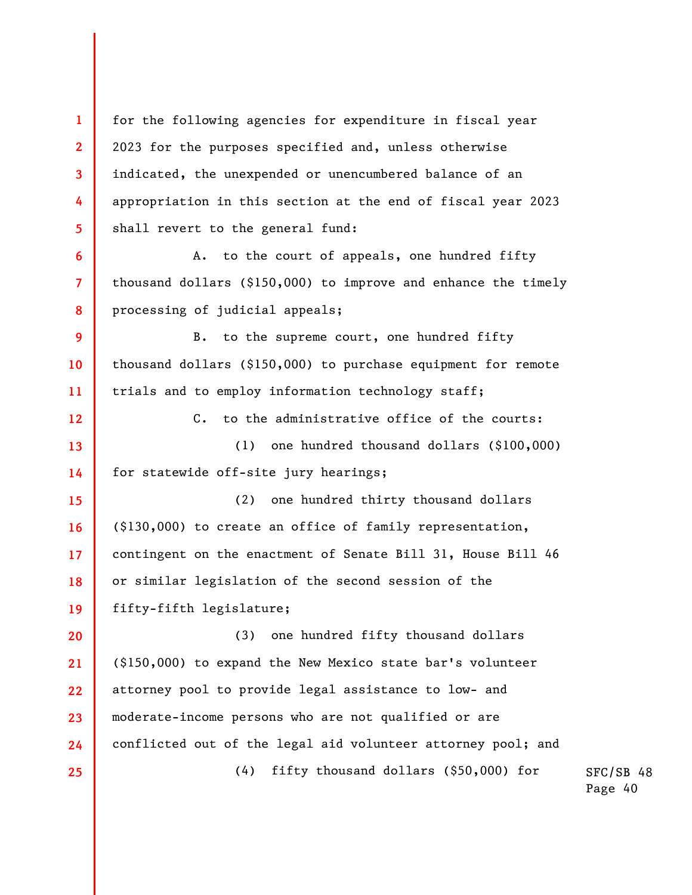for the following agencies for expenditure in fiscal year 2023 for the purposes specified and, unless otherwise indicated, the unexpended or unencumbered balance of an appropriation in this section at the end of fiscal year 2023 shall revert to the general fund:

A. to the court of appeals, one hundred fifty thousand dollars ($150,000) to improve and enhance the timely processing of judicial appeals;

B. to the supreme court, one hundred fifty thousand dollars ($150,000) to purchase equipment for remote trials and to employ information technology staff;

C. to the administrative office of the courts:

(1) one hundred thousand dollars ($100,000) for statewide off-site jury hearings;

(2) one hundred thirty thousand dollars ($130,000) to create an office of family representation, contingent on the enactment of Senate Bill 31, House Bill 46 or similar legislation of the second session of the fifty-fifth legislature;

(3) one hundred fifty thousand dollars ($150,000) to expand the New Mexico state bar's volunteer attorney pool to provide legal assistance to low- and moderate-income persons who are not qualified or are conflicted out of the legal aid volunteer attorney pool; and

(4) fifty thousand dollars ($50,000) for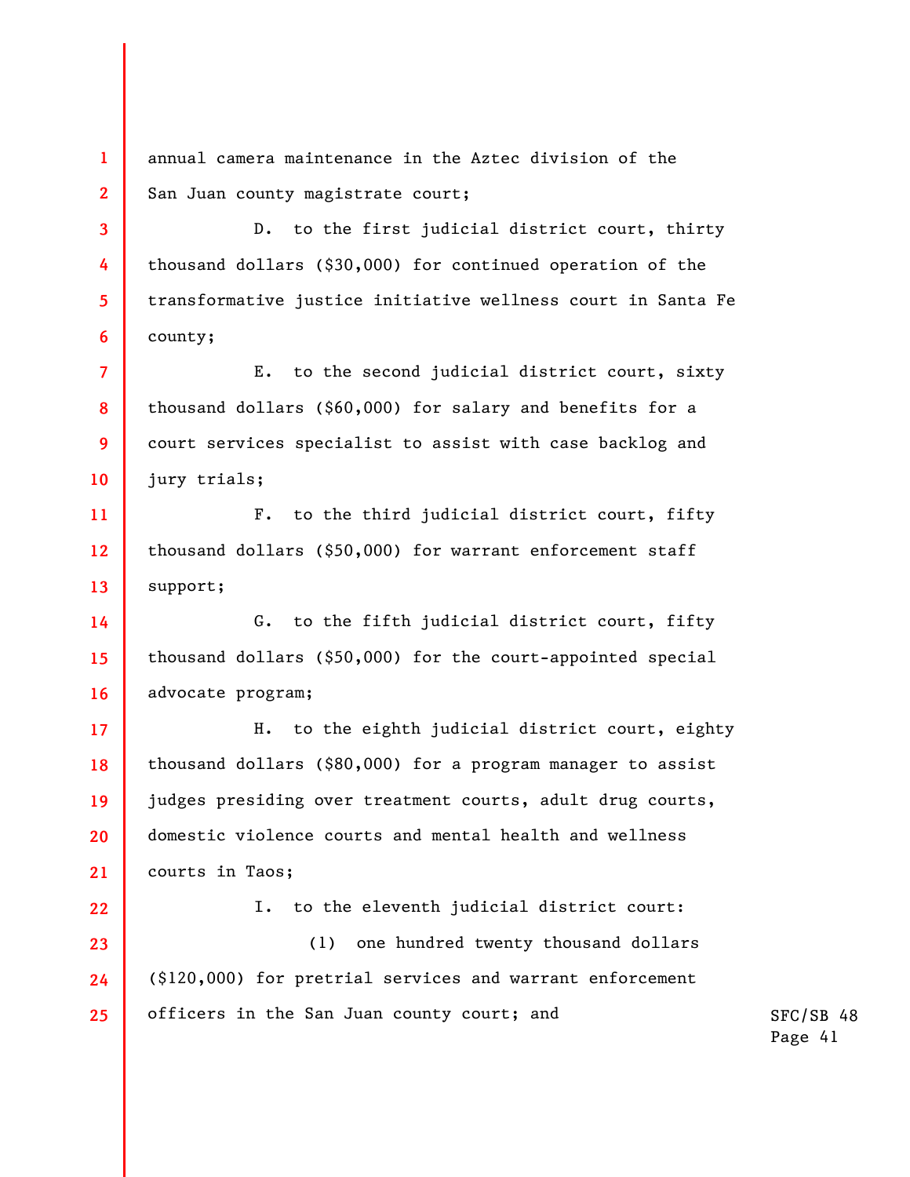annual camera maintenance in the Aztec division of the San Juan county magistrate court;

D. to the first judicial district court, thirty thousand dollars ($30,000) for continued operation of the transformative justice initiative wellness court in Santa Fe county;

E. to the second judicial district court, sixty thousand dollars ($60,000) for salary and benefits for a court services specialist to assist with case backlog and jury trials;

F. to the third judicial district court, fifty thousand dollars ($50,000) for warrant enforcement staff support;

G. to the fifth judicial district court, fifty thousand dollars ($50,000) for the court-appointed special advocate program;

H. to the eighth judicial district court, eighty thousand dollars ($80,000) for a program manager to assist judges presiding over treatment courts, adult drug courts, domestic violence courts and mental health and wellness courts in Taos;

I. to the eleventh judicial district court:

(1) one hundred twenty thousand dollars ($120,000) for pretrial services and warrant enforcement officers in the San Juan county court; and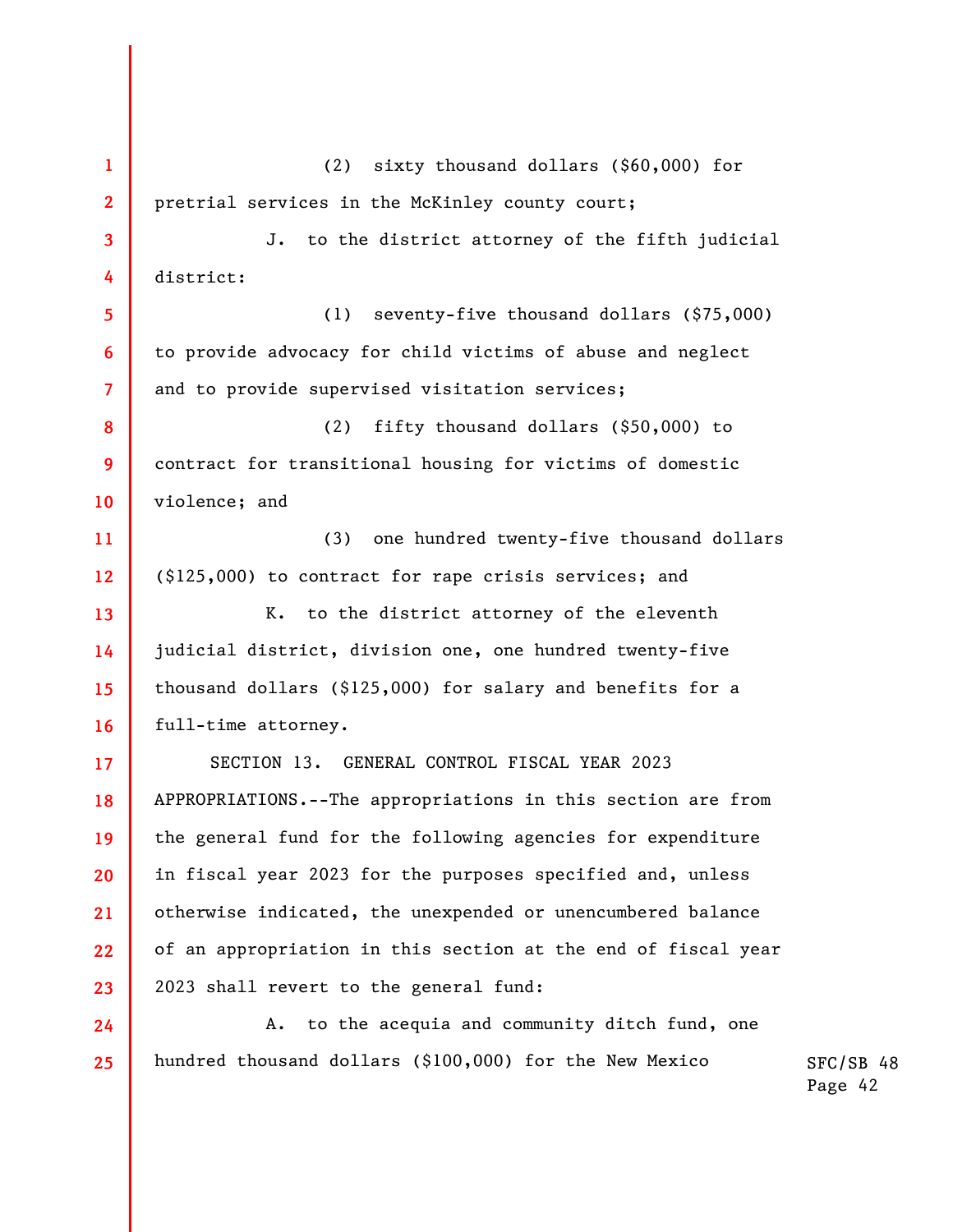(2) sixty thousand dollars ($60,000) for pretrial services in the McKinley county court;

J. to the district attorney of the fifth judicial district:

(1) seventy-five thousand dollars ($75,000) to provide advocacy for child victims of abuse and neglect and to provide supervised visitation services;

(2) fifty thousand dollars ($50,000) to contract for transitional housing for victims of domestic violence; and

(3) one hundred twenty-five thousand dollars ($125,000) to contract for rape crisis services; and

K. to the district attorney of the eleventh judicial district, division one, one hundred twenty-five thousand dollars ($125,000) for salary and benefits for a full-time attorney.

SECTION 13. GENERAL CONTROL FISCAL YEAR 2023 APPROPRIATIONS.--The appropriations in this section are from the general fund for the following agencies for expenditure in fiscal year 2023 for the purposes specified and, unless otherwise indicated, the unexpended or unencumbered balance of an appropriation in this section at the end of fiscal year 2023 shall revert to the general fund:

A. to the acequia and community ditch fund, one hundred thousand dollars ($100,000) for the New Mexico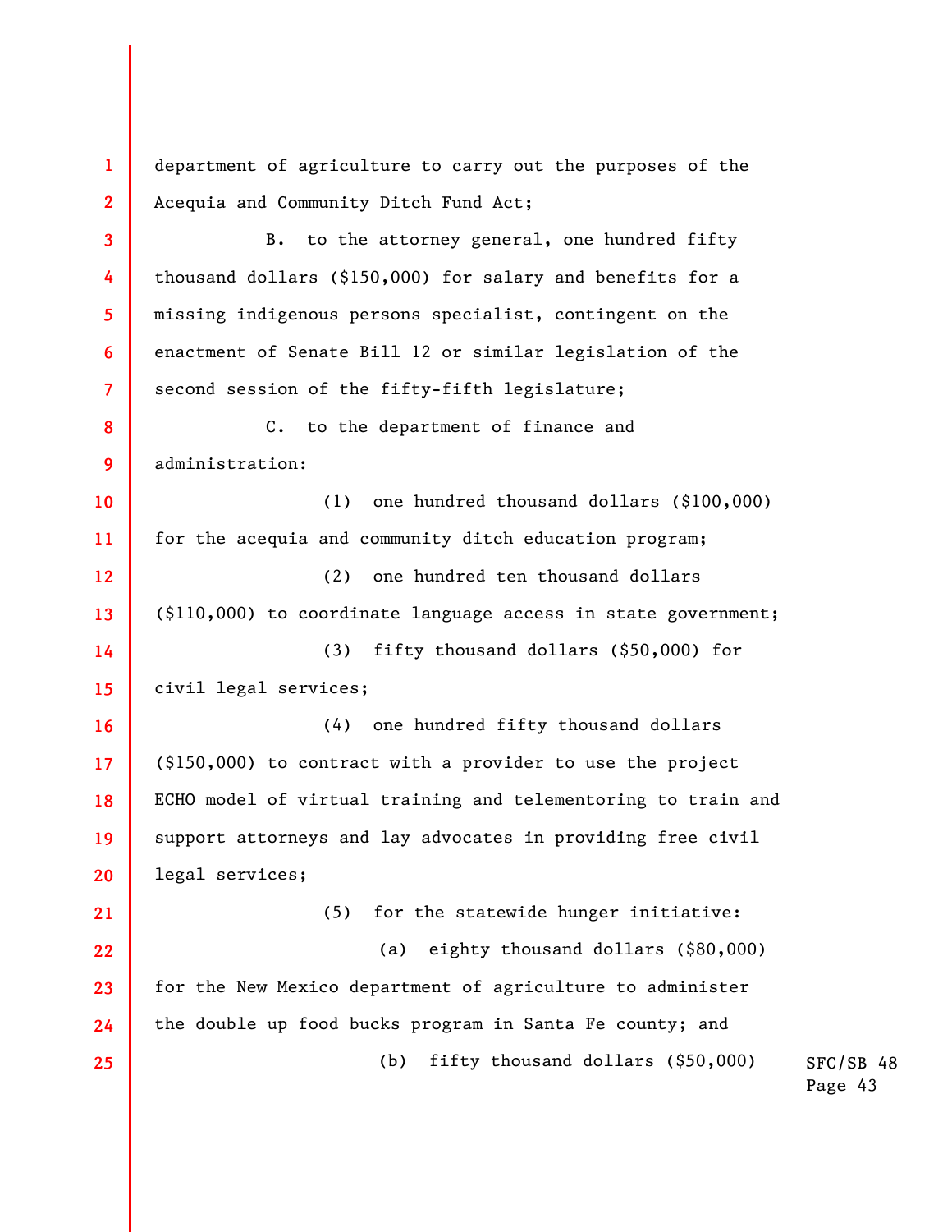department of agriculture to carry out the purposes of the Acequia and Community Ditch Fund Act;

B. to the attorney general, one hundred fifty thousand dollars ($150,000) for salary and benefits for a missing indigenous persons specialist, contingent on the enactment of Senate Bill 12 or similar legislation of the second session of the fifty-fifth legislature;

C. to the department of finance and administration:

(1) one hundred thousand dollars ($100,000) for the acequia and community ditch education program;

(2) one hundred ten thousand dollars ($110,000) to coordinate language access in state government;

(3) fifty thousand dollars ($50,000) for civil legal services;

(4) one hundred fifty thousand dollars ($150,000) to contract with a provider to use the project ECHO model of virtual training and telementoring to train and support attorneys and lay advocates in providing free civil legal services;

(5) for the statewide hunger initiative:

(a) eighty thousand dollars ($80,000) for the New Mexico department of agriculture to administer the double up food bucks program in Santa Fe county; and

(b) fifty thousand dollars ($50,000)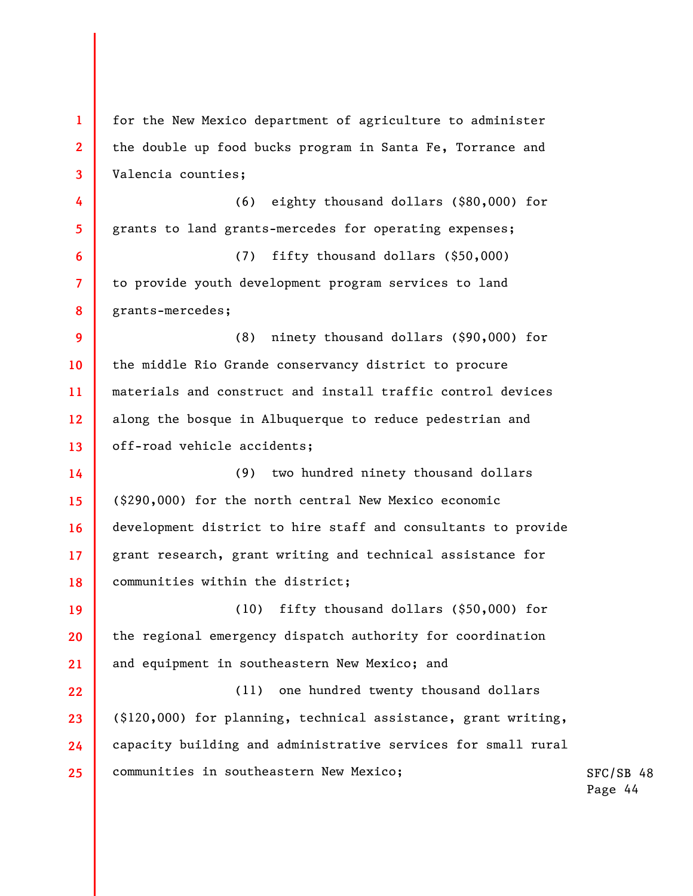for the New Mexico department of agriculture to administer the double up food bucks program in Santa Fe, Torrance and Valencia counties;

(6) eighty thousand dollars ($80,000) for grants to land grants-mercedes for operating expenses;

(7) fifty thousand dollars ($50,000) to provide youth development program services to land grants-mercedes;

(8) ninety thousand dollars ($90,000) for the middle Rio Grande conservancy district to procure materials and construct and install traffic control devices along the bosque in Albuquerque to reduce pedestrian and off-road vehicle accidents;

(9) two hundred ninety thousand dollars ($290,000) for the north central New Mexico economic development district to hire staff and consultants to provide grant research, grant writing and technical assistance for communities within the district;

(10) fifty thousand dollars ($50,000) for the regional emergency dispatch authority for coordination and equipment in southeastern New Mexico; and

(11) one hundred twenty thousand dollars ($120,000) for planning, technical assistance, grant writing, capacity building and administrative services for small rural communities in southeastern New Mexico;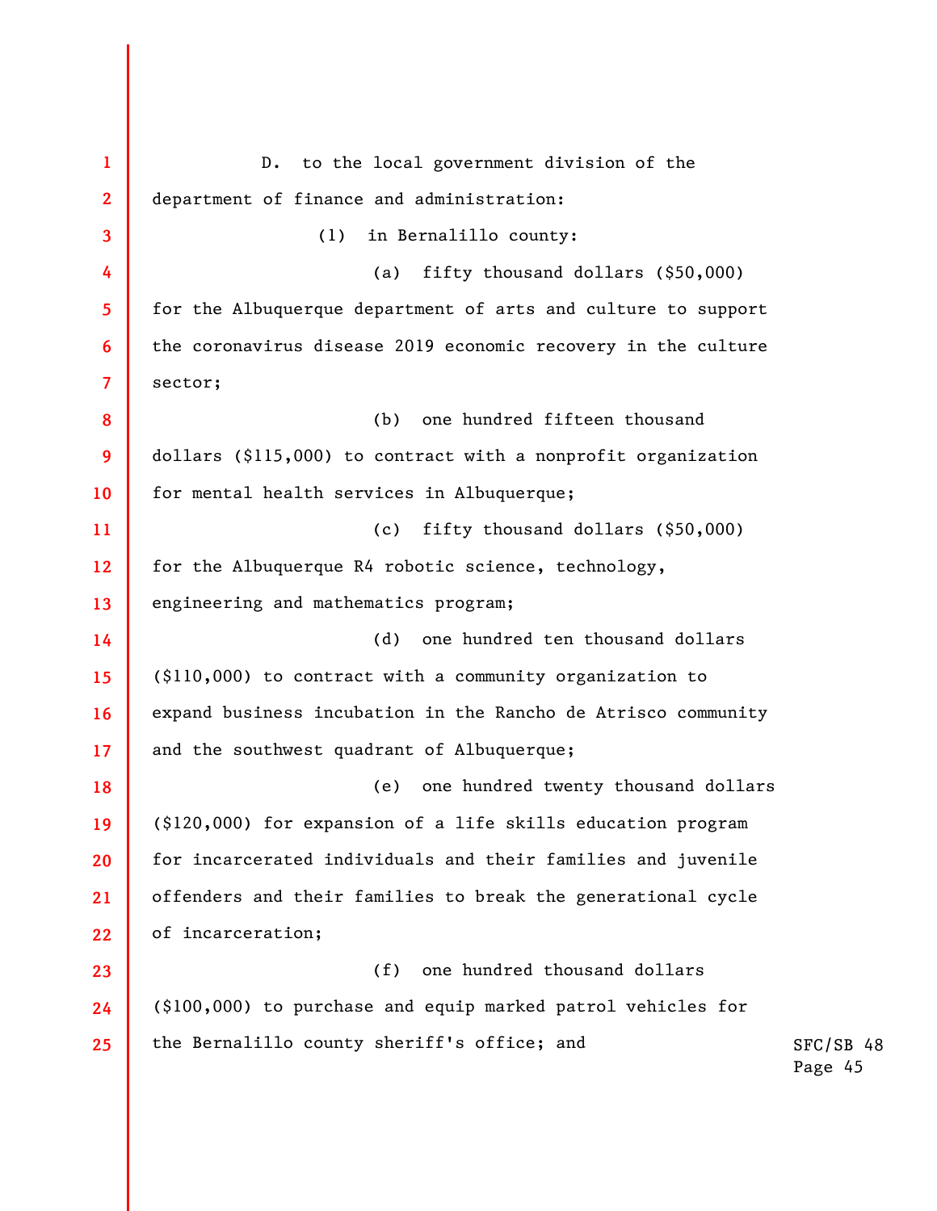D. to the local government division of the department of finance and administration:

(1) in Bernalillo county:

(a) fifty thousand dollars ($50,000) for the Albuquerque department of arts and culture to support the coronavirus disease 2019 economic recovery in the culture sector;

(b) one hundred fifteen thousand dollars ($115,000) to contract with a nonprofit organization for mental health services in Albuquerque;

(c) fifty thousand dollars ($50,000) for the Albuquerque R4 robotic science, technology, engineering and mathematics program;

(d) one hundred ten thousand dollars ($110,000) to contract with a community organization to expand business incubation in the Rancho de Atrisco community and the southwest quadrant of Albuquerque;

(e) one hundred twenty thousand dollars ($120,000) for expansion of a life skills education program for incarcerated individuals and their families and juvenile offenders and their families to break the generational cycle of incarceration;

(f) one hundred thousand dollars ($100,000) to purchase and equip marked patrol vehicles for the Bernalillo county sheriff's office; and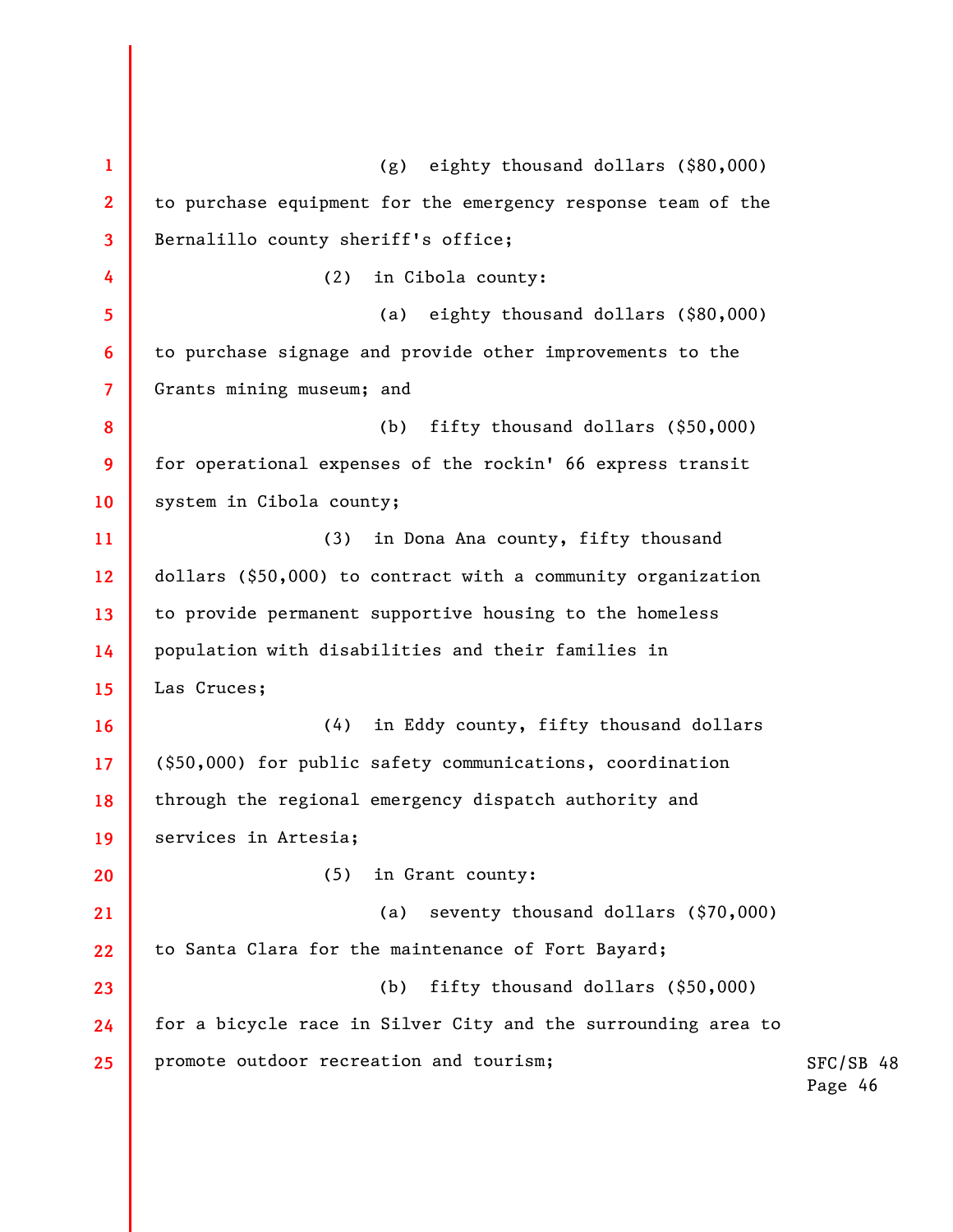(g) eighty thousand dollars ($80,000) to purchase equipment for the emergency response team of the Bernalillo county sheriff's office;

(2) in Cibola county:

(a) eighty thousand dollars ($80,000) to purchase signage and provide other improvements to the Grants mining museum; and

(b) fifty thousand dollars ($50,000) for operational expenses of the rockin' 66 express transit system in Cibola county;

(3) in Dona Ana county, fifty thousand dollars ($50,000) to contract with a community organization to provide permanent supportive housing to the homeless population with disabilities and their families in Las Cruces;

(4) in Eddy county, fifty thousand dollars ($50,000) for public safety communications, coordination through the regional emergency dispatch authority and services in Artesia;

(5) in Grant county:

(a) seventy thousand dollars ($70,000) to Santa Clara for the maintenance of Fort Bayard;

(b) fifty thousand dollars ($50,000) for a bicycle race in Silver City and the surrounding area to promote outdoor recreation and tourism;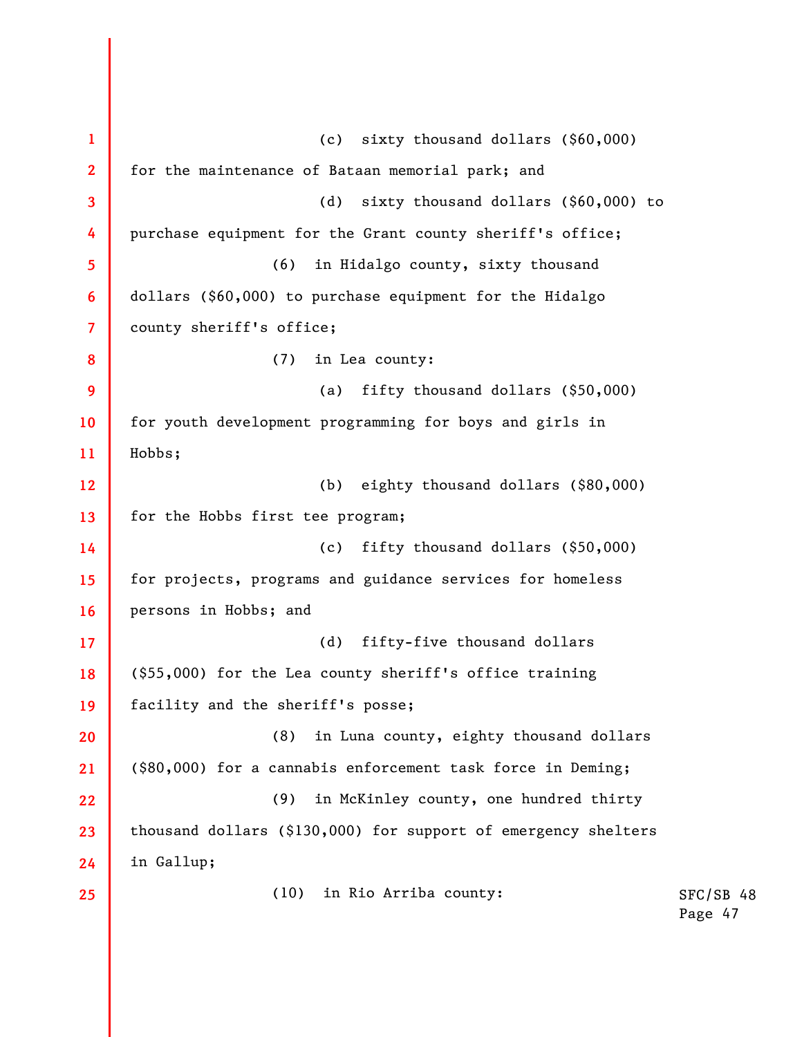(c) sixty thousand dollars ($60,000) for the maintenance of Bataan memorial park; and

(d) sixty thousand dollars ($60,000) to purchase equipment for the Grant county sheriff's office;

(6) in Hidalgo county, sixty thousand dollars ($60,000) to purchase equipment for the Hidalgo county sheriff's office;

(7) in Lea county:

(a) fifty thousand dollars ($50,000) for youth development programming for boys and girls in Hobbs;

(b) eighty thousand dollars ($80,000) for the Hobbs first tee program;

(c) fifty thousand dollars ($50,000) for projects, programs and guidance services for homeless persons in Hobbs; and

(d) fifty-five thousand dollars ($55,000) for the Lea county sheriff's office training facility and the sheriff's posse;

(8) in Luna county, eighty thousand dollars ($80,000) for a cannabis enforcement task force in Deming;

(9) in McKinley county, one hundred thirty thousand dollars ($130,000) for support of emergency shelters in Gallup;

(10) in Rio Arriba county: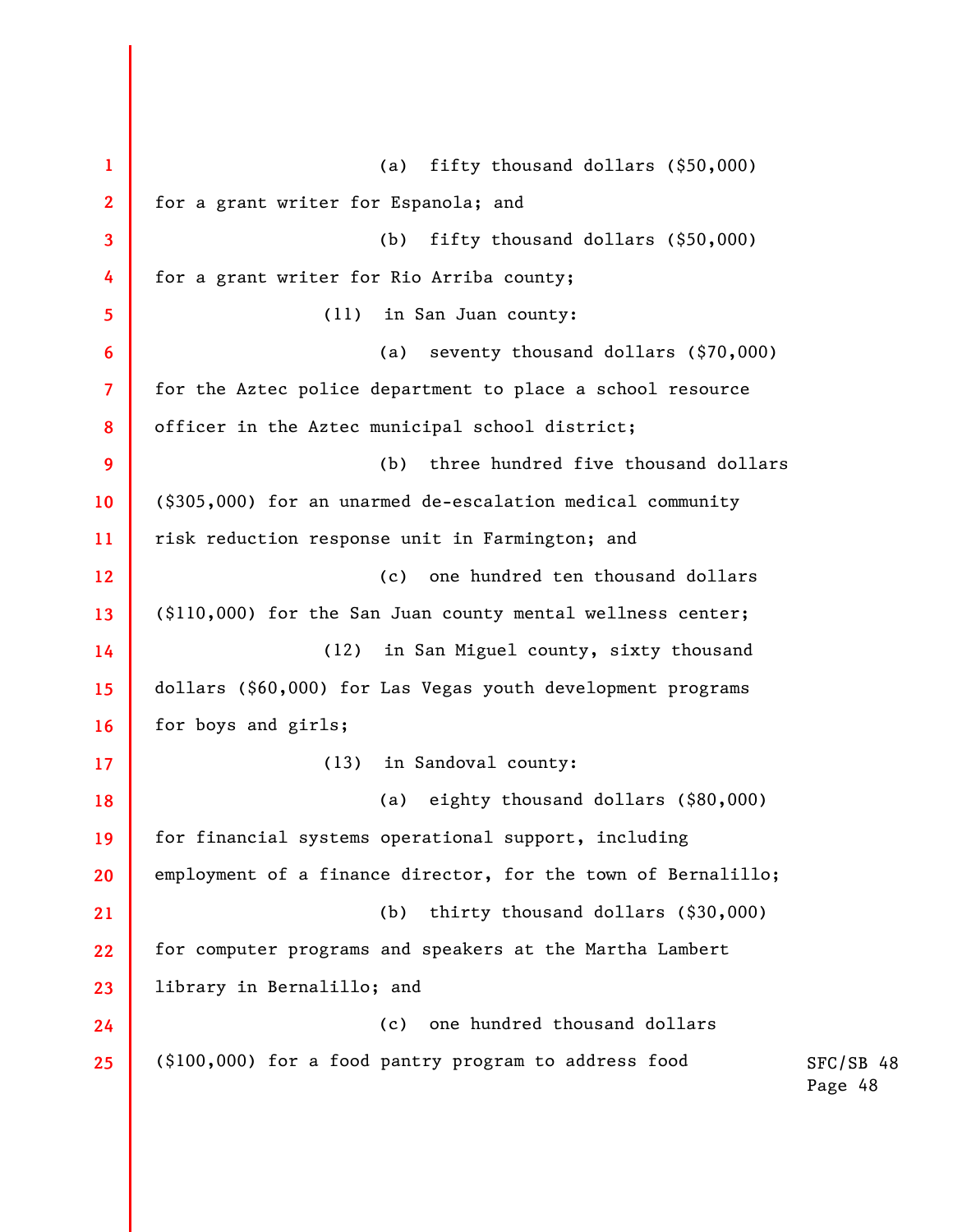(a) fifty thousand dollars ($50,000) for a grant writer for Espanola; and

(b) fifty thousand dollars ($50,000) for a grant writer for Rio Arriba county;

(11) in San Juan county:

(a) seventy thousand dollars ($70,000) for the Aztec police department to place a school resource officer in the Aztec municipal school district;

(b) three hundred five thousand dollars ($305,000) for an unarmed de-escalation medical community risk reduction response unit in Farmington; and

(c) one hundred ten thousand dollars ($110,000) for the San Juan county mental wellness center;

(12) in San Miguel county, sixty thousand dollars ($60,000) for Las Vegas youth development programs for boys and girls;

(13) in Sandoval county:

(a) eighty thousand dollars ($80,000) for financial systems operational support, including employment of a finance director, for the town of Bernalillo;

(b) thirty thousand dollars ($30,000) for computer programs and speakers at the Martha Lambert library in Bernalillo; and

(c) one hundred thousand dollars ($100,000) for a food pantry program to address food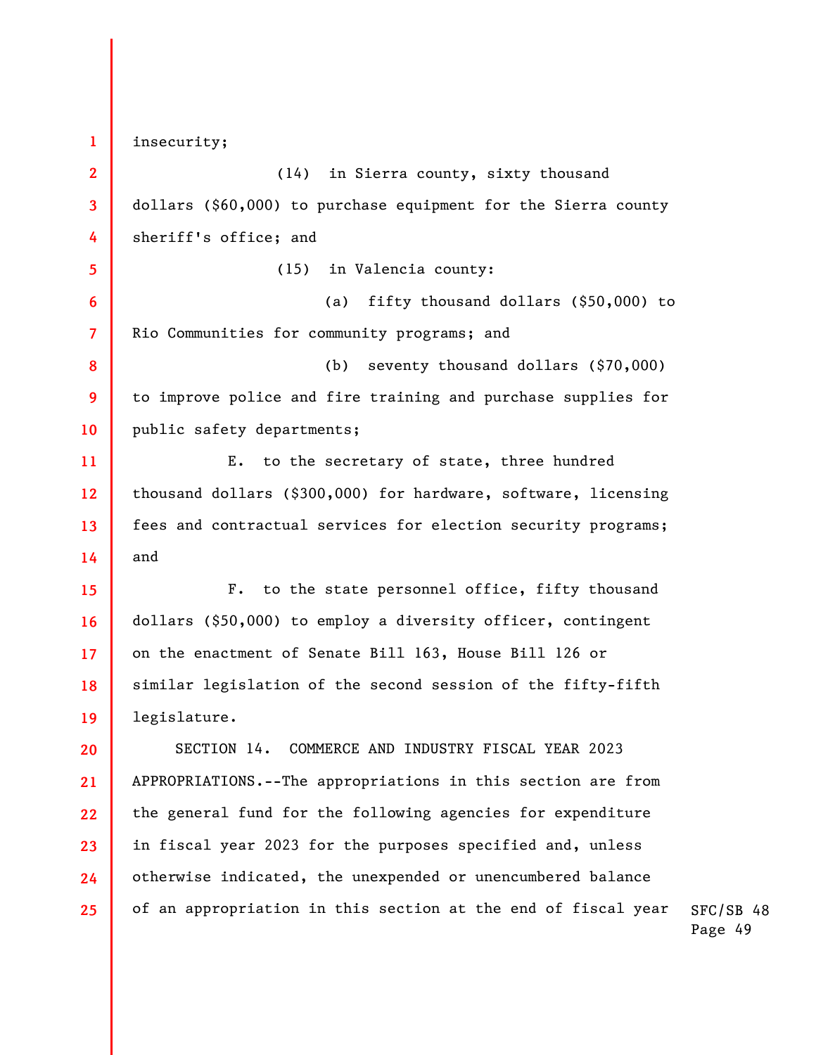insecurity;

(14) in Sierra county, sixty thousand dollars ($60,000) to purchase equipment for the Sierra county sheriff's office; and

(15) in Valencia county:

(a) fifty thousand dollars ($50,000) to Rio Communities for community programs; and

(b) seventy thousand dollars ($70,000) to improve police and fire training and purchase supplies for public safety departments;

E. to the secretary of state, three hundred thousand dollars ($300,000) for hardware, software, licensing fees and contractual services for election security programs; and

F. to the state personnel office, fifty thousand dollars ($50,000) to employ a diversity officer, contingent on the enactment of Senate Bill 163, House Bill 126 or similar legislation of the second session of the fifty-fifth legislature.

SECTION 14. COMMERCE AND INDUSTRY FISCAL YEAR 2023 APPROPRIATIONS.--The appropriations in this section are from the general fund for the following agencies for expenditure in fiscal year 2023 for the purposes specified and, unless otherwise indicated, the unexpended or unencumbered balance of an appropriation in this section at the end of fiscal year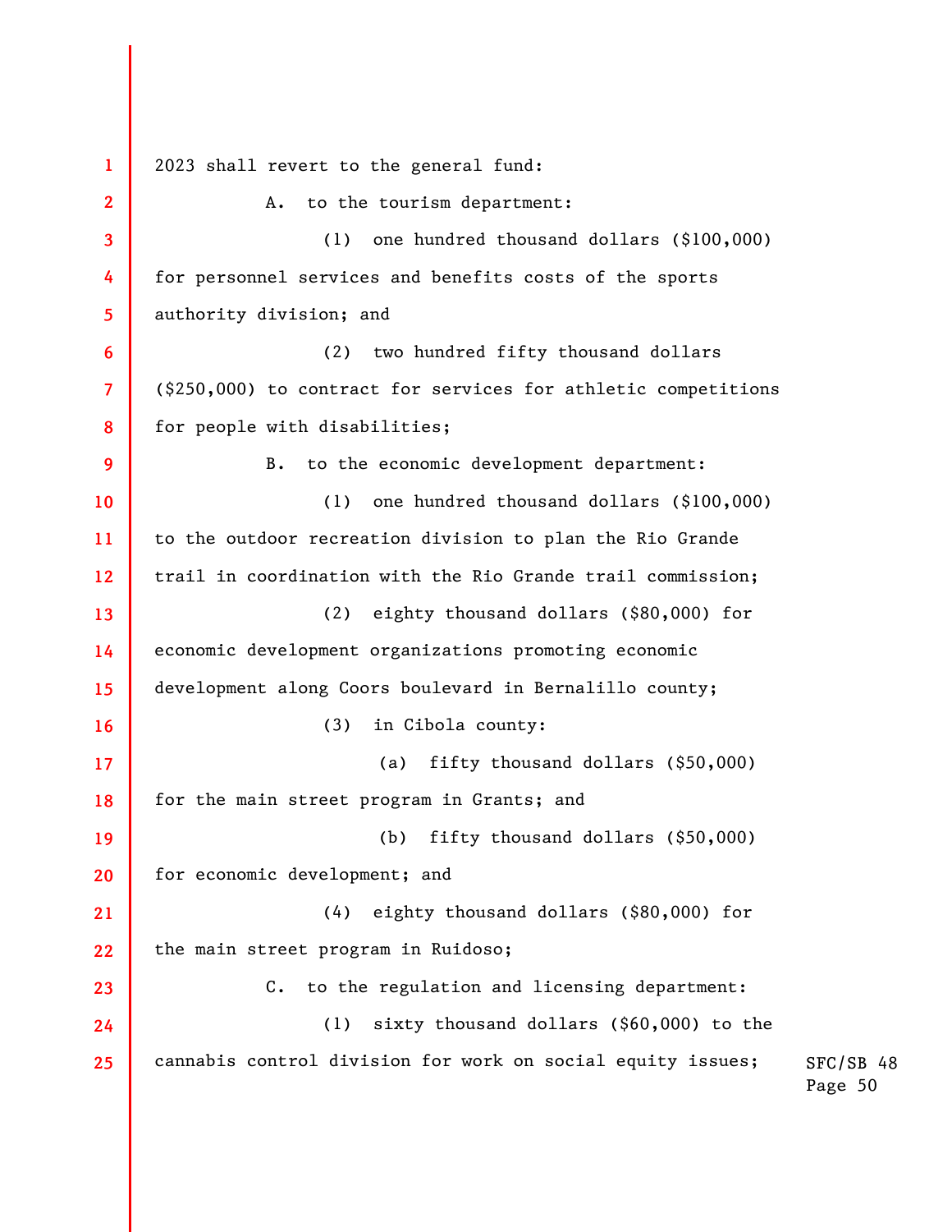2023 shall revert to the general fund:

A. to the tourism department:

(1) one hundred thousand dollars ($100,000) for personnel services and benefits costs of the sports authority division; and

(2) two hundred fifty thousand dollars ($250,000) to contract for services for athletic competitions for people with disabilities;

B. to the economic development department:

(1) one hundred thousand dollars ($100,000) to the outdoor recreation division to plan the Rio Grande trail in coordination with the Rio Grande trail commission;

(2) eighty thousand dollars ($80,000) for economic development organizations promoting economic development along Coors boulevard in Bernalillo county;

(3) in Cibola county:

(a) fifty thousand dollars ($50,000) for the main street program in Grants; and

(b) fifty thousand dollars ($50,000) for economic development; and

(4) eighty thousand dollars ($80,000) for the main street program in Ruidoso;

C. to the regulation and licensing department:

(1) sixty thousand dollars ($60,000) to the cannabis control division for work on social equity issues;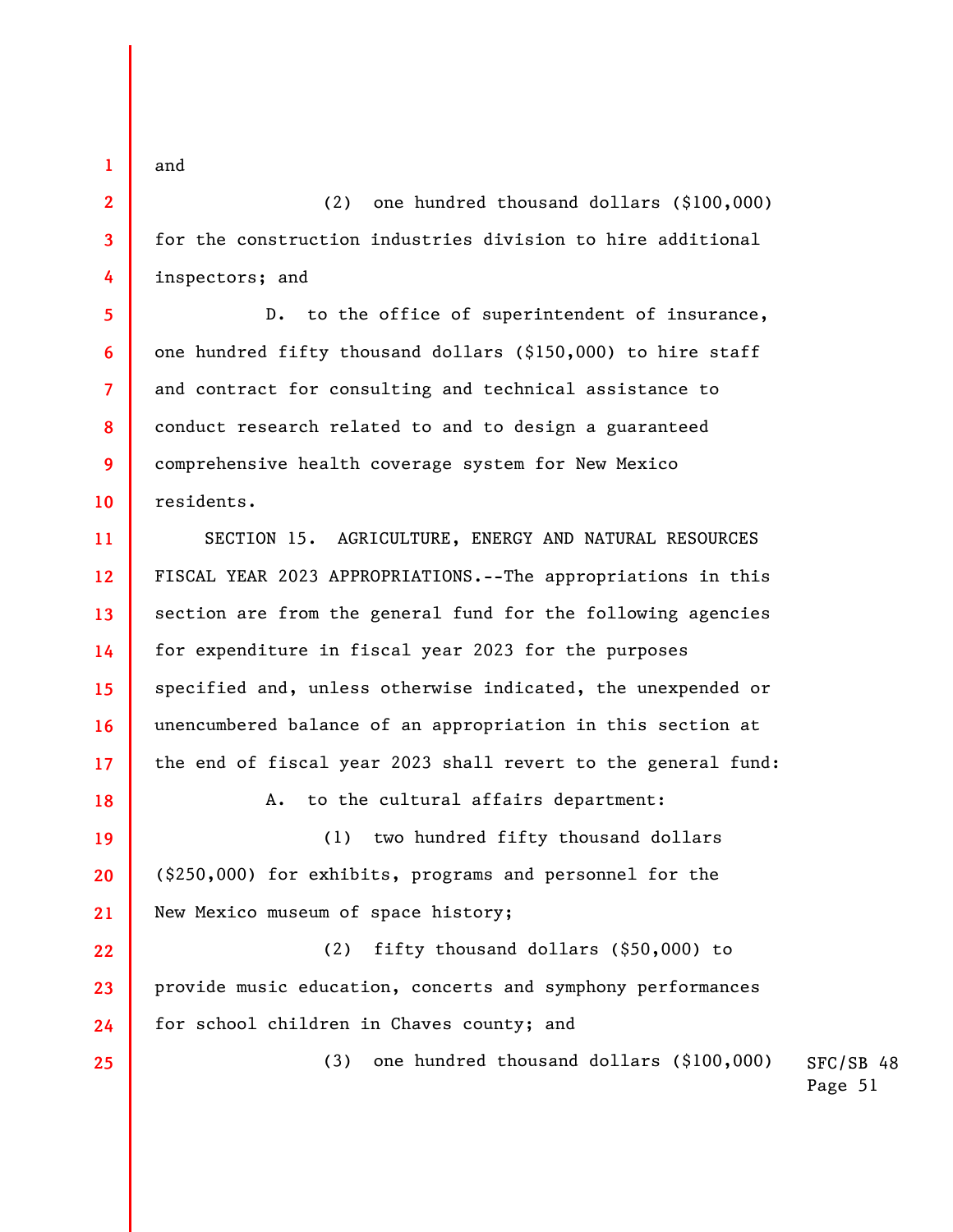and

(2) one hundred thousand dollars ($100,000) for the construction industries division to hire additional inspectors; and

D. to the office of superintendent of insurance, one hundred fifty thousand dollars ($150,000) to hire staff and contract for consulting and technical assistance to conduct research related to and to design a guaranteed comprehensive health coverage system for New Mexico residents.

SECTION 15. AGRICULTURE, ENERGY AND NATURAL RESOURCES FISCAL YEAR 2023 APPROPRIATIONS.--The appropriations in this section are from the general fund for the following agencies for expenditure in fiscal year 2023 for the purposes specified and, unless otherwise indicated, the unexpended or unencumbered balance of an appropriation in this section at the end of fiscal year 2023 shall revert to the general fund:

A. to the cultural affairs department:

(1) two hundred fifty thousand dollars ($250,000) for exhibits, programs and personnel for the New Mexico museum of space history;

(2) fifty thousand dollars ($50,000) to provide music education, concerts and symphony performances for school children in Chaves county; and

(3) one hundred thousand dollars ($100,000)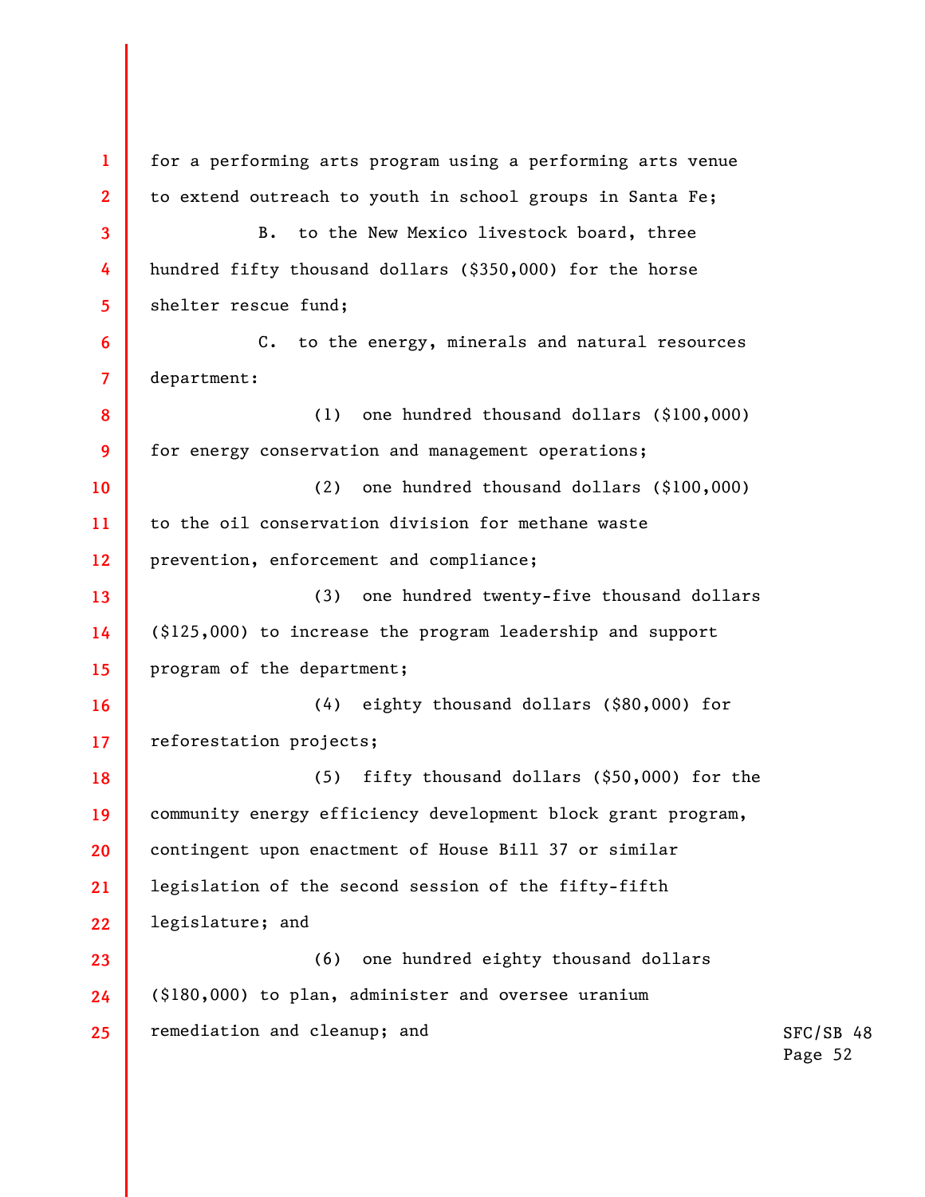for a performing arts program using a performing arts venue to extend outreach to youth in school groups in Santa Fe;

B. to the New Mexico livestock board, three hundred fifty thousand dollars ($350,000) for the horse shelter rescue fund;

C. to the energy, minerals and natural resources department:

(1) one hundred thousand dollars ($100,000) for energy conservation and management operations;

(2) one hundred thousand dollars ($100,000) to the oil conservation division for methane waste prevention, enforcement and compliance;

(3) one hundred twenty-five thousand dollars ($125,000) to increase the program leadership and support program of the department;

(4) eighty thousand dollars ($80,000) for reforestation projects;

(5) fifty thousand dollars ($50,000) for the community energy efficiency development block grant program, contingent upon enactment of House Bill 37 or similar legislation of the second session of the fifty-fifth legislature; and

(6) one hundred eighty thousand dollars ($180,000) to plan, administer and oversee uranium remediation and cleanup; and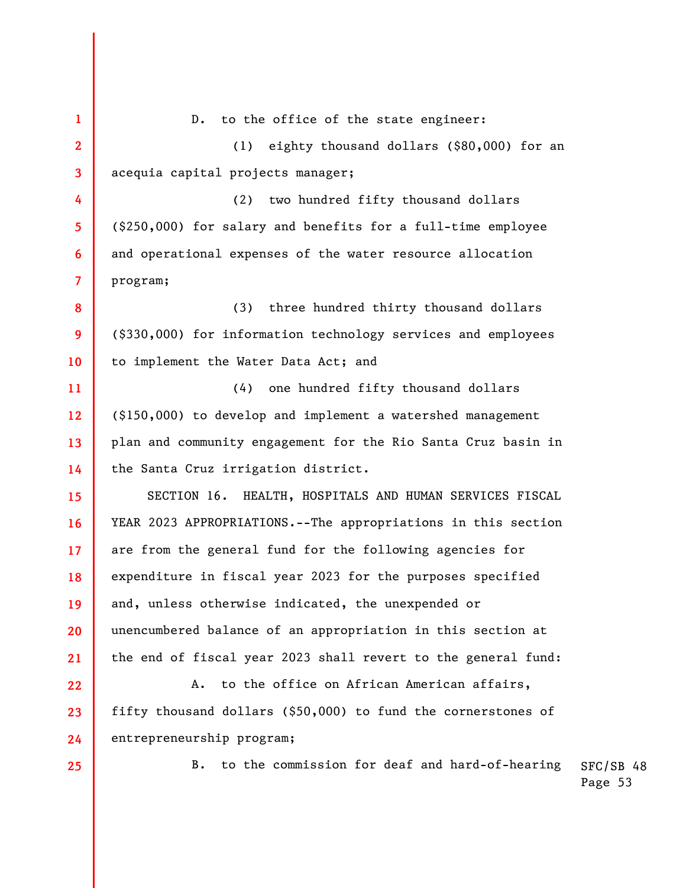D. to the office of the state engineer:

(1) eighty thousand dollars ($80,000) for an acequia capital projects manager;

(2) two hundred fifty thousand dollars ($250,000) for salary and benefits for a full-time employee and operational expenses of the water resource allocation program;

(3) three hundred thirty thousand dollars ($330,000) for information technology services and employees to implement the Water Data Act; and

(4) one hundred fifty thousand dollars ($150,000) to develop and implement a watershed management plan and community engagement for the Rio Santa Cruz basin in the Santa Cruz irrigation district.

SECTION 16. HEALTH, HOSPITALS AND HUMAN SERVICES FISCAL YEAR 2023 APPROPRIATIONS.--The appropriations in this section are from the general fund for the following agencies for expenditure in fiscal year 2023 for the purposes specified and, unless otherwise indicated, the unexpended or unencumbered balance of an appropriation in this section at the end of fiscal year 2023 shall revert to the general fund:

A. to the office on African American affairs, fifty thousand dollars ($50,000) to fund the cornerstones of entrepreneurship program;

B. to the commission for deaf and hard-of-hearing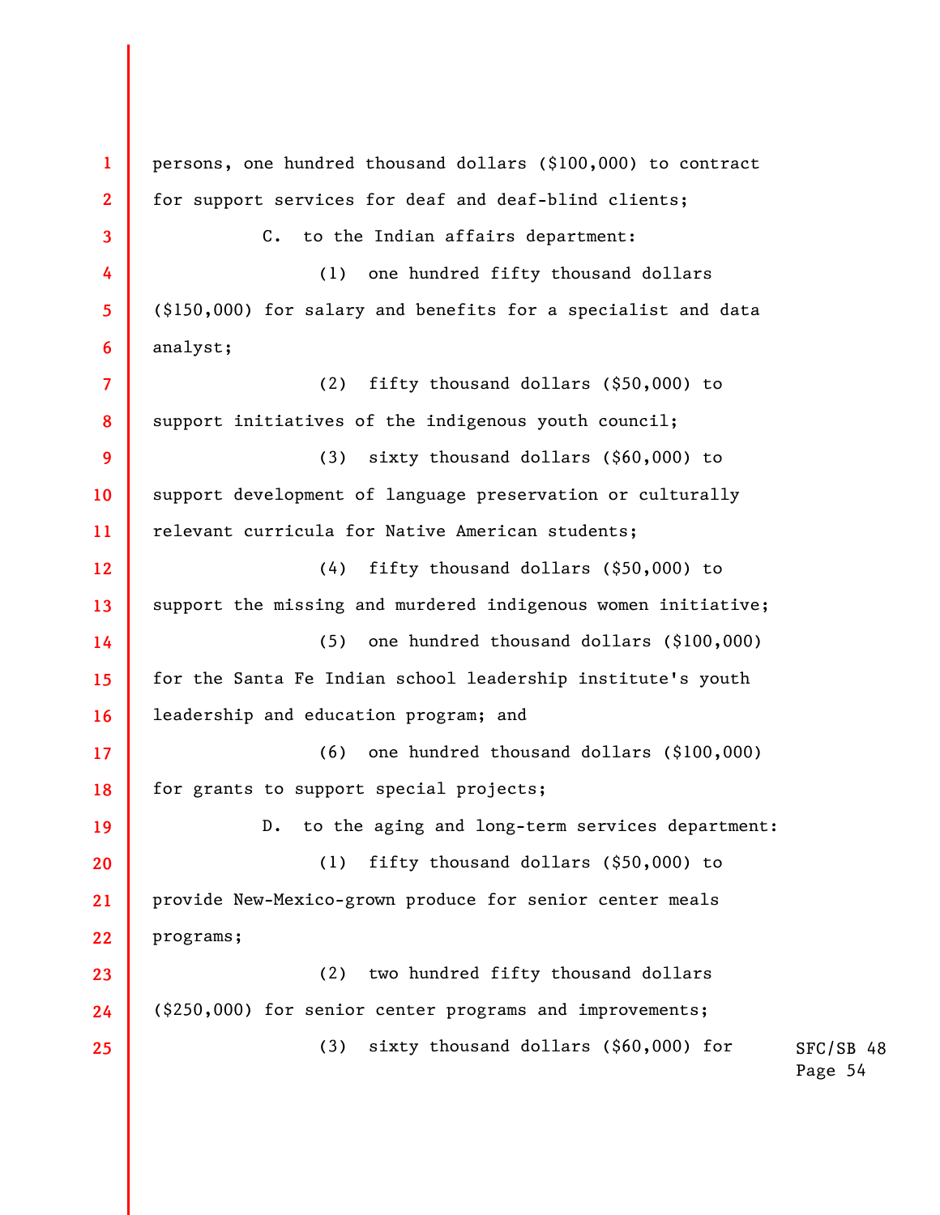persons, one hundred thousand dollars ($100,000) to contract for support services for deaf and deaf-blind clients;

C. to the Indian affairs department:

(1) one hundred fifty thousand dollars ($150,000) for salary and benefits for a specialist and data analyst;

(2) fifty thousand dollars ($50,000) to support initiatives of the indigenous youth council;

(3) sixty thousand dollars ($60,000) to support development of language preservation or culturally relevant curricula for Native American students;

(4) fifty thousand dollars ($50,000) to support the missing and murdered indigenous women initiative;

(5) one hundred thousand dollars ($100,000) for the Santa Fe Indian school leadership institute's youth leadership and education program; and

(6) one hundred thousand dollars ($100,000) for grants to support special projects;

D. to the aging and long-term services department:

(1) fifty thousand dollars ($50,000) to provide New-Mexico-grown produce for senior center meals programs;

(2) two hundred fifty thousand dollars ($250,000) for senior center programs and improvements;

(3) sixty thousand dollars ($60,000) for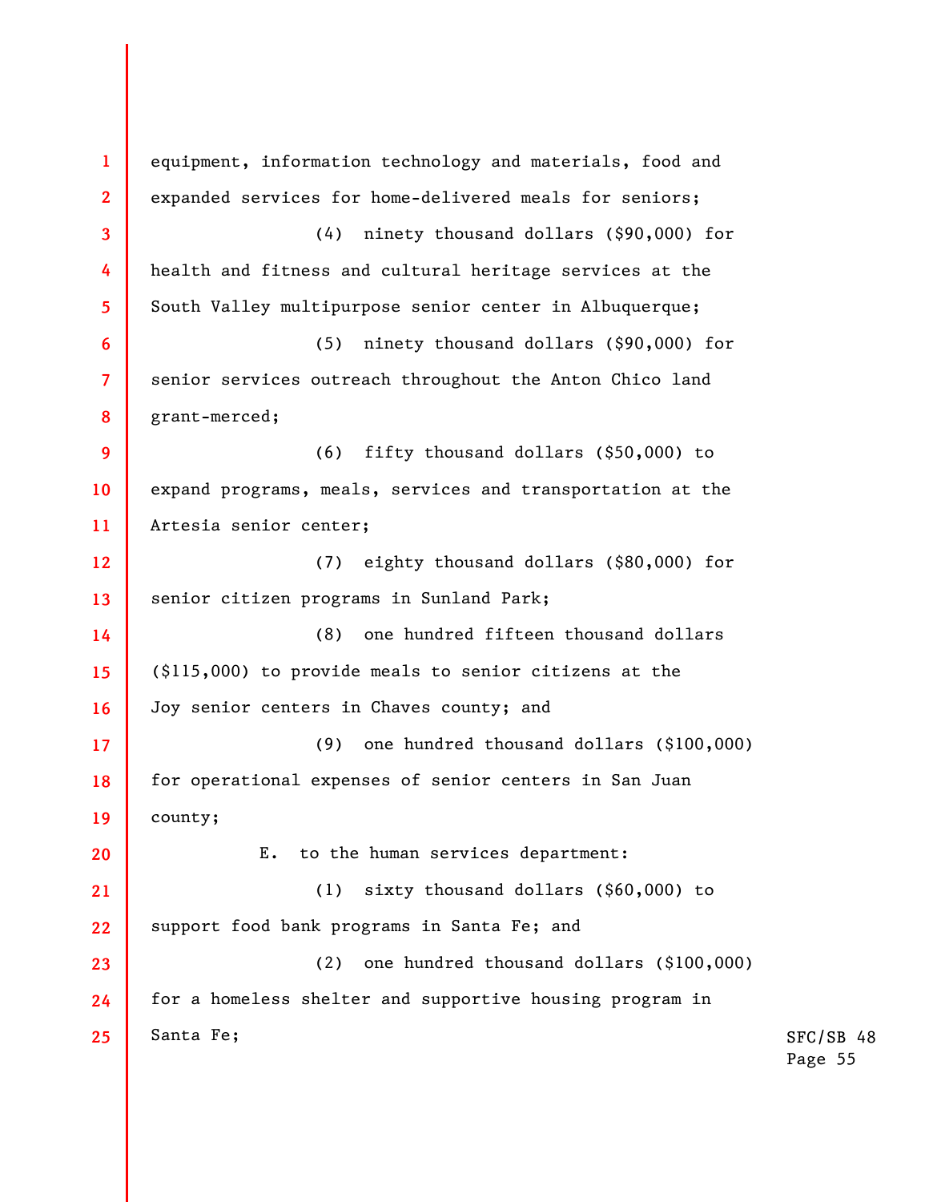equipment, information technology and materials, food and expanded services for home-delivered meals for seniors;

(4) ninety thousand dollars ($90,000) for health and fitness and cultural heritage services at the South Valley multipurpose senior center in Albuquerque;

(5) ninety thousand dollars ($90,000) for senior services outreach throughout the Anton Chico land grant-merced;

(6) fifty thousand dollars ($50,000) to expand programs, meals, services and transportation at the Artesia senior center;

(7) eighty thousand dollars ($80,000) for senior citizen programs in Sunland Park;

(8) one hundred fifteen thousand dollars ($115,000) to provide meals to senior citizens at the Joy senior centers in Chaves county; and

(9) one hundred thousand dollars ($100,000) for operational expenses of senior centers in San Juan county;

E. to the human services department:

(1) sixty thousand dollars ($60,000) to support food bank programs in Santa Fe; and

(2) one hundred thousand dollars ($100,000) for a homeless shelter and supportive housing program in Santa Fe;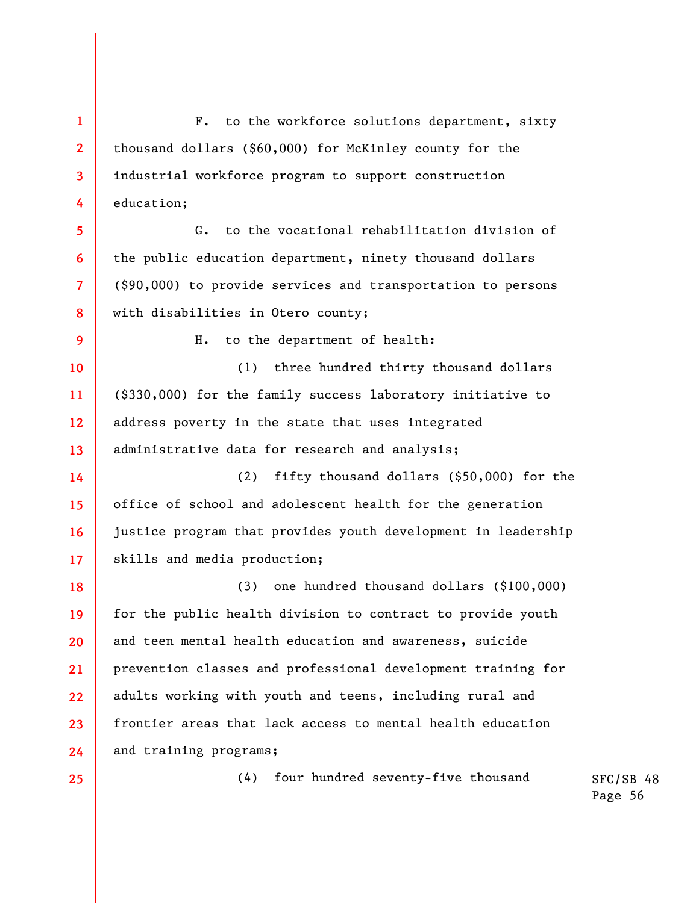F. to the workforce solutions department, sixty thousand dollars ($60,000) for McKinley county for the industrial workforce program to support construction education;

G. to the vocational rehabilitation division of the public education department, ninety thousand dollars ($90,000) to provide services and transportation to persons with disabilities in Otero county;

H. to the department of health:

(1) three hundred thirty thousand dollars ($330,000) for the family success laboratory initiative to address poverty in the state that uses integrated administrative data for research and analysis;

(2) fifty thousand dollars ($50,000) for the office of school and adolescent health for the generation justice program that provides youth development in leadership skills and media production;

(3) one hundred thousand dollars ($100,000) for the public health division to contract to provide youth and teen mental health education and awareness, suicide prevention classes and professional development training for adults working with youth and teens, including rural and frontier areas that lack access to mental health education and training programs;

(4) four hundred seventy-five thousand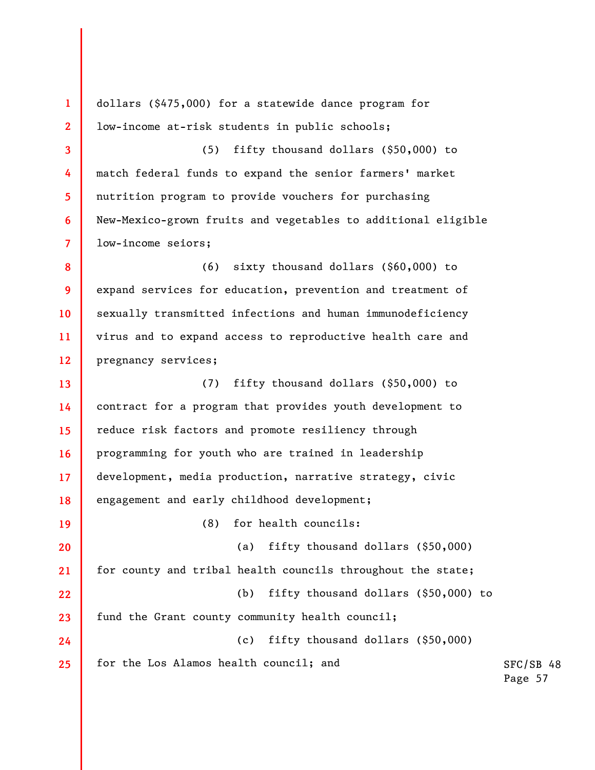dollars ($475,000) for a statewide dance program for low-income at-risk students in public schools;

(5) fifty thousand dollars ($50,000) to match federal funds to expand the senior farmers' market nutrition program to provide vouchers for purchasing New-Mexico-grown fruits and vegetables to additional eligible low-income seiors;

(6) sixty thousand dollars ($60,000) to expand services for education, prevention and treatment of sexually transmitted infections and human immunodeficiency virus and to expand access to reproductive health care and pregnancy services;

(7) fifty thousand dollars ($50,000) to contract for a program that provides youth development to reduce risk factors and promote resiliency through programming for youth who are trained in leadership development, media production, narrative strategy, civic engagement and early childhood development;

(8) for health councils:

(a) fifty thousand dollars ($50,000) for county and tribal health councils throughout the state;

(b) fifty thousand dollars ($50,000) to fund the Grant county community health council;

(c) fifty thousand dollars ($50,000) for the Los Alamos health council; and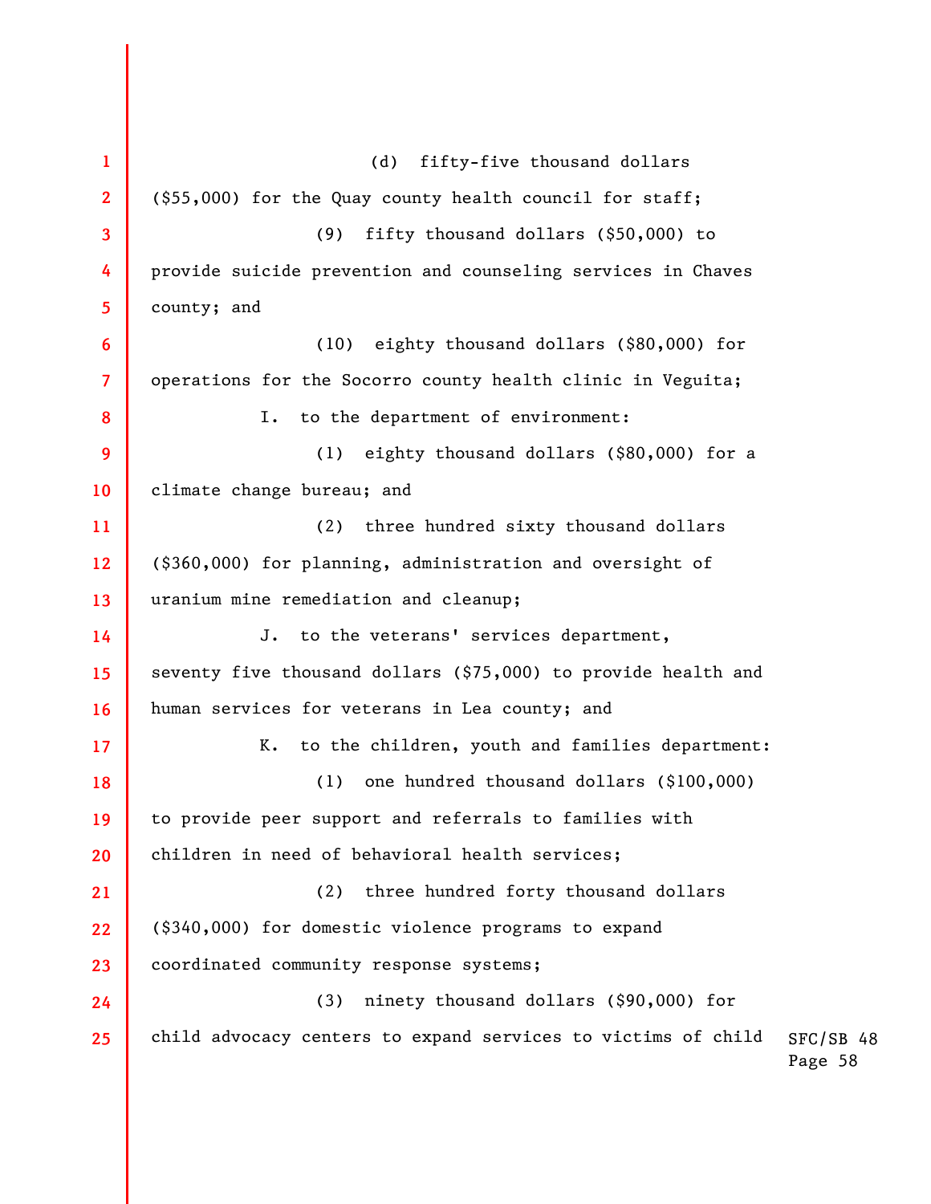(d) fifty-five thousand dollars ($55,000) for the Quay county health council for staff;

(9) fifty thousand dollars ($50,000) to provide suicide prevention and counseling services in Chaves county; and

(10) eighty thousand dollars ($80,000) for operations for the Socorro county health clinic in Veguita;

I. to the department of environment:

(1) eighty thousand dollars ($80,000) for a climate change bureau; and

(2) three hundred sixty thousand dollars ($360,000) for planning, administration and oversight of uranium mine remediation and cleanup;

J. to the veterans' services department, seventy five thousand dollars ($75,000) to provide health and human services for veterans in Lea county; and

K. to the children, youth and families department:

(1) one hundred thousand dollars ($100,000) to provide peer support and referrals to families with children in need of behavioral health services;

(2) three hundred forty thousand dollars ($340,000) for domestic violence programs to expand coordinated community response systems;

(3) ninety thousand dollars ($90,000) for child advocacy centers to expand services to victims of child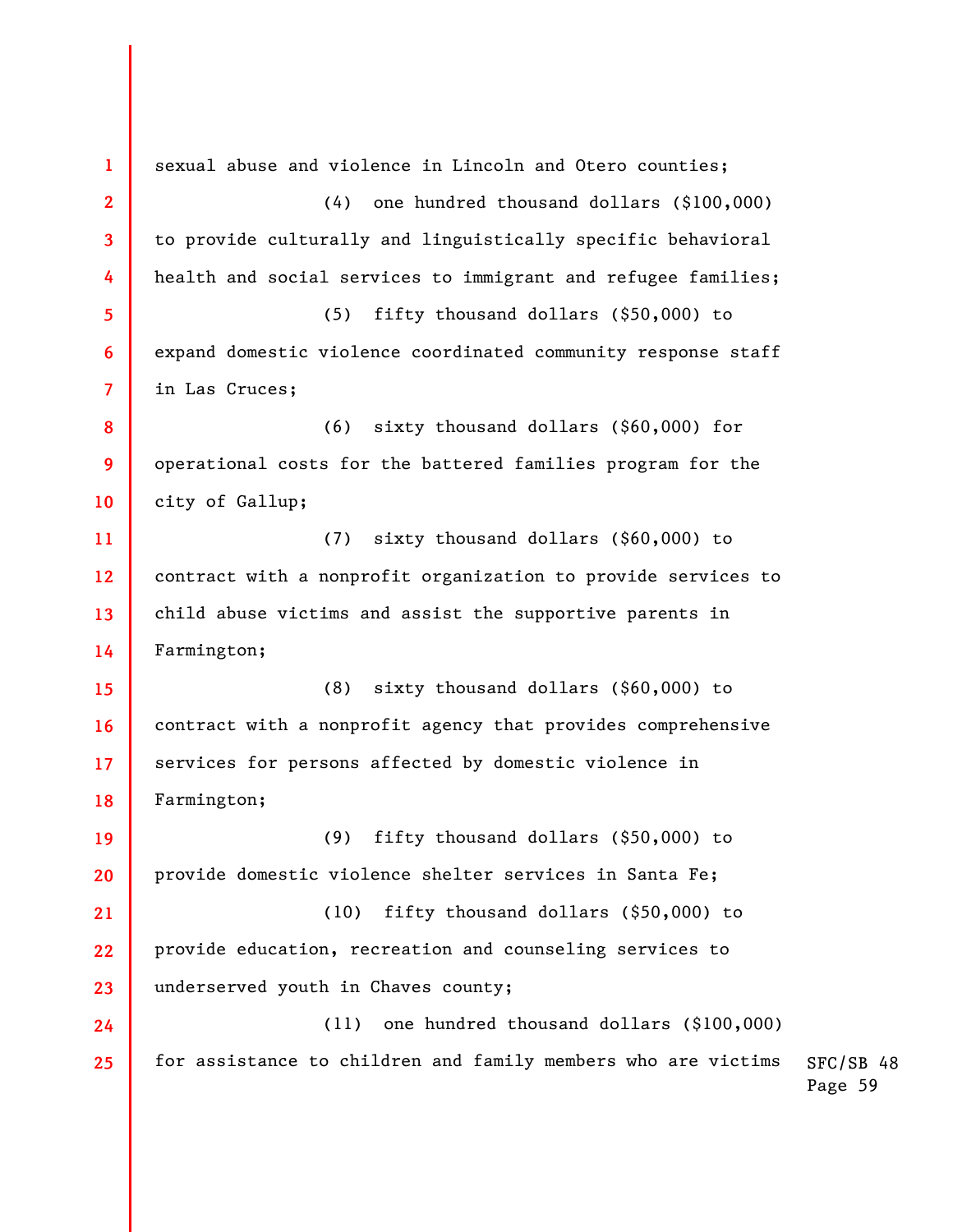sexual abuse and violence in Lincoln and Otero counties;

(4) one hundred thousand dollars ($100,000) to provide culturally and linguistically specific behavioral health and social services to immigrant and refugee families;

(5) fifty thousand dollars ($50,000) to expand domestic violence coordinated community response staff in Las Cruces;

(6) sixty thousand dollars ($60,000) for operational costs for the battered families program for the city of Gallup;

(7) sixty thousand dollars ($60,000) to contract with a nonprofit organization to provide services to child abuse victims and assist the supportive parents in Farmington;

(8) sixty thousand dollars ($60,000) to contract with a nonprofit agency that provides comprehensive services for persons affected by domestic violence in Farmington;

(9) fifty thousand dollars ($50,000) to provide domestic violence shelter services in Santa Fe;

(10) fifty thousand dollars ($50,000) to provide education, recreation and counseling services to underserved youth in Chaves county;

(11) one hundred thousand dollars ($100,000) for assistance to children and family members who are victims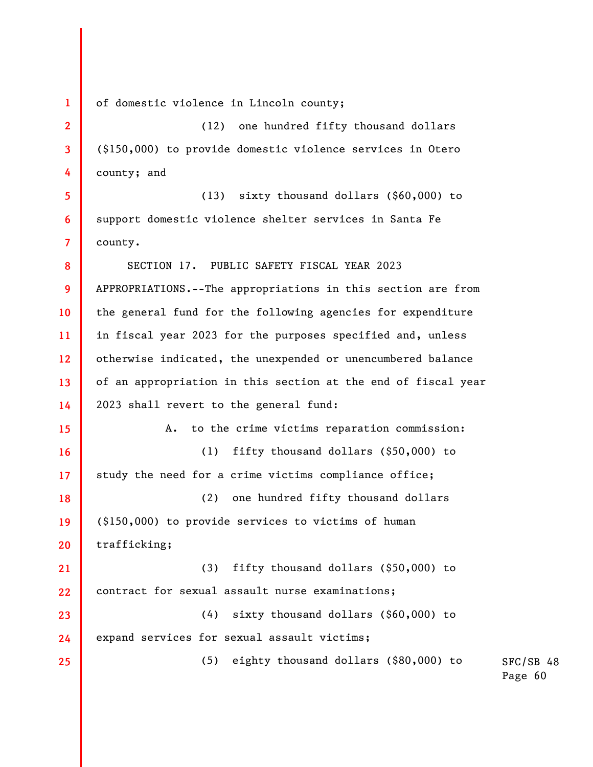of domestic violence in Lincoln county;

(12) one hundred fifty thousand dollars ($150,000) to provide domestic violence services in Otero county; and

(13) sixty thousand dollars ($60,000) to support domestic violence shelter services in Santa Fe county.

SECTION 17. PUBLIC SAFETY FISCAL YEAR 2023 APPROPRIATIONS.--The appropriations in this section are from the general fund for the following agencies for expenditure in fiscal year 2023 for the purposes specified and, unless otherwise indicated, the unexpended or unencumbered balance of an appropriation in this section at the end of fiscal year 2023 shall revert to the general fund:

A. to the crime victims reparation commission:

(1) fifty thousand dollars ($50,000) to study the need for a crime victims compliance office;

(2) one hundred fifty thousand dollars ($150,000) to provide services to victims of human trafficking;

(3) fifty thousand dollars ($50,000) to contract for sexual assault nurse examinations;

(4) sixty thousand dollars ($60,000) to expand services for sexual assault victims;

(5) eighty thousand dollars ($80,000) to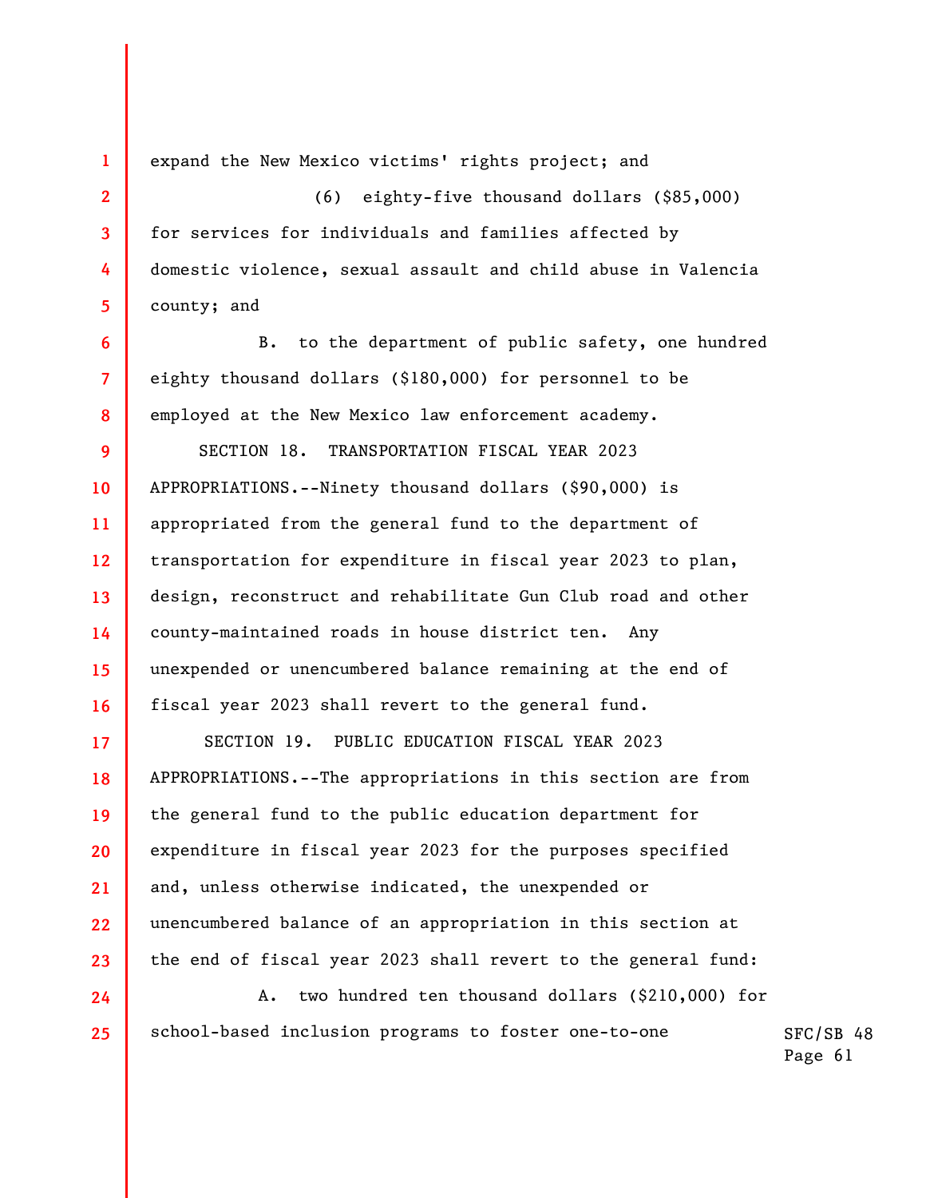expand the New Mexico victims' rights project; and

(6) eighty-five thousand dollars ($85,000) for services for individuals and families affected by domestic violence, sexual assault and child abuse in Valencia county; and

B. to the department of public safety, one hundred eighty thousand dollars ($180,000) for personnel to be employed at the New Mexico law enforcement academy.

SECTION 18. TRANSPORTATION FISCAL YEAR 2023 APPROPRIATIONS.--Ninety thousand dollars ($90,000) is appropriated from the general fund to the department of transportation for expenditure in fiscal year 2023 to plan, design, reconstruct and rehabilitate Gun Club road and other county-maintained roads in house district ten. Any unexpended or unencumbered balance remaining at the end of fiscal year 2023 shall revert to the general fund.

SECTION 19. PUBLIC EDUCATION FISCAL YEAR 2023 APPROPRIATIONS.--The appropriations in this section are from the general fund to the public education department for expenditure in fiscal year 2023 for the purposes specified and, unless otherwise indicated, the unexpended or unencumbered balance of an appropriation in this section at the end of fiscal year 2023 shall revert to the general fund:

A. two hundred ten thousand dollars ($210,000) for school-based inclusion programs to foster one-to-one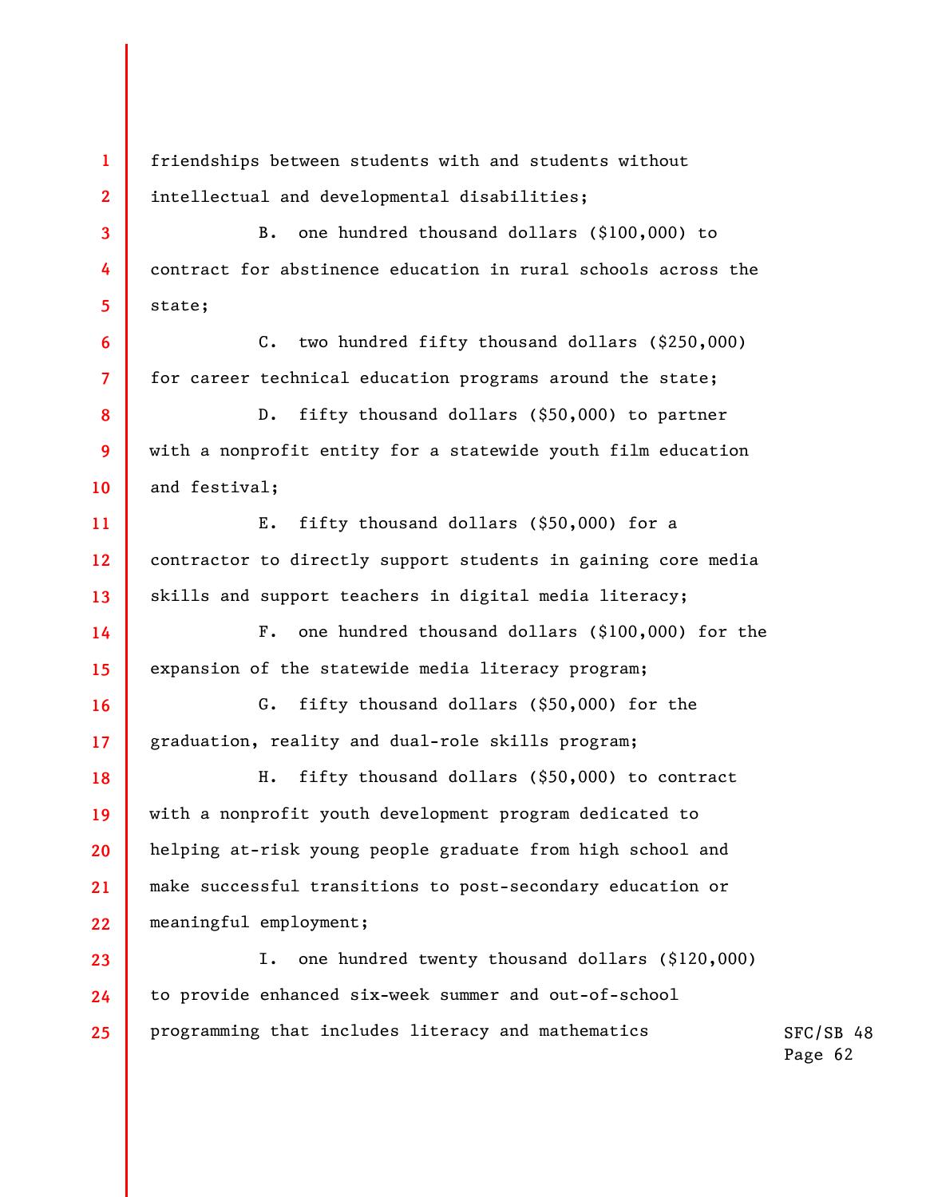friendships between students with and students without intellectual and developmental disabilities;

B. one hundred thousand dollars ($100,000) to contract for abstinence education in rural schools across the state;

C. two hundred fifty thousand dollars ($250,000) for career technical education programs around the state;

D. fifty thousand dollars ($50,000) to partner with a nonprofit entity for a statewide youth film education and festival;

E. fifty thousand dollars ($50,000) for a contractor to directly support students in gaining core media skills and support teachers in digital media literacy;

F. one hundred thousand dollars ($100,000) for the expansion of the statewide media literacy program;

G. fifty thousand dollars ($50,000) for the graduation, reality and dual-role skills program;

H. fifty thousand dollars ($50,000) to contract with a nonprofit youth development program dedicated to helping at-risk young people graduate from high school and make successful transitions to post-secondary education or meaningful employment;

I. one hundred twenty thousand dollars ($120,000) to provide enhanced six-week summer and out-of-school programming that includes literacy and mathematics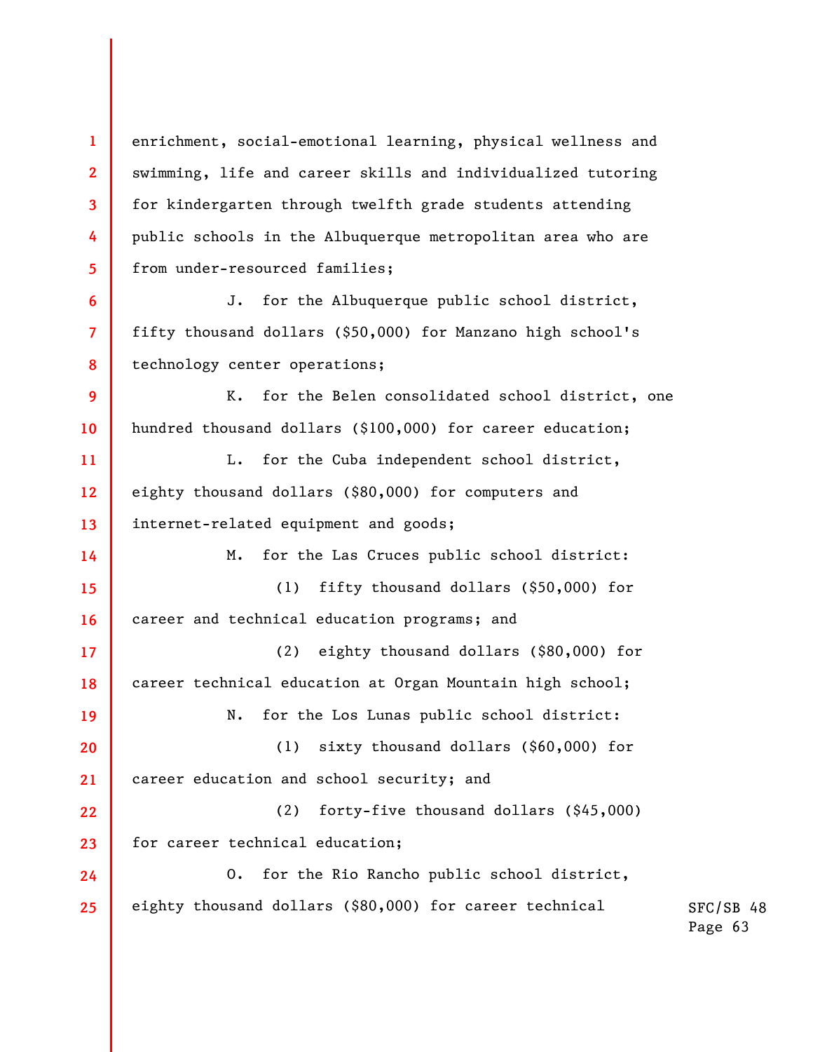enrichment, social-emotional learning, physical wellness and swimming, life and career skills and individualized tutoring for kindergarten through twelfth grade students attending public schools in the Albuquerque metropolitan area who are from under-resourced families;

J. for the Albuquerque public school district, fifty thousand dollars ($50,000) for Manzano high school's technology center operations;

K. for the Belen consolidated school district, one hundred thousand dollars ($100,000) for career education;

L. for the Cuba independent school district, eighty thousand dollars ($80,000) for computers and internet-related equipment and goods;

M. for the Las Cruces public school district:

(1) fifty thousand dollars ($50,000) for career and technical education programs; and

(2) eighty thousand dollars ($80,000) for career technical education at Organ Mountain high school;

N. for the Los Lunas public school district:

(1) sixty thousand dollars ($60,000) for career education and school security; and

(2) forty-five thousand dollars ($45,000) for career technical education;

O. for the Rio Rancho public school district, eighty thousand dollars ($80,000) for career technical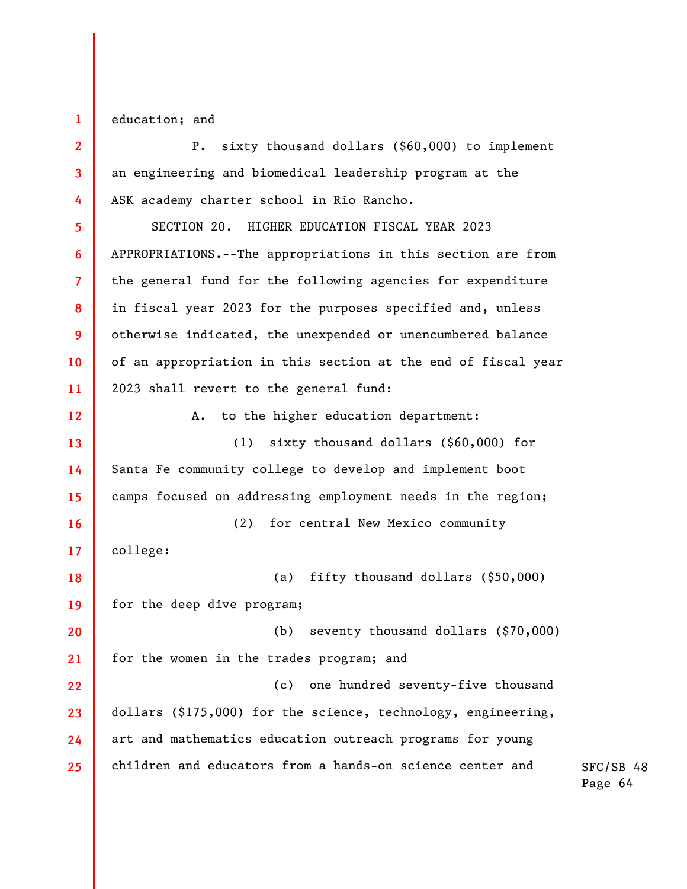education; and

P. sixty thousand dollars ($60,000) to implement an engineering and biomedical leadership program at the ASK academy charter school in Rio Rancho.

SECTION 20. HIGHER EDUCATION FISCAL YEAR 2023 APPROPRIATIONS.--The appropriations in this section are from the general fund for the following agencies for expenditure in fiscal year 2023 for the purposes specified and, unless otherwise indicated, the unexpended or unencumbered balance of an appropriation in this section at the end of fiscal year 2023 shall revert to the general fund:

A. to the higher education department:

(1) sixty thousand dollars ($60,000) for Santa Fe community college to develop and implement boot camps focused on addressing employment needs in the region;

(2) for central New Mexico community college:

(a) fifty thousand dollars ($50,000) for the deep dive program;

(b) seventy thousand dollars ($70,000) for the women in the trades program; and

(c) one hundred seventy-five thousand dollars ($175,000) for the science, technology, engineering, art and mathematics education outreach programs for young children and educators from a hands-on science center and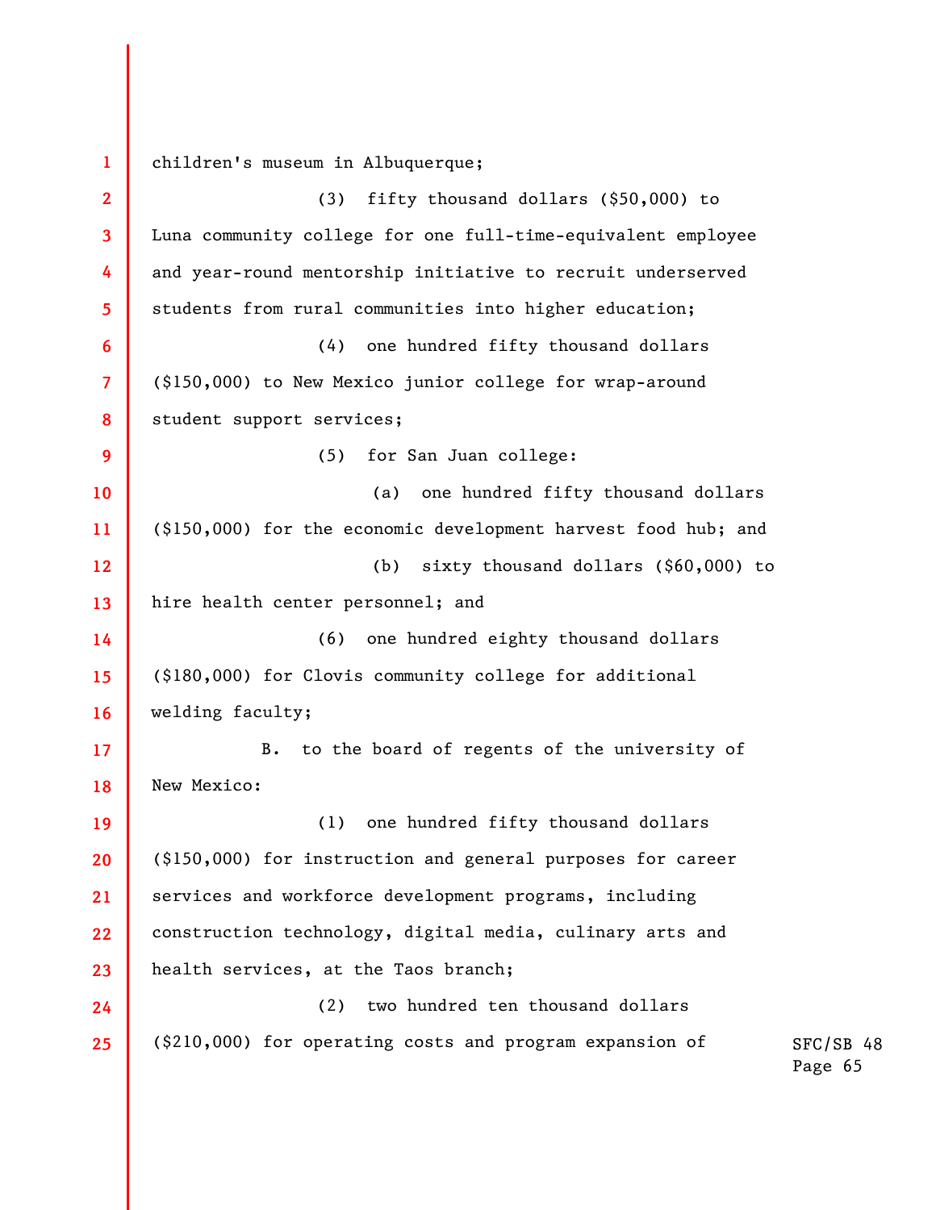children's museum in Albuquerque;

(3) fifty thousand dollars ($50,000) to Luna community college for one full-time-equivalent employee and year-round mentorship initiative to recruit underserved students from rural communities into higher education;

(4) one hundred fifty thousand dollars ($150,000) to New Mexico junior college for wrap-around student support services;

(5) for San Juan college:

(a) one hundred fifty thousand dollars ($150,000) for the economic development harvest food hub; and

(b) sixty thousand dollars ($60,000) to hire health center personnel; and

(6) one hundred eighty thousand dollars ($180,000) for Clovis community college for additional welding faculty;

B. to the board of regents of the university of New Mexico:

(1) one hundred fifty thousand dollars ($150,000) for instruction and general purposes for career services and workforce development programs, including construction technology, digital media, culinary arts and health services, at the Taos branch;

(2) two hundred ten thousand dollars ($210,000) for operating costs and program expansion of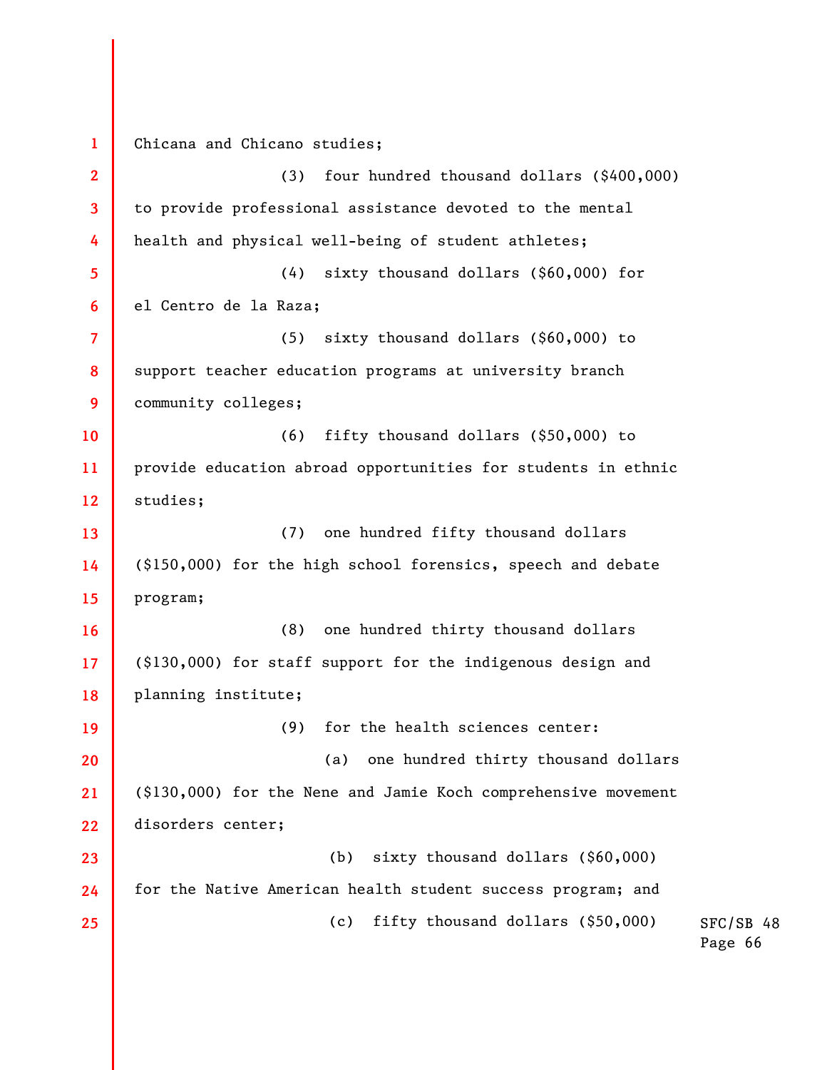Chicana and Chicano studies;

(3) four hundred thousand dollars ($400,000) to provide professional assistance devoted to the mental health and physical well-being of student athletes;

(4) sixty thousand dollars ($60,000) for el Centro de la Raza;

(5) sixty thousand dollars ($60,000) to support teacher education programs at university branch community colleges;

(6) fifty thousand dollars ($50,000) to provide education abroad opportunities for students in ethnic studies;

(7) one hundred fifty thousand dollars ($150,000) for the high school forensics, speech and debate program;

(8) one hundred thirty thousand dollars ($130,000) for staff support for the indigenous design and planning institute;

(9) for the health sciences center:

(a) one hundred thirty thousand dollars ($130,000) for the Nene and Jamie Koch comprehensive movement disorders center;

(b) sixty thousand dollars ($60,000) for the Native American health student success program; and

(c) fifty thousand dollars ($50,000)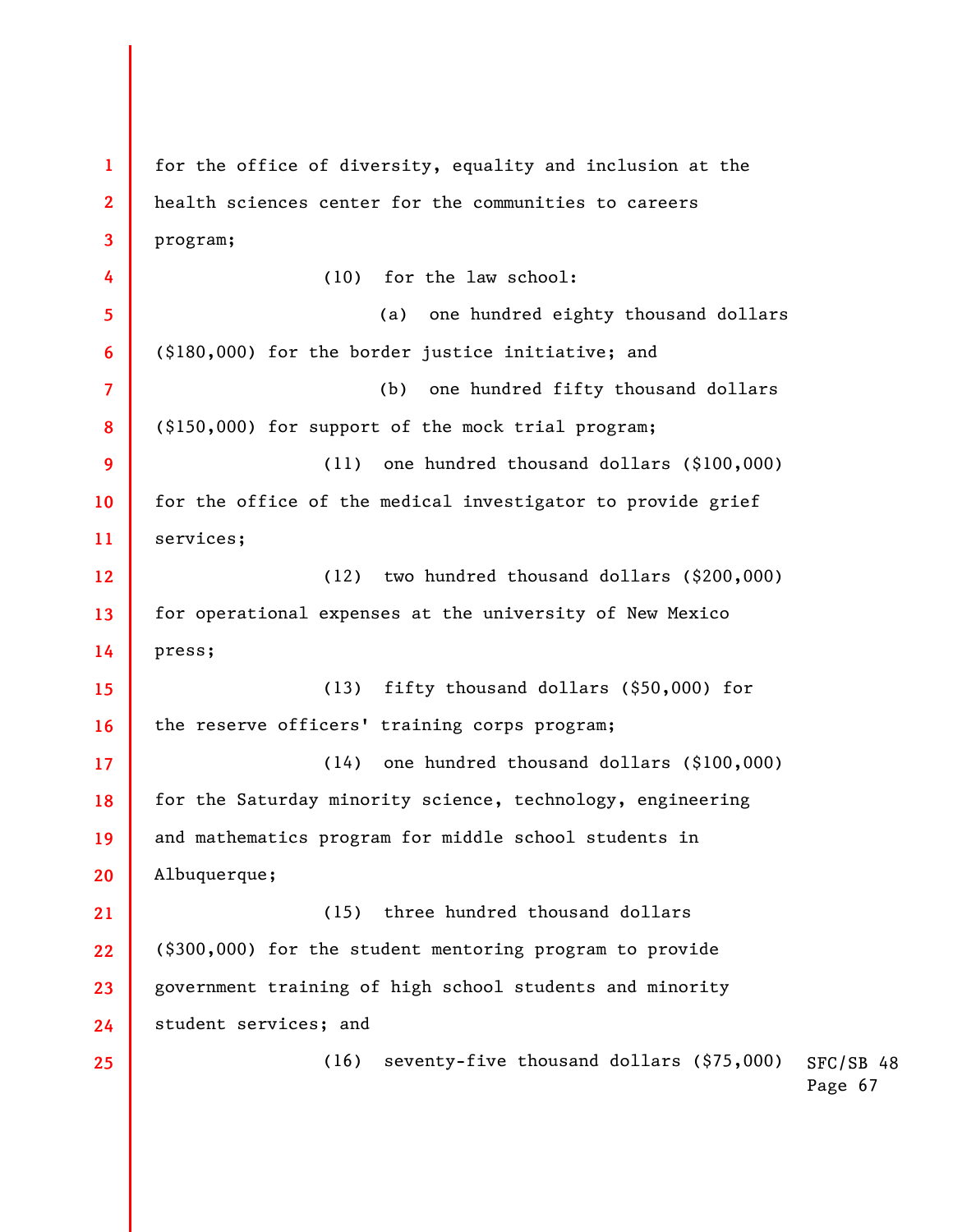for the office of diversity, equality and inclusion at the health sciences center for the communities to careers program;

(10) for the law school:

(a) one hundred eighty thousand dollars ($180,000) for the border justice initiative; and

(b) one hundred fifty thousand dollars ($150,000) for support of the mock trial program;

(11) one hundred thousand dollars ($100,000) for the office of the medical investigator to provide grief services;

(12) two hundred thousand dollars ($200,000) for operational expenses at the university of New Mexico press;

(13) fifty thousand dollars ($50,000) for the reserve officers' training corps program;

(14) one hundred thousand dollars ($100,000) for the Saturday minority science, technology, engineering and mathematics program for middle school students in Albuquerque;

(15) three hundred thousand dollars ($300,000) for the student mentoring program to provide government training of high school students and minority student services; and

(16) seventy-five thousand dollars ($75,000)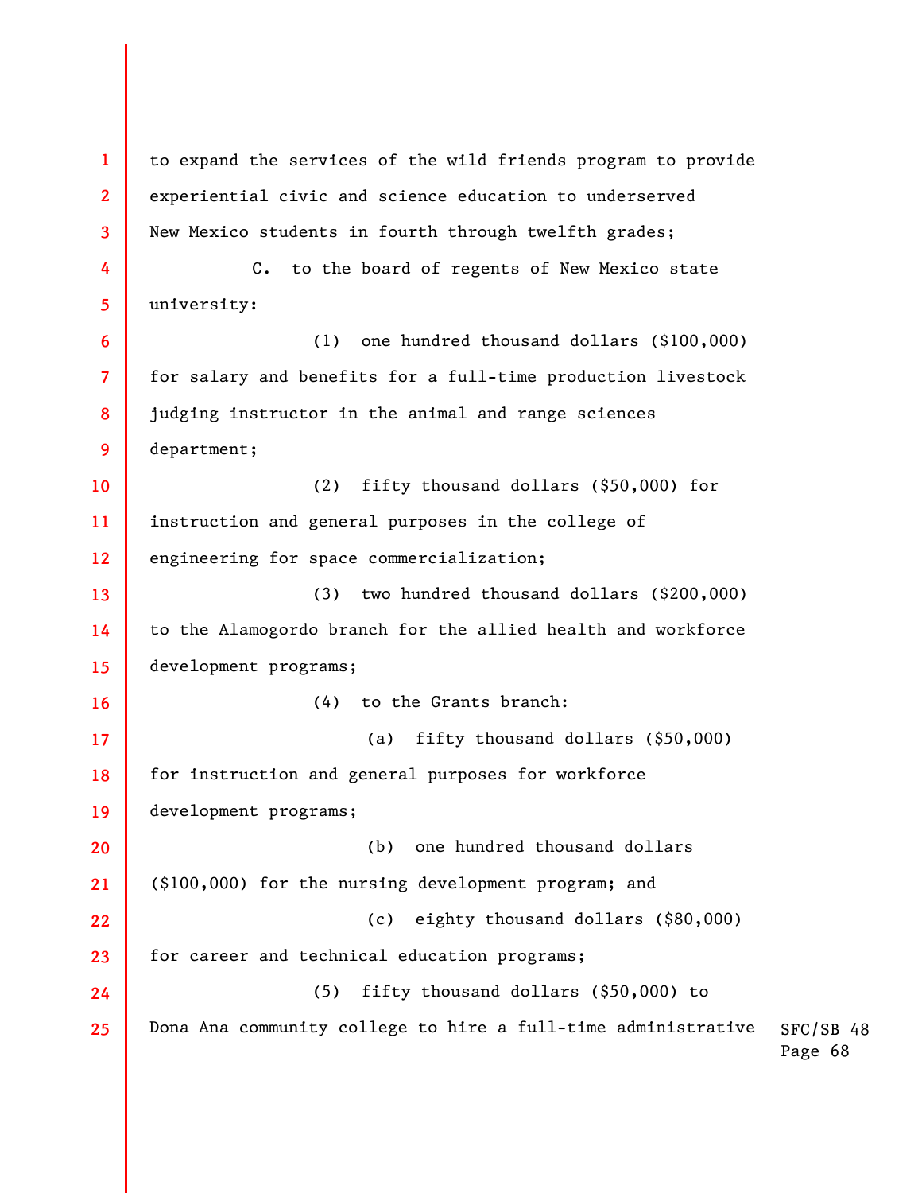to expand the services of the wild friends program to provide experiential civic and science education to underserved New Mexico students in fourth through twelfth grades;

C. to the board of regents of New Mexico state university:

(1) one hundred thousand dollars ($100,000) for salary and benefits for a full-time production livestock judging instructor in the animal and range sciences department;

(2) fifty thousand dollars ($50,000) for instruction and general purposes in the college of engineering for space commercialization;

(3) two hundred thousand dollars ($200,000) to the Alamogordo branch for the allied health and workforce development programs;

(4) to the Grants branch:

(a) fifty thousand dollars ($50,000) for instruction and general purposes for workforce development programs;

(b) one hundred thousand dollars ($100,000) for the nursing development program; and

(c) eighty thousand dollars ($80,000) for career and technical education programs;

(5) fifty thousand dollars ($50,000) to Dona Ana community college to hire a full-time administrative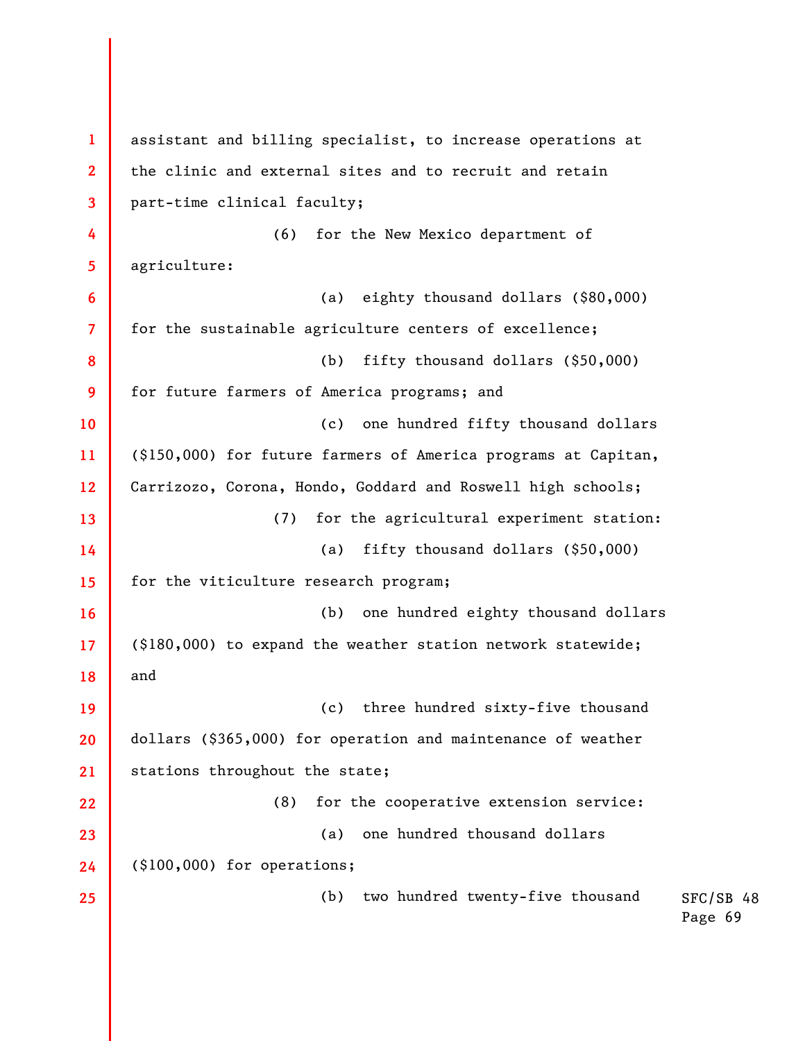assistant and billing specialist, to increase operations at the clinic and external sites and to recruit and retain part-time clinical faculty;

(6) for the New Mexico department of agriculture:

(a) eighty thousand dollars ($80,000) for the sustainable agriculture centers of excellence;

(b) fifty thousand dollars ($50,000) for future farmers of America programs; and

(c) one hundred fifty thousand dollars ($150,000) for future farmers of America programs at Capitan, Carrizozo, Corona, Hondo, Goddard and Roswell high schools;

(7) for the agricultural experiment station:

(a) fifty thousand dollars ($50,000) for the viticulture research program;

(b) one hundred eighty thousand dollars ($180,000) to expand the weather station network statewide; and

(c) three hundred sixty-five thousand dollars ($365,000) for operation and maintenance of weather stations throughout the state;

(8) for the cooperative extension service:

(a) one hundred thousand dollars ($100,000) for operations;

(b) two hundred twenty-five thousand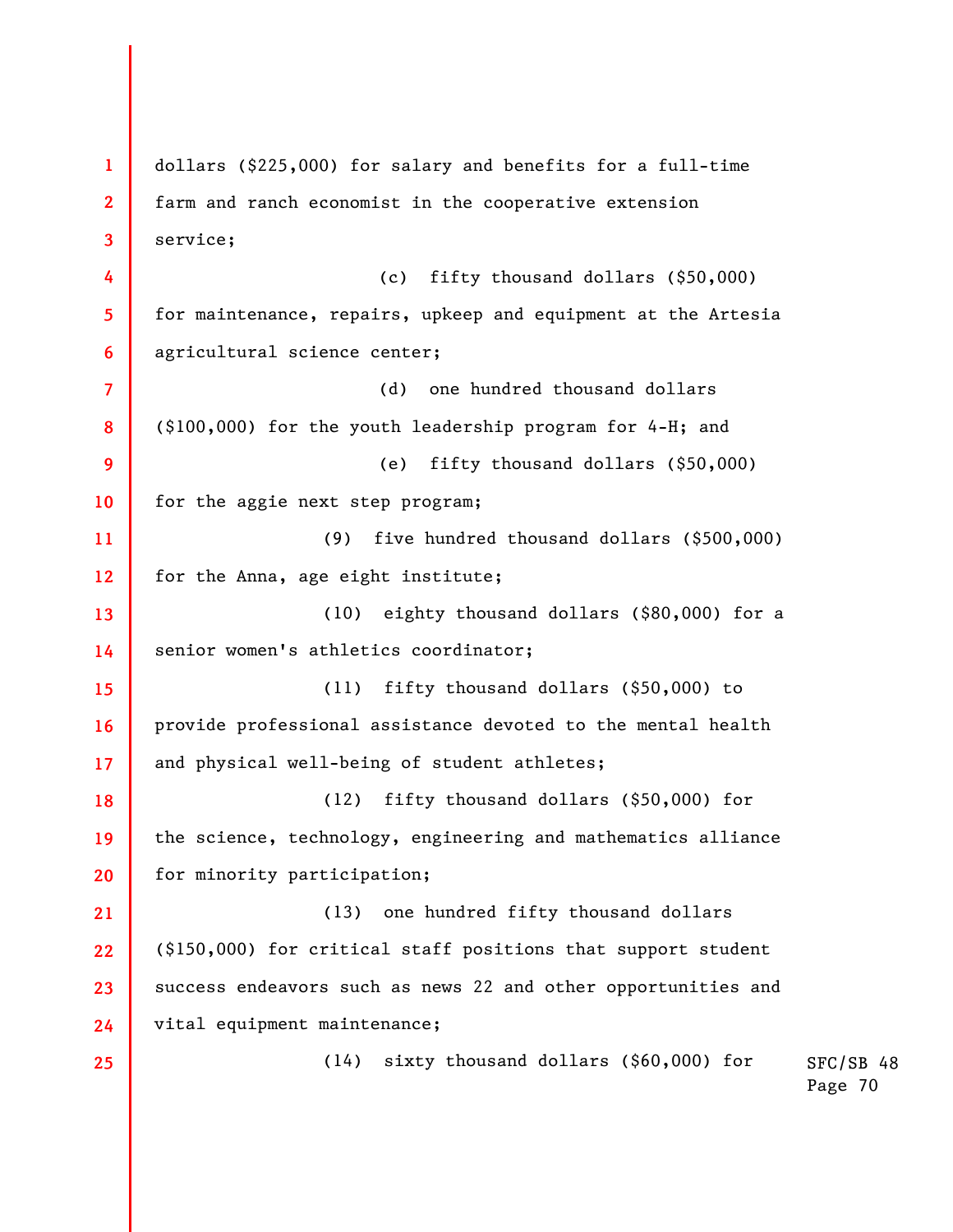dollars ($225,000) for salary and benefits for a full-time farm and ranch economist in the cooperative extension service;

(c) fifty thousand dollars ($50,000) for maintenance, repairs, upkeep and equipment at the Artesia agricultural science center;

(d) one hundred thousand dollars ($100,000) for the youth leadership program for 4-H; and

(e) fifty thousand dollars ($50,000) for the aggie next step program;

(9) five hundred thousand dollars ($500,000) for the Anna, age eight institute;

(10) eighty thousand dollars ($80,000) for a senior women's athletics coordinator;

(11) fifty thousand dollars ($50,000) to provide professional assistance devoted to the mental health and physical well-being of student athletes;

(12) fifty thousand dollars ($50,000) for the science, technology, engineering and mathematics alliance for minority participation;

(13) one hundred fifty thousand dollars ($150,000) for critical staff positions that support student success endeavors such as news 22 and other opportunities and vital equipment maintenance;

(14) sixty thousand dollars ($60,000) for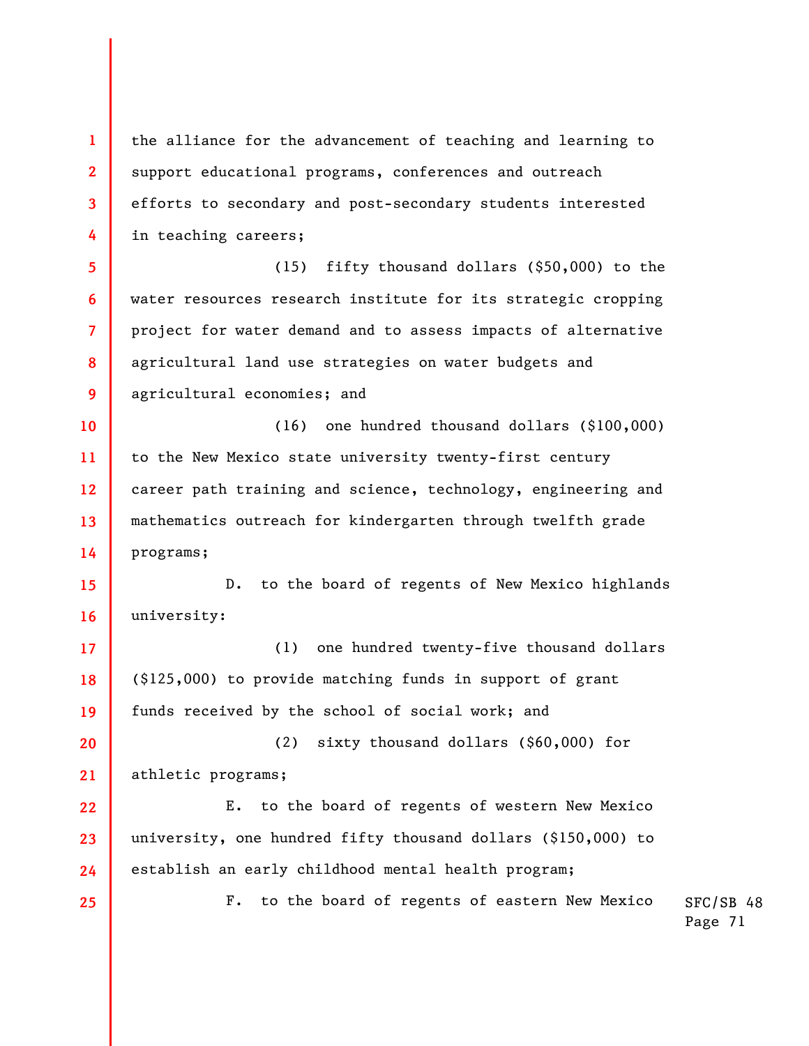the alliance for the advancement of teaching and learning to support educational programs, conferences and outreach efforts to secondary and post-secondary students interested in teaching careers;

(15) fifty thousand dollars ($50,000) to the water resources research institute for its strategic cropping project for water demand and to assess impacts of alternative agricultural land use strategies on water budgets and agricultural economies; and

(16) one hundred thousand dollars ($100,000) to the New Mexico state university twenty-first century career path training and science, technology, engineering and mathematics outreach for kindergarten through twelfth grade programs;

D. to the board of regents of New Mexico highlands university:

(1) one hundred twenty-five thousand dollars ($125,000) to provide matching funds in support of grant funds received by the school of social work; and

(2) sixty thousand dollars ($60,000) for athletic programs;

E. to the board of regents of western New Mexico university, one hundred fifty thousand dollars ($150,000) to establish an early childhood mental health program;

F. to the board of regents of eastern New Mexico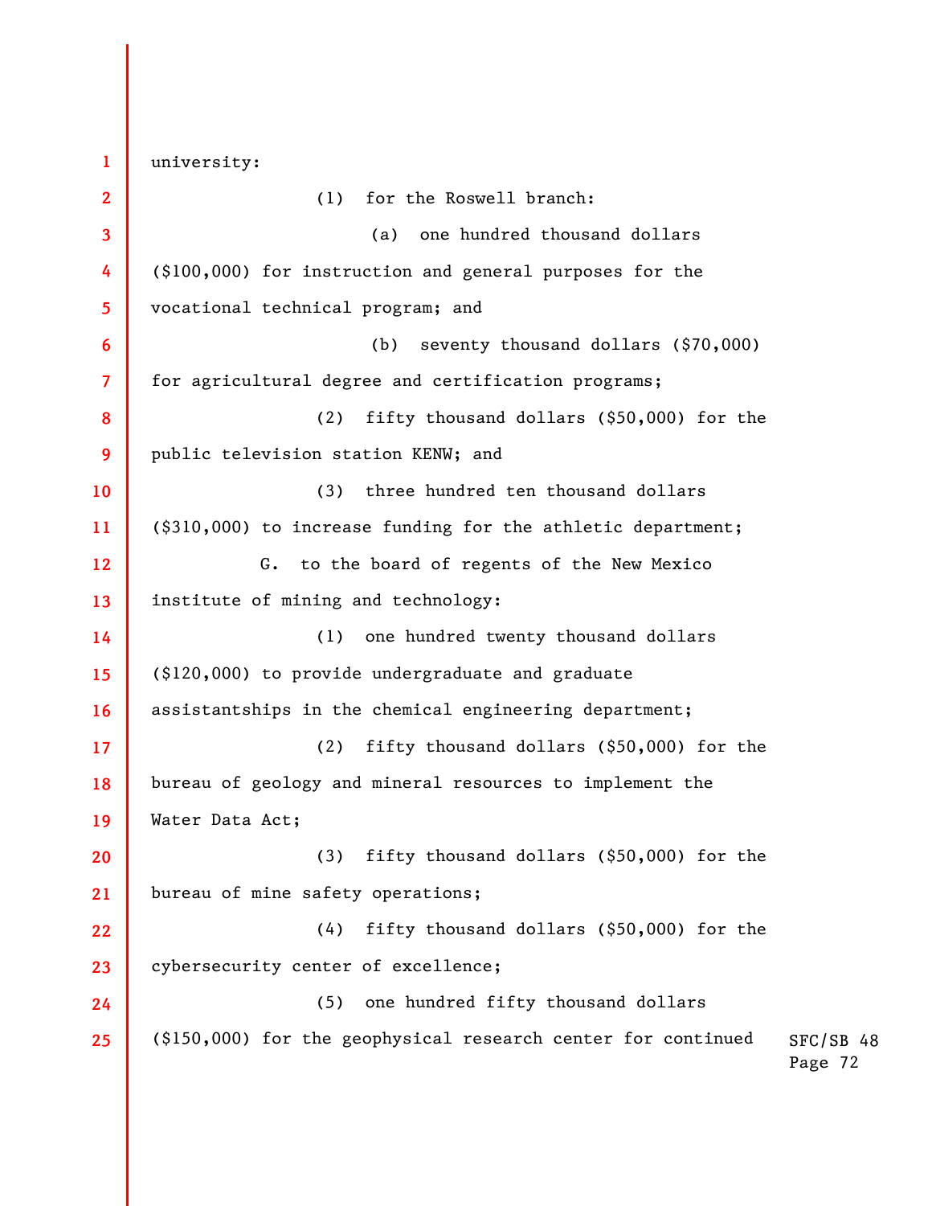university:

(1) for the Roswell branch:

(a) one hundred thousand dollars ($100,000) for instruction and general purposes for the vocational technical program; and

(b) seventy thousand dollars ($70,000) for agricultural degree and certification programs;

(2) fifty thousand dollars ($50,000) for the public television station KENW; and

(3) three hundred ten thousand dollars ($310,000) to increase funding for the athletic department;

G. to the board of regents of the New Mexico institute of mining and technology:

(1) one hundred twenty thousand dollars ($120,000) to provide undergraduate and graduate assistantships in the chemical engineering department;

(2) fifty thousand dollars ($50,000) for the bureau of geology and mineral resources to implement the Water Data Act;

(3) fifty thousand dollars ($50,000) for the bureau of mine safety operations;

(4) fifty thousand dollars ($50,000) for the cybersecurity center of excellence;

(5) one hundred fifty thousand dollars ($150,000) for the geophysical research center for continued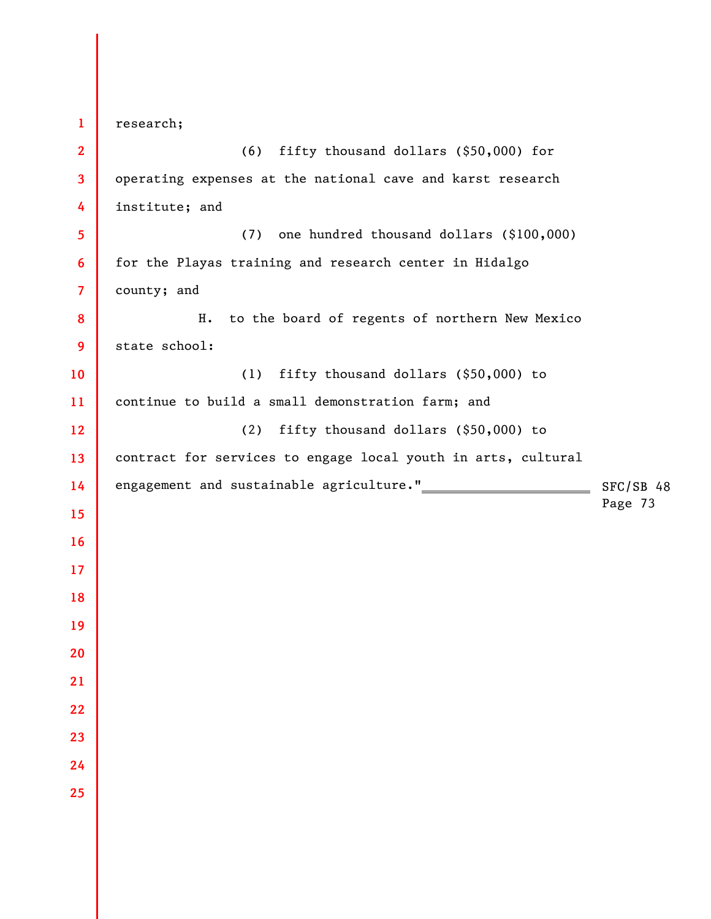research;

(6) fifty thousand dollars ($50,000) for operating expenses at the national cave and karst research institute; and

(7) one hundred thousand dollars ($100,000) for the Playas training and research center in Hidalgo county; and

H. to the board of regents of northern New Mexico state school:

(1) fifty thousand dollars ($50,000) to continue to build a small demonstration farm; and

(2) fifty thousand dollars ($50,000) to contract for services to engage local youth in arts, cultural engagement and sustainable agriculture."